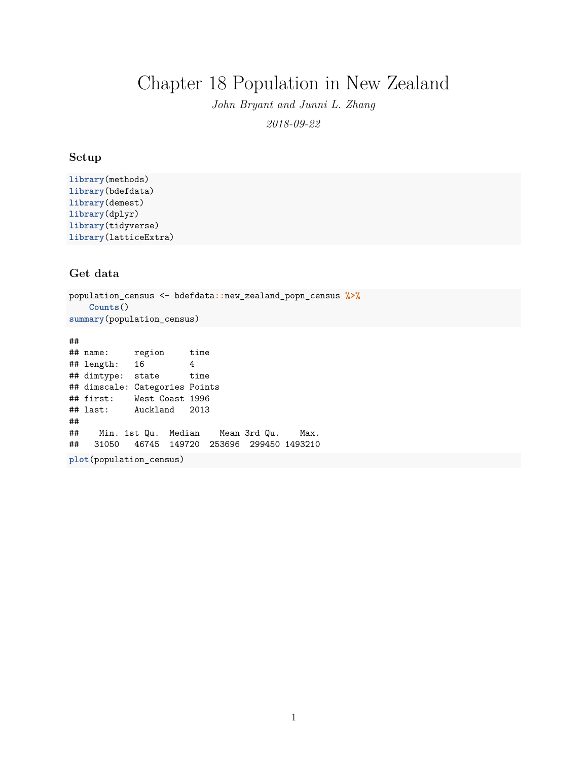# Chapter 18 Population in New Zealand

*John Bryant and Junni L. Zhang*

*2018-09-22*

### Setup

```
library(methods)
library(bdefdata)
library(demest)
library(dplyr)
library(tidyverse)
library(latticeExtra)
```

### Get data

```
population_census <- bdefdata::new_zealand_popn_census %>%
    Counts()
summary(population_census)
```

```
##
## name:     region     time
## length:   16         4
## dimtype:  state      time
## dimscale: Categories Points
## first:    West Coast 1996
## last:     Auckland   2013
##
##    Min. 1st Qu.  Median    Mean 3rd Qu.    Max.
##   31050   46745  149720  253696  299450 1493210
```

```
plot(population_census)
```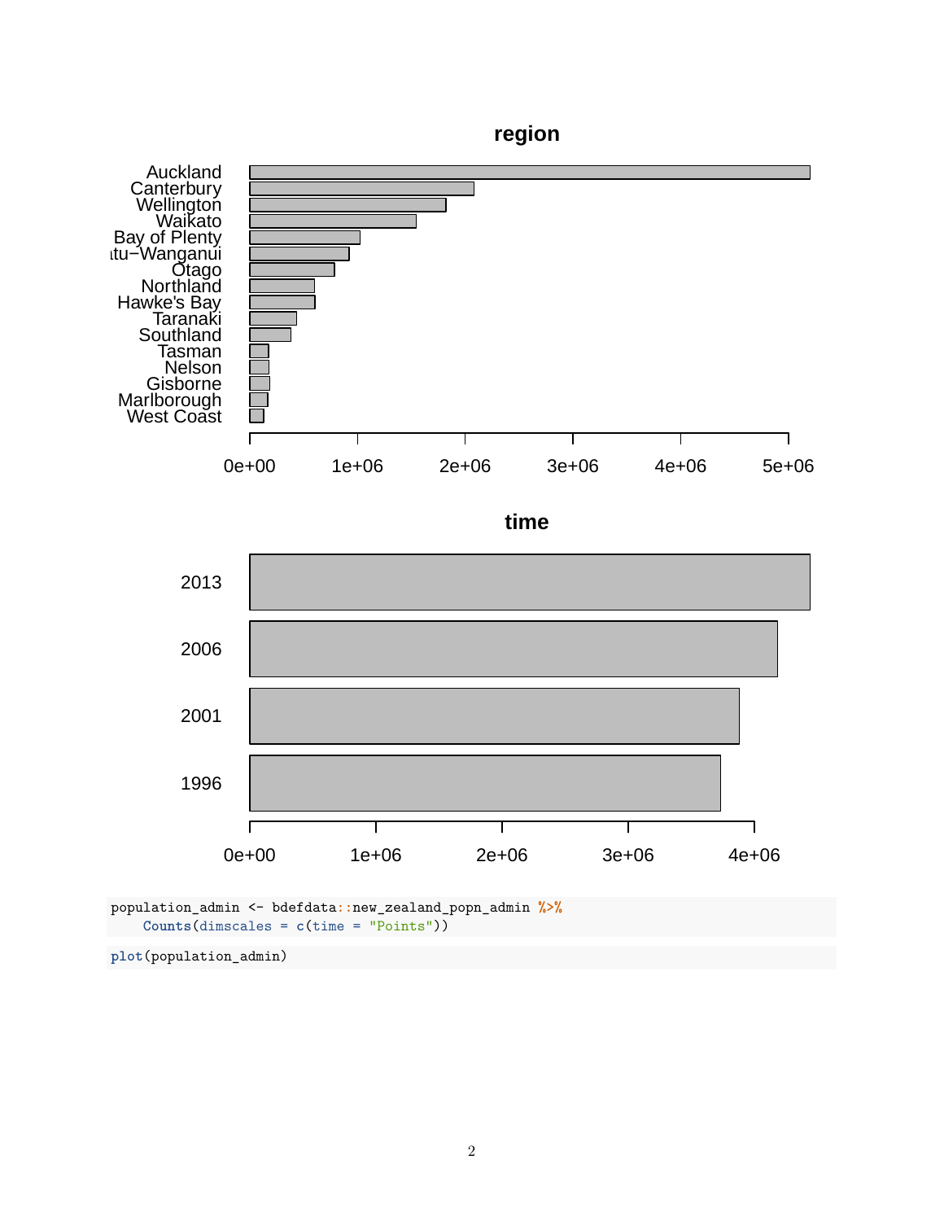```r
population_admin <- bdefdata::new_zealand_popn_admin %>%
    Counts(dimscales = c(time = "Points"))
```

```r
plot(population_admin)
```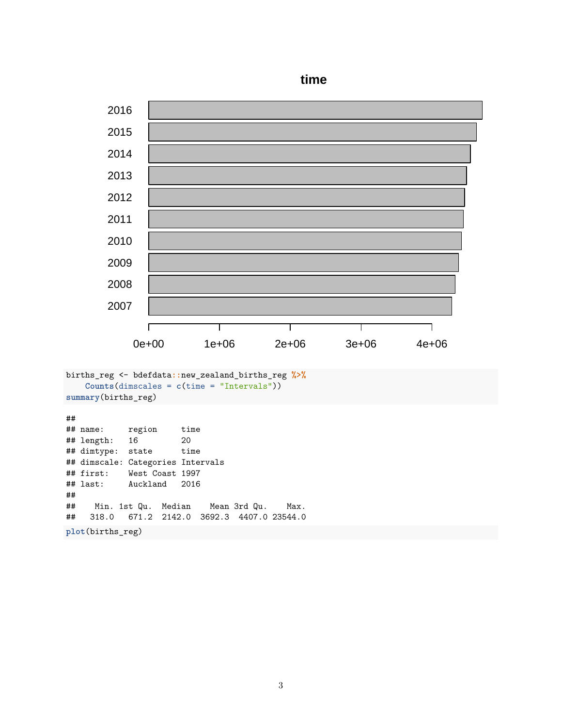```r
births_reg <- bdefdata::new_zealand_births_reg %>%
    Counts(dimscales = c(time = "Intervals"))
summary(births_reg)
```

```
##
## name:      region     time
## length:    16         20
## dimtype:   state      time
## dimscale:  Categories Intervals
## first:     West Coast 1997
## last:      Auckland   2016
##
##     Min.  1st Qu.  Median    Mean 3rd Qu.    Max.
##    318.0   671.2  2142.0  3692.3  4407.0 23544.0
```

```r
plot(births_reg)
```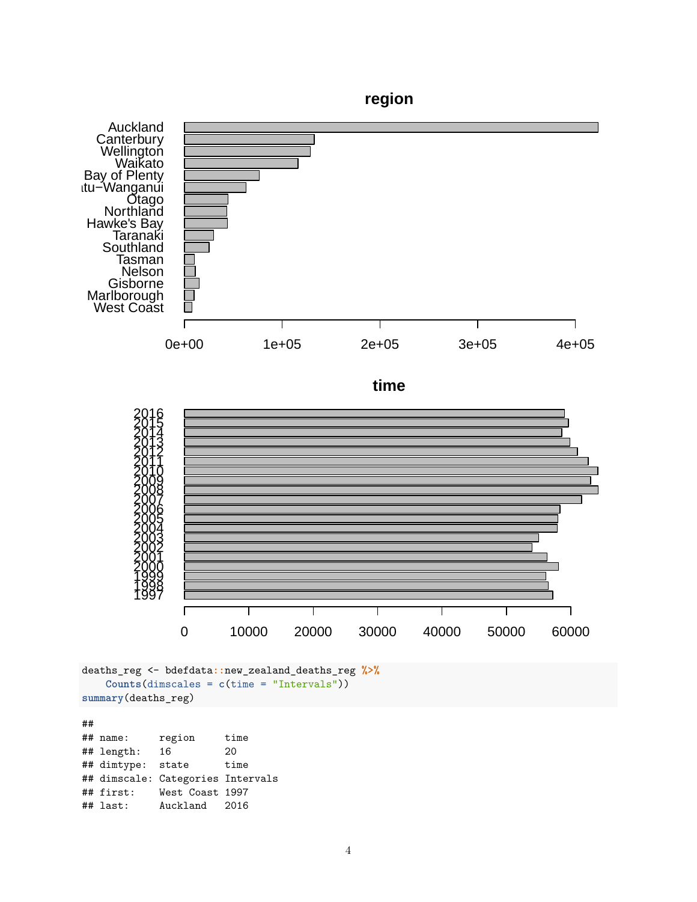```
deaths_reg <- bdefdata::new_zealand_deaths_reg %>%
    Counts(dimscales = c(time = "Intervals"))
summary(deaths_reg)
```

```
##
## name:     region     time
## length:   16         20
## dimtype:  state      time
## dimscale: Categories Intervals
## first:    West Coast 1997
## last:     Auckland   2016
```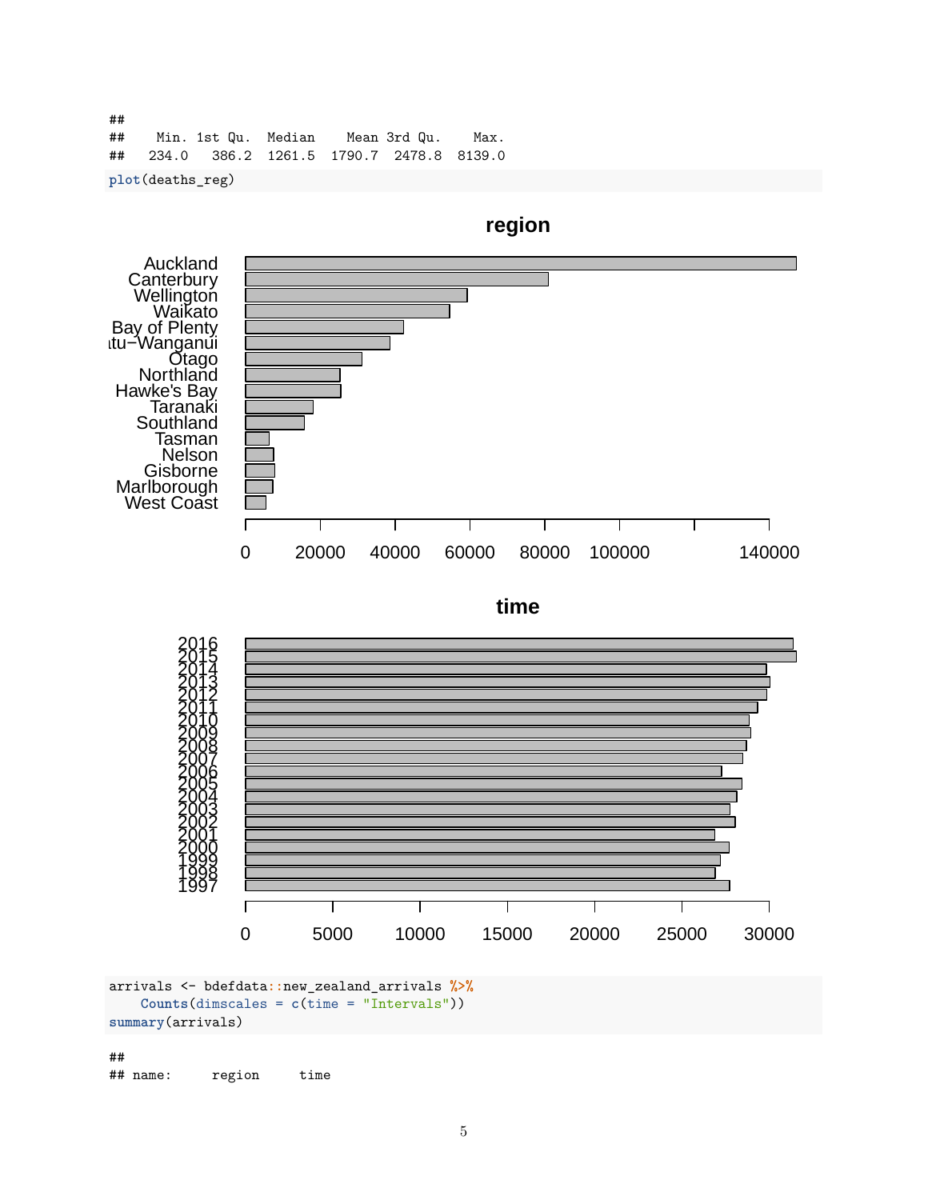```
##
##    Min. 1st Qu.  Median    Mean 3rd Qu.    Max.
##   234.0   386.2  1261.5  1790.7  2478.8  8139.0
```

```r
plot(deaths_reg)
```

```r
arrivals <- bdefdata::new_zealand_arrivals %>%
    Counts(dimscales = c(time = "Intervals"))
summary(arrivals)
```

```
##
## name:      region     time
```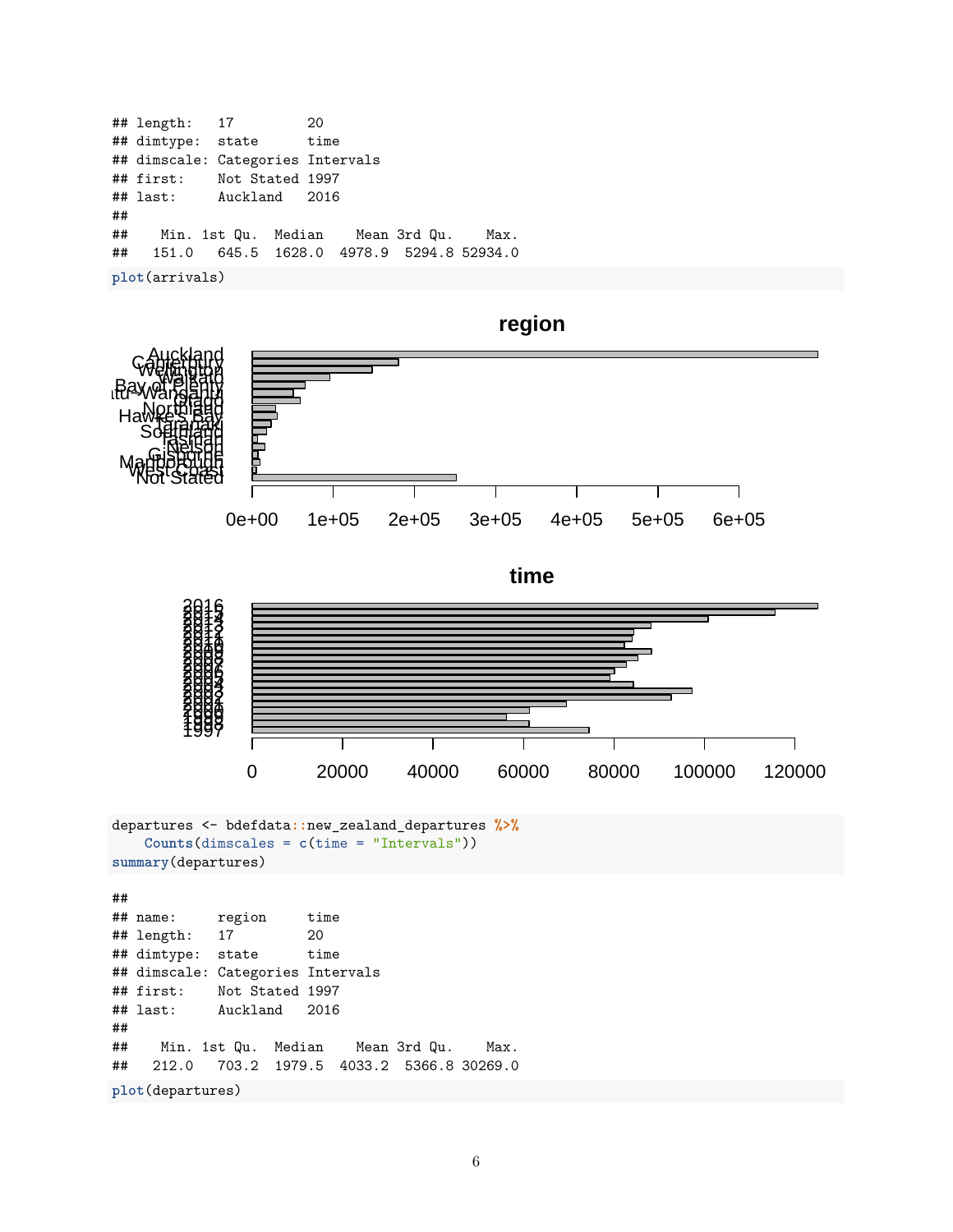```
## length:   17         20
## dimtype:  state      time
## dimscale: Categories Intervals
## first:    Not Stated 1997
## last:     Auckland   2016
##
##    Min. 1st Qu.  Median    Mean 3rd Qu.    Max.
##   151.0   645.5  1628.0  4978.9  5294.8 52934.0
```

```
plot(arrivals)
```

```
departures <- bdefdata::new_zealand_departures %>%
    Counts(dimscales = c(time = "Intervals"))
summary(departures)
```

```
##
## name:     region     time
## length:   17         20
## dimtype:  state      time
## dimscale: Categories Intervals
## first:    Not Stated 1997
## last:     Auckland   2016
##
##    Min. 1st Qu.  Median    Mean 3rd Qu.    Max.
##   212.0   703.2  1979.5  4033.2  5366.8 30269.0
```

```
plot(departures)
```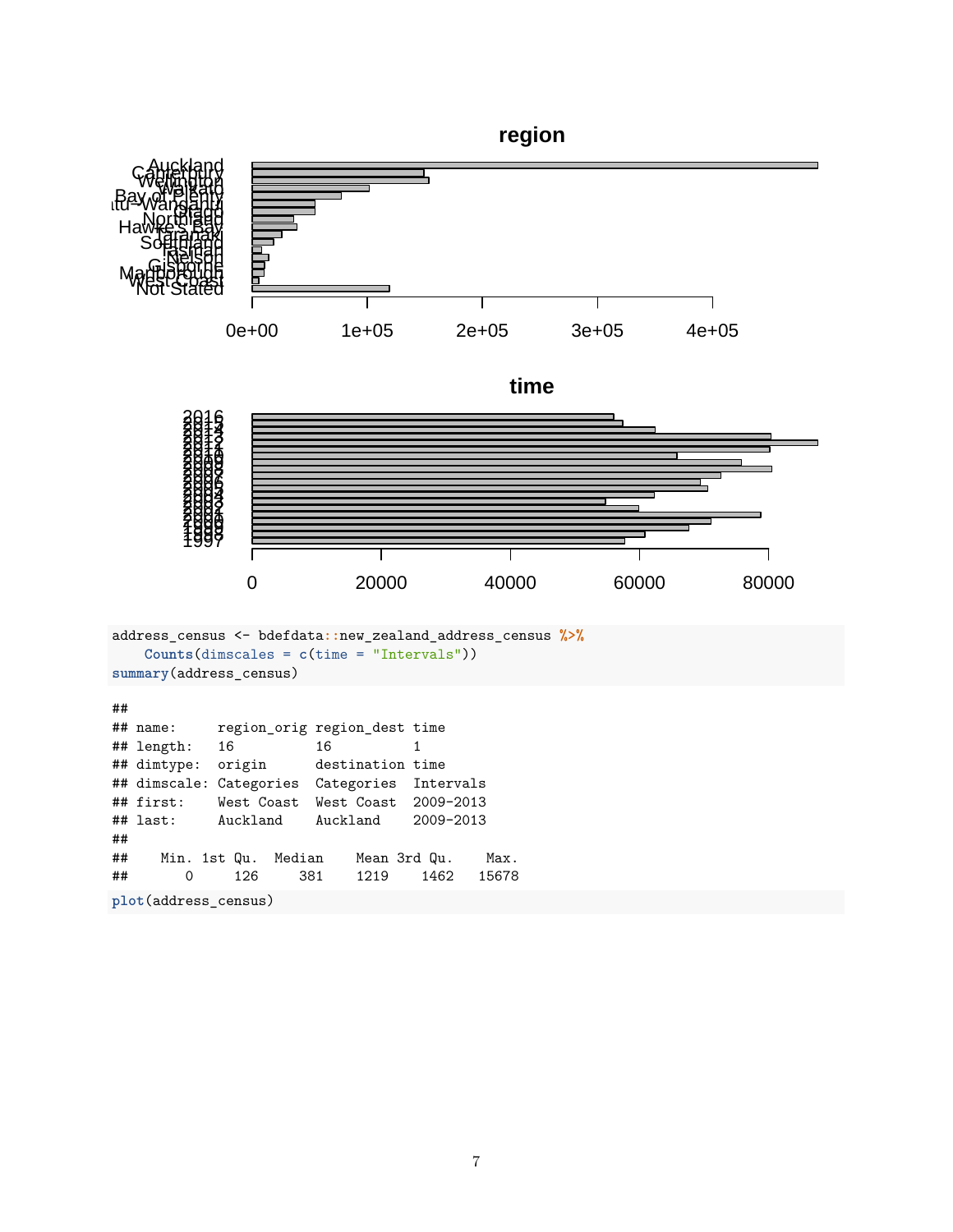```r
address_census <- bdefdata::new_zealand_address_census %>%
    Counts(dimscales = c(time = "Intervals"))
summary(address_census)
```

```
##
## name:     region_orig region_dest time
## length:   16          16          1
## dimtype:  origin      destination time
## dimscale: Categories  Categories  Intervals
## first:    West Coast  West Coast  2009-2013
## last:     Auckland    Auckland    2009-2013
##
##    Min. 1st Qu.  Median    Mean 3rd Qu.    Max.
##       0     126     381    1219    1462   15678
```

```r
plot(address_census)
```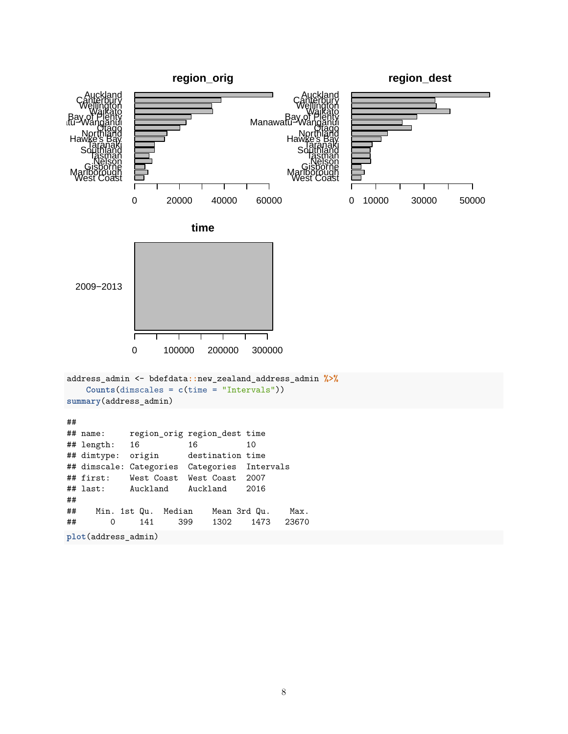```r
address_admin <- bdefdata::new_zealand_address_admin %>%
    Counts(dimscales = c(time = "Intervals"))
summary(address_admin)
```

```
##
## name:      region_orig region_dest time
## length:    16          16          10
## dimtype:   origin      destination time
## dimscale:  Categories  Categories  Intervals
## first:     West Coast  West Coast  2007
## last:      Auckland    Auckland    2016
##
##    Min. 1st Qu.  Median    Mean 3rd Qu.    Max.
##       0     141     399    1302    1473   23670
```

```r
plot(address_admin)
```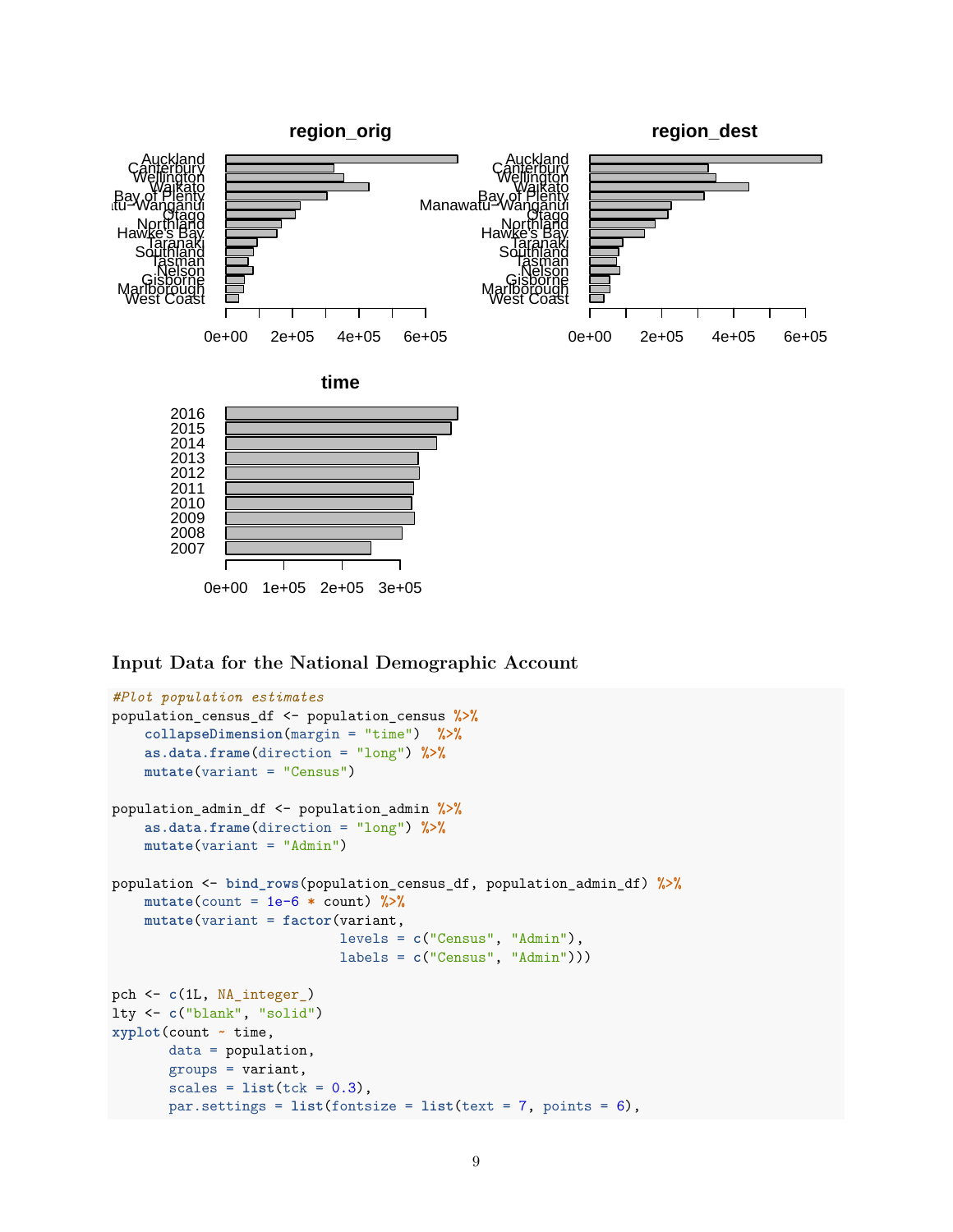### Input Data for the National Demographic Account

```
#Plot population estimates
population_census_df <- population_census %>%
    collapseDimension(margin = "time")  %>%
    as.data.frame(direction = "long") %>%
    mutate(variant = "Census")

population_admin_df <- population_admin %>%
    as.data.frame(direction = "long") %>%
    mutate(variant = "Admin")

population <- bind_rows(population_census_df, population_admin_df) %>%
    mutate(count = 1e-6 * count) %>%
    mutate(variant = factor(variant,
                            levels = c("Census", "Admin"),
                            labels = c("Census", "Admin")))

pch <- c(1L, NA_integer_)
lty <- c("blank", "solid")
xyplot(count ~ time,
       data = population,
       groups = variant,
       scales = list(tck = 0.3),
       par.settings = list(fontsize = list(text = 7, points = 6),
```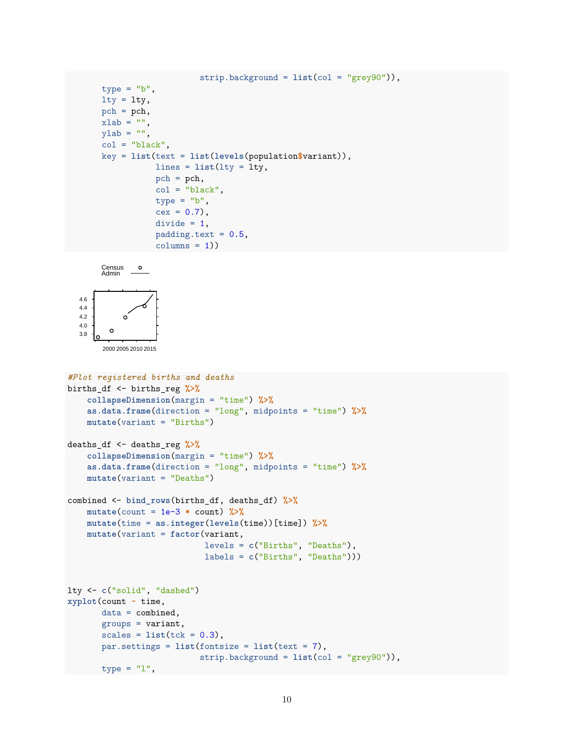```
                          strip.background = list(col = "grey90")),
       type = "b",
       lty = lty,
       pch = pch,
       xlab = "",
       ylab = "",
       col = "black",
       key = list(text = list(levels(population$variant)),
                  lines = list(lty = lty,
                  pch = pch,
                  col = "black",
                  type = "b",
                  cex = 0.7),
                  divide = 1,
                  padding.text = 0.5,
                  columns = 1))
```

```
#Plot registered births and deaths
births_df <- births_reg %>%
    collapseDimension(margin = "time") %>%
    as.data.frame(direction = "long", midpoints = "time") %>%
    mutate(variant = "Births")

deaths_df <- deaths_reg %>%
    collapseDimension(margin = "time") %>%
    as.data.frame(direction = "long", midpoints = "time") %>%
    mutate(variant = "Deaths")

combined <- bind_rows(births_df, deaths_df) %>%
    mutate(count = 1e-3 * count) %>%
    mutate(time = as.integer(levels(time))[time]) %>%
    mutate(variant = factor(variant,
                            levels = c("Births", "Deaths"),
                            labels = c("Births", "Deaths")))


lty <- c("solid", "dashed")
xyplot(count ~ time,
       data = combined,
       groups = variant,
       scales = list(tck = 0.3),
       par.settings = list(fontsize = list(text = 7),
                          strip.background = list(col = "grey90")),
       type = "l",
```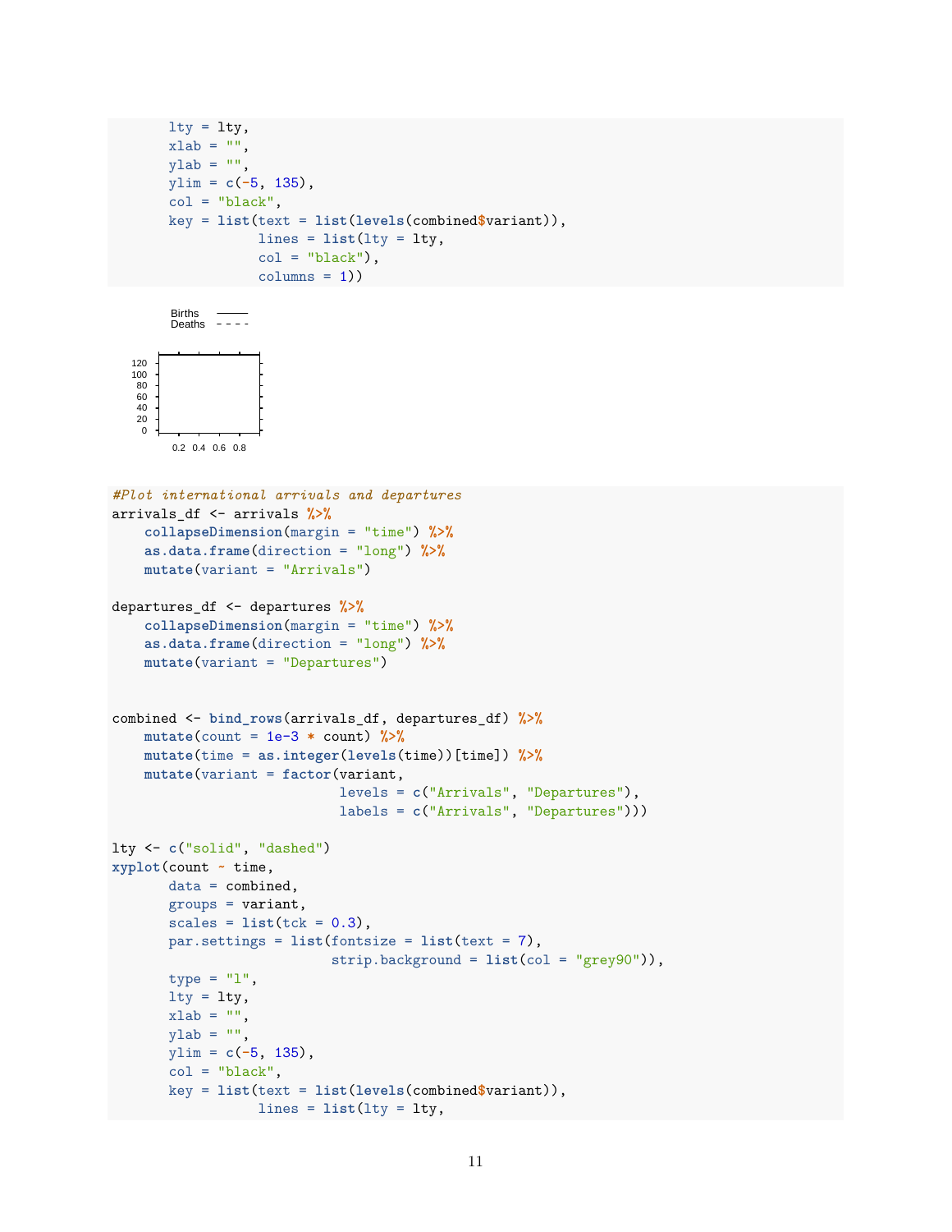```
       lty = lty,
       xlab = "",
       ylab = "",
       ylim = c(-5, 135),
       col = "black",
       key = list(text = list(levels(combined$variant)),
                  lines = list(lty = lty,
                  col = "black"),
                  columns = 1))
```

Births
Deaths

120
100
80
60
40
20
0

0.2 0.4 0.6 0.8

```
#Plot international arrivals and departures
arrivals_df <- arrivals %>%
    collapseDimension(margin = "time") %>%
    as.data.frame(direction = "long") %>%
    mutate(variant = "Arrivals")

departures_df <- departures %>%
    collapseDimension(margin = "time") %>%
    as.data.frame(direction = "long") %>%
    mutate(variant = "Departures")


combined <- bind_rows(arrivals_df, departures_df) %>%
    mutate(count = 1e-3 * count) %>%
    mutate(time = as.integer(levels(time))[time]) %>%
    mutate(variant = factor(variant,
                            levels = c("Arrivals", "Departures"),
                            labels = c("Arrivals", "Departures")))

lty <- c("solid", "dashed")
xyplot(count ~ time,
       data = combined,
       groups = variant,
       scales = list(tck = 0.3),
       par.settings = list(fontsize = list(text = 7),
                           strip.background = list(col = "grey90")),
       type = "l",
       lty = lty,
       xlab = "",
       ylab = "",
       ylim = c(-5, 135),
       col = "black",
       key = list(text = list(levels(combined$variant)),
                  lines = list(lty = lty,
```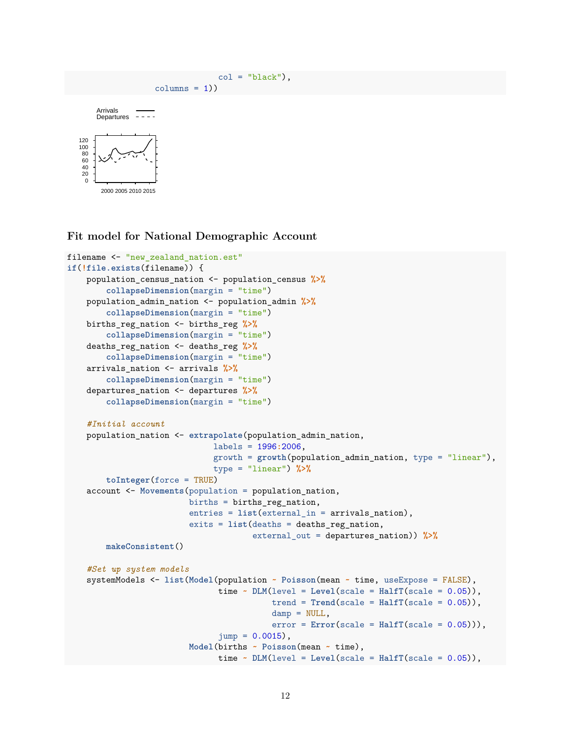```
                                col = "black"),
                  columns = 1))
```

## Fit model for National Demographic Account

```
filename <- "new_zealand_nation.est"
if(!file.exists(filename)) {
    population_census_nation <- population_census %>%
        collapseDimension(margin = "time")
    population_admin_nation <- population_admin %>%
        collapseDimension(margin = "time")
    births_reg_nation <- births_reg %>%
        collapseDimension(margin = "time")
    deaths_reg_nation <- deaths_reg %>%
        collapseDimension(margin = "time")
    arrivals_nation <- arrivals %>%
        collapseDimension(margin = "time")
    departures_nation <- departures %>%
        collapseDimension(margin = "time")

    #Initial account
    population_nation <- extrapolate(population_admin_nation,
                                labels = 1996:2006,
                                growth = growth(population_admin_nation, type = "linear"),
                                type = "linear") %>%
        toInteger(force = TRUE)
    account <- Movements(population = population_nation,
                         births = births_reg_nation,
                         entries = list(external_in = arrivals_nation),
                         exits = list(deaths = deaths_reg_nation,
                                      external_out = departures_nation)) %>%
        makeConsistent()

    #Set up system models
    systemModels <- list(Model(population ~ Poisson(mean ~ time, useExpose = FALSE),
                               time ~ DLM(level = Level(scale = HalfT(scale = 0.05)),
                                          trend = Trend(scale = HalfT(scale = 0.05)),
                                          damp = NULL,
                                          error = Error(scale = HalfT(scale = 0.05))),
                               jump = 0.0015),
                         Model(births ~ Poisson(mean ~ time),
                               time ~ DLM(level = Level(scale = HalfT(scale = 0.05)),
```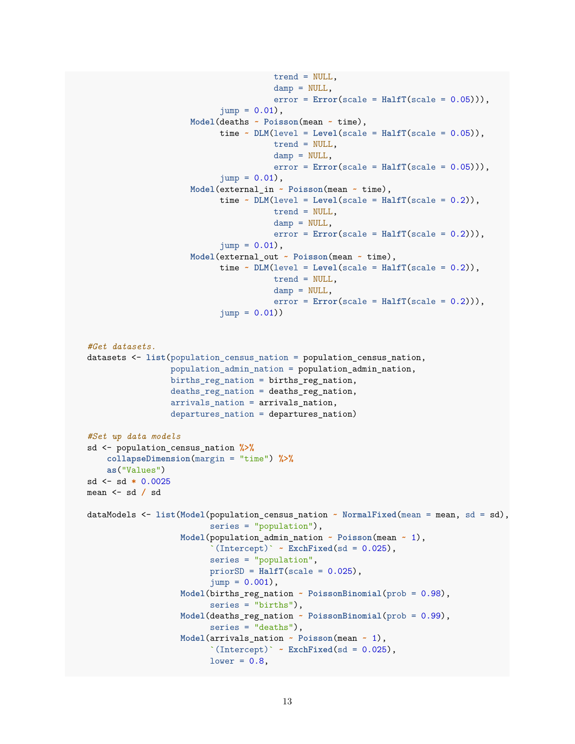```
                                      trend = NULL,
                                      damp = NULL,
                                      error = Error(scale = HalfT(scale = 0.05))),
                             jump = 0.01),
                        Model(deaths ~ Poisson(mean ~ time),
                             time ~ DLM(level = Level(scale = HalfT(scale = 0.05)),
                                      trend = NULL,
                                      damp = NULL,
                                      error = Error(scale = HalfT(scale = 0.05))),
                             jump = 0.01),
                        Model(external_in ~ Poisson(mean ~ time),
                             time ~ DLM(level = Level(scale = HalfT(scale = 0.2)),
                                      trend = NULL,
                                      damp = NULL,
                                      error = Error(scale = HalfT(scale = 0.2))),
                             jump = 0.01),
                        Model(external_out ~ Poisson(mean ~ time),
                             time ~ DLM(level = Level(scale = HalfT(scale = 0.2)),
                                      trend = NULL,
                                      damp = NULL,
                                      error = Error(scale = HalfT(scale = 0.2))),
                             jump = 0.01))


#Get datasets.
datasets <- list(population_census_nation = population_census_nation,
                 population_admin_nation = population_admin_nation,
                 births_reg_nation = births_reg_nation,
                 deaths_reg_nation = deaths_reg_nation,
                 arrivals_nation = arrivals_nation,
                 departures_nation = departures_nation)

#Set up data models
sd <- population_census_nation %>%
    collapseDimension(margin = "time") %>%
    as("Values")
sd <- sd * 0.0025
mean <- sd / sd

dataModels <- list(Model(population_census_nation ~ NormalFixed(mean = mean, sd = sd),
                        series = "population"),
                   Model(population_admin_nation ~ Poisson(mean ~ 1),
                        `(Intercept)` ~ ExchFixed(sd = 0.025),
                        series = "population",
                        priorSD = HalfT(scale = 0.025),
                        jump = 0.001),
                   Model(births_reg_nation ~ PoissonBinomial(prob = 0.98),
                        series = "births"),
                   Model(deaths_reg_nation ~ PoissonBinomial(prob = 0.99),
                        series = "deaths"),
                   Model(arrivals_nation ~ Poisson(mean ~ 1),
                        `(Intercept)` ~ ExchFixed(sd = 0.025),
                        lower = 0.8,
```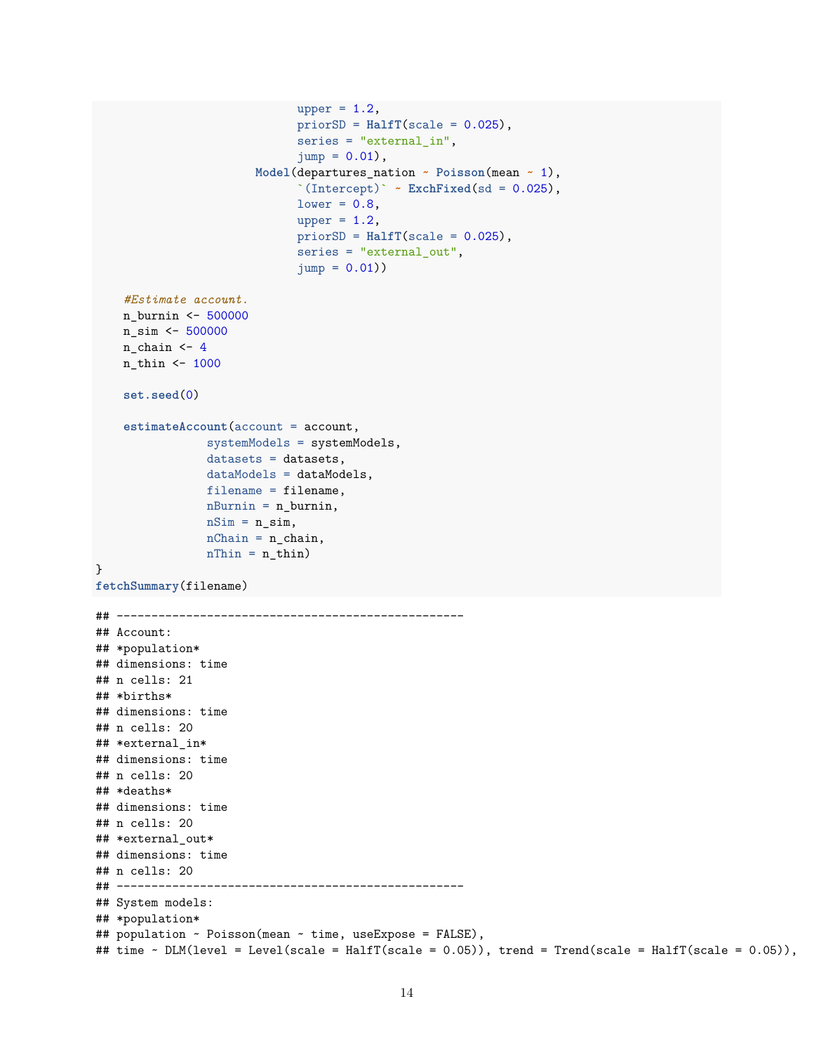```
                            upper = 1.2,
                            priorSD = HalfT(scale = 0.025),
                            series = "external_in",
                            jump = 0.01),
                      Model(departures_nation ~ Poisson(mean ~ 1),
                            `(Intercept)` ~ ExchFixed(sd = 0.025),
                            lower = 0.8,
                            upper = 1.2,
                            priorSD = HalfT(scale = 0.025),
                            series = "external_out",
                            jump = 0.01))

    #Estimate account.
    n_burnin <- 500000
    n_sim <- 500000
    n_chain <- 4
    n_thin <- 1000

    set.seed(0)

    estimateAccount(account = account,
                systemModels = systemModels,
                datasets = datasets,
                dataModels = dataModels,
                filename = filename,
                nBurnin = n_burnin,
                nSim = n_sim,
                nChain = n_chain,
                nThin = n_thin)
}
fetchSummary(filename)
```

```
## --------------------------------------------------
## Account:
## *population*
## dimensions: time
## n cells: 21
## *births*
## dimensions: time
## n cells: 20
## *external_in*
## dimensions: time
## n cells: 20
## *deaths*
## dimensions: time
## n cells: 20
## *external_out*
## dimensions: time
## n cells: 20
## --------------------------------------------------
## System models:
## *population*
## population ~ Poisson(mean ~ time, useExpose = FALSE),
## time ~ DLM(level = Level(scale = HalfT(scale = 0.05)), trend = Trend(scale = HalfT(scale = 0.05)),
```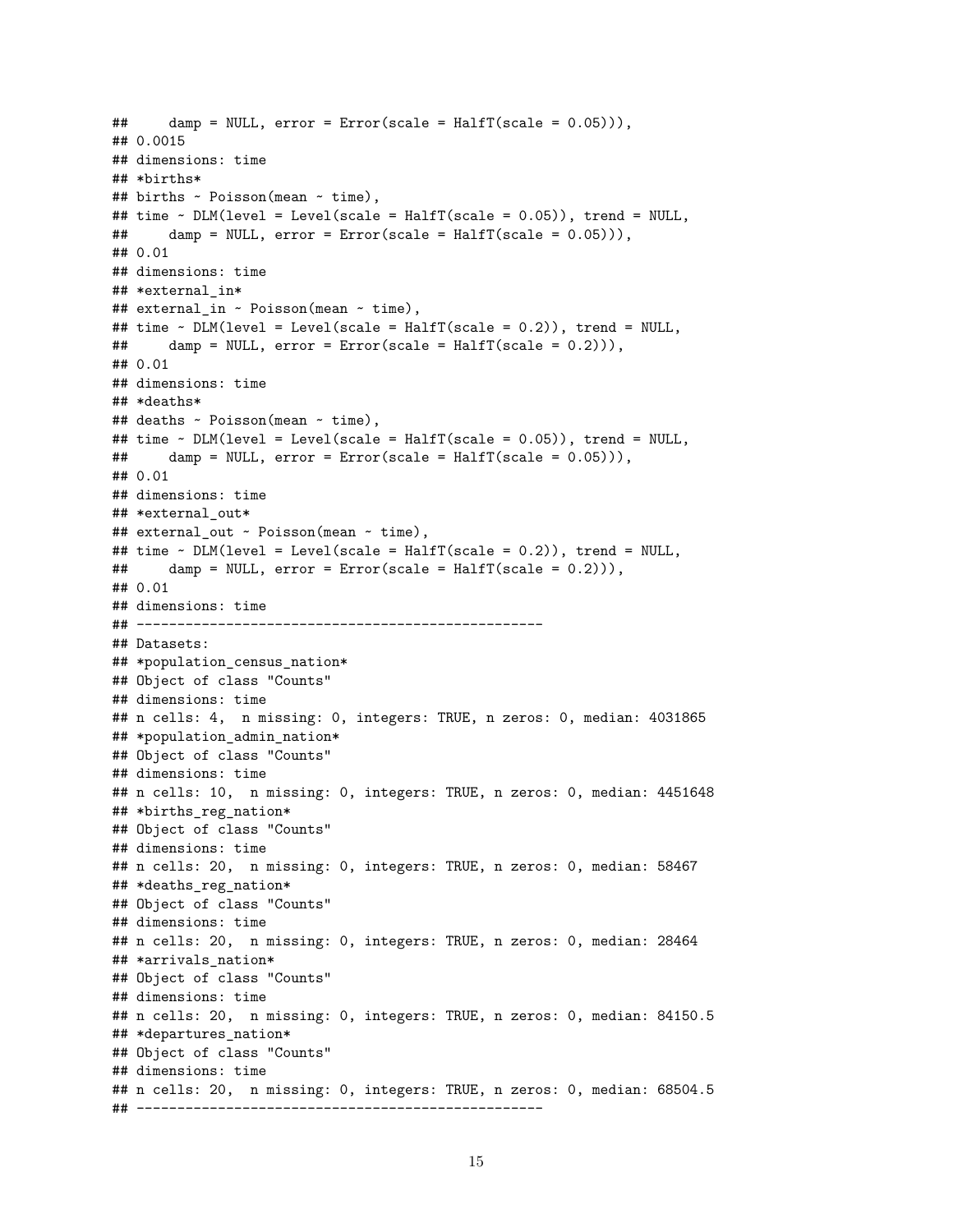```
##     damp = NULL, error = Error(scale = HalfT(scale = 0.05))),
## 0.0015
## dimensions: time
## *births*
## births ~ Poisson(mean ~ time),
## time ~ DLM(level = Level(scale = HalfT(scale = 0.05)), trend = NULL,
##     damp = NULL, error = Error(scale = HalfT(scale = 0.05))),
## 0.01
## dimensions: time
## *external_in*
## external_in ~ Poisson(mean ~ time),
## time ~ DLM(level = Level(scale = HalfT(scale = 0.2)), trend = NULL,
##     damp = NULL, error = Error(scale = HalfT(scale = 0.2))),
## 0.01
## dimensions: time
## *deaths*
## deaths ~ Poisson(mean ~ time),
## time ~ DLM(level = Level(scale = HalfT(scale = 0.05)), trend = NULL,
##     damp = NULL, error = Error(scale = HalfT(scale = 0.05))),
## 0.01
## dimensions: time
## *external_out*
## external_out ~ Poisson(mean ~ time),
## time ~ DLM(level = Level(scale = HalfT(scale = 0.2)), trend = NULL,
##     damp = NULL, error = Error(scale = HalfT(scale = 0.2))),
## 0.01
## dimensions: time
## --------------------------------------------------
## Datasets:
## *population_census_nation*
## Object of class "Counts"
## dimensions: time
## n cells: 4,  n missing: 0, integers: TRUE, n zeros: 0, median: 4031865
## *population_admin_nation*
## Object of class "Counts"
## dimensions: time
## n cells: 10,  n missing: 0, integers: TRUE, n zeros: 0, median: 4451648
## *births_reg_nation*
## Object of class "Counts"
## dimensions: time
## n cells: 20,  n missing: 0, integers: TRUE, n zeros: 0, median: 58467
## *deaths_reg_nation*
## Object of class "Counts"
## dimensions: time
## n cells: 20,  n missing: 0, integers: TRUE, n zeros: 0, median: 28464
## *arrivals_nation*
## Object of class "Counts"
## dimensions: time
## n cells: 20,  n missing: 0, integers: TRUE, n zeros: 0, median: 84150.5
## *departures_nation*
## Object of class "Counts"
## dimensions: time
## n cells: 20,  n missing: 0, integers: TRUE, n zeros: 0, median: 68504.5
## --------------------------------------------------
```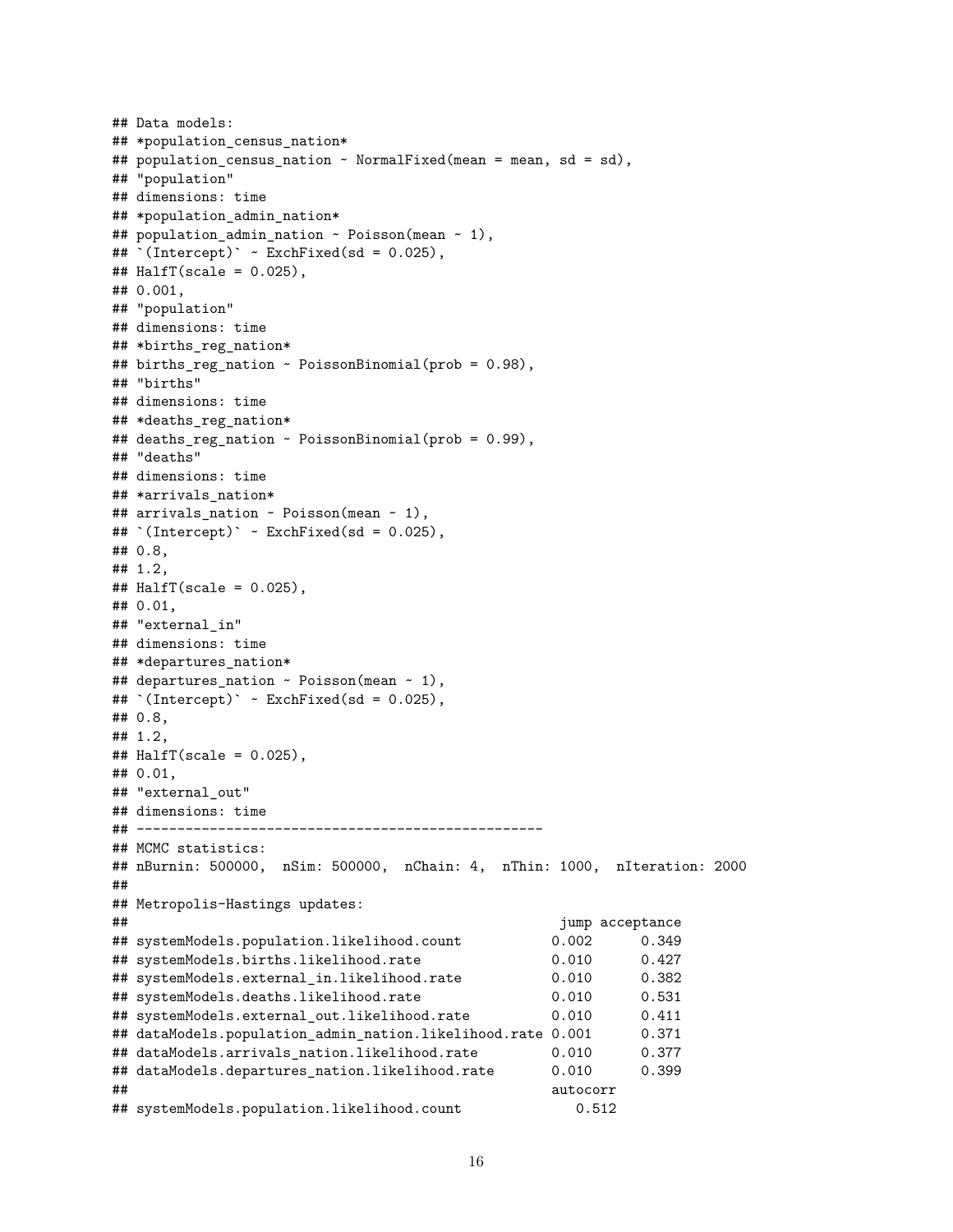```
## Data models:
## *population_census_nation*
## population_census_nation ~ NormalFixed(mean = mean, sd = sd),
## "population"
## dimensions: time
## *population_admin_nation*
## population_admin_nation ~ Poisson(mean ~ 1),
## `(Intercept)` ~ ExchFixed(sd = 0.025),
## HalfT(scale = 0.025),
## 0.001,
## "population"
## dimensions: time
## *births_reg_nation*
## births_reg_nation ~ PoissonBinomial(prob = 0.98),
## "births"
## dimensions: time
## *deaths_reg_nation*
## deaths_reg_nation ~ PoissonBinomial(prob = 0.99),
## "deaths"
## dimensions: time
## *arrivals_nation*
## arrivals_nation ~ Poisson(mean ~ 1),
## `(Intercept)` ~ ExchFixed(sd = 0.025),
## 0.8,
## 1.2,
## HalfT(scale = 0.025),
## 0.01,
## "external_in"
## dimensions: time
## *departures_nation*
## departures_nation ~ Poisson(mean ~ 1),
## `(Intercept)` ~ ExchFixed(sd = 0.025),
## 0.8,
## 1.2,
## HalfT(scale = 0.025),
## 0.01,
## "external_out"
## dimensions: time
## --------------------------------------------------
## MCMC statistics:
## nBurnin: 500000,  nSim: 500000,  nChain: 4,  nThin: 1000,  nIteration: 2000
##
## Metropolis-Hastings updates:
##                                                  jump acceptance
## systemModels.population.likelihood.count           0.002      0.349
## systemModels.births.likelihood.rate                0.010      0.427
## systemModels.external_in.likelihood.rate           0.010      0.382
## systemModels.deaths.likelihood.rate                0.010      0.531
## systemModels.external_out.likelihood.rate          0.010      0.411
## dataModels.population_admin_nation.likelihood.rate 0.001      0.371
## dataModels.arrivals_nation.likelihood.rate         0.010      0.377
## dataModels.departures_nation.likelihood.rate       0.010      0.399
##                                                  autocorr
## systemModels.population.likelihood.count              0.512
```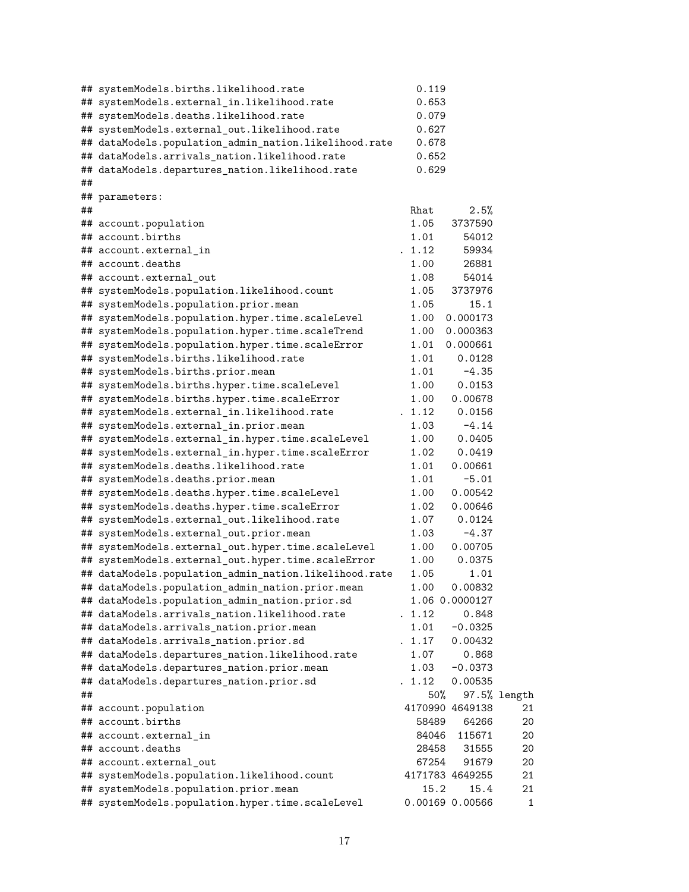```
## systemModels.births.likelihood.rate                 0.119
## systemModels.external_in.likelihood.rate            0.653
## systemModels.deaths.likelihood.rate                 0.079
## systemModels.external_out.likelihood.rate           0.627
## dataModels.population_admin_nation.likelihood.rate   0.678
## dataModels.arrivals_nation.likelihood.rate           0.652
## dataModels.departures_nation.likelihood.rate         0.629
##
## parameters:
##                                                    Rhat      2.5%
## account.population                                 1.05   3737590
## account.births                                     1.01     54012
## account.external_in                              . 1.12     59934
## account.deaths                                     1.00     26881
## account.external_out                               1.08     54014
## systemModels.population.likelihood.count           1.05   3737976
## systemModels.population.prior.mean                 1.05      15.1
## systemModels.population.hyper.time.scaleLevel      1.00  0.000173
## systemModels.population.hyper.time.scaleTrend      1.00  0.000363
## systemModels.population.hyper.time.scaleError      1.01  0.000661
## systemModels.births.likelihood.rate                1.01    0.0128
## systemModels.births.prior.mean                     1.01     -4.35
## systemModels.births.hyper.time.scaleLevel          1.00    0.0153
## systemModels.births.hyper.time.scaleError          1.00   0.00678
## systemModels.external_in.likelihood.rate         . 1.12    0.0156
## systemModels.external_in.prior.mean                1.03     -4.14
## systemModels.external_in.hyper.time.scaleLevel     1.00    0.0405
## systemModels.external_in.hyper.time.scaleError     1.02    0.0419
## systemModels.deaths.likelihood.rate                1.01   0.00661
## systemModels.deaths.prior.mean                     1.01     -5.01
## systemModels.deaths.hyper.time.scaleLevel          1.00   0.00542
## systemModels.deaths.hyper.time.scaleError          1.02   0.00646
## systemModels.external_out.likelihood.rate          1.07    0.0124
## systemModels.external_out.prior.mean               1.03     -4.37
## systemModels.external_out.hyper.time.scaleLevel    1.00   0.00705
## systemModels.external_out.hyper.time.scaleError    1.00    0.0375
## dataModels.population_admin_nation.likelihood.rate 1.05      1.01
## dataModels.population_admin_nation.prior.mean      1.00   0.00832
## dataModels.population_admin_nation.prior.sd        1.06 0.0000127
## dataModels.arrivals_nation.likelihood.rate       . 1.12     0.848
## dataModels.arrivals_nation.prior.mean              1.01   -0.0325
## dataModels.arrivals_nation.prior.sd              . 1.17   0.00432
## dataModels.departures_nation.likelihood.rate       1.07     0.868
## dataModels.departures_nation.prior.mean            1.03   -0.0373
## dataModels.departures_nation.prior.sd            . 1.12   0.00535
##                                                        50%   97.5% length
## account.population                                 4170990 4649138     21
## account.births                                       58489   64266     20
## account.external_in                                  84046  115671     20
## account.deaths                                       28458   31555     20
## account.external_out                                 67254   91679     20
## systemModels.population.likelihood.count           4171783 4649255     21
## systemModels.population.prior.mean                    15.2    15.4     21
## systemModels.population.hyper.time.scaleLevel      0.00169 0.00566      1
```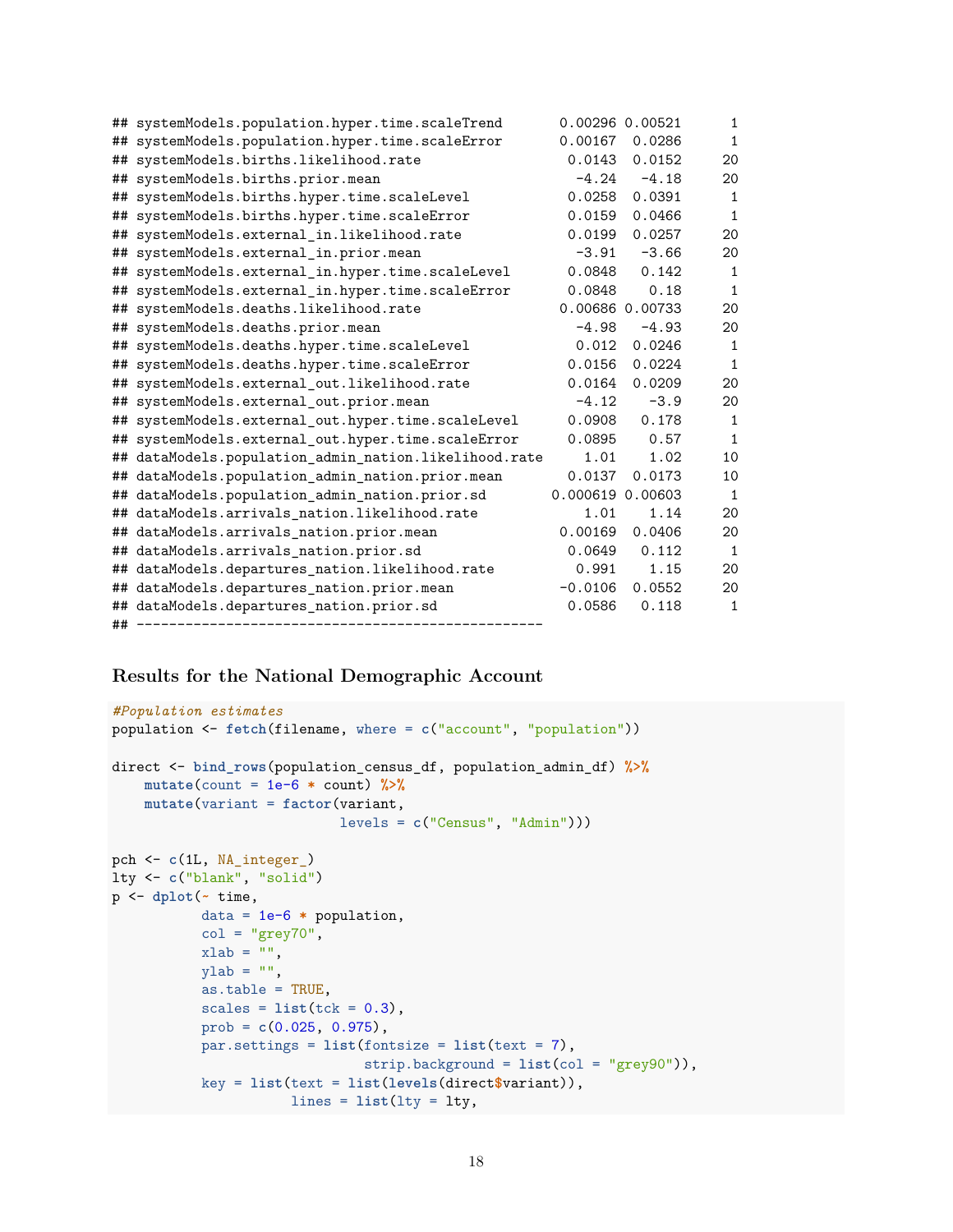```
## systemModels.population.hyper.time.scaleTrend       0.00296 0.00521      1
## systemModels.population.hyper.time.scaleError       0.00167  0.0286      1
## systemModels.births.likelihood.rate                  0.0143  0.0152     20
## systemModels.births.prior.mean                        -4.24   -4.18     20
## systemModels.births.hyper.time.scaleLevel            0.0258  0.0391      1
## systemModels.births.hyper.time.scaleError            0.0159  0.0466      1
## systemModels.external_in.likelihood.rate             0.0199  0.0257     20
## systemModels.external_in.prior.mean                   -3.91   -3.66     20
## systemModels.external_in.hyper.time.scaleLevel       0.0848   0.142      1
## systemModels.external_in.hyper.time.scaleError       0.0848    0.18      1
## systemModels.deaths.likelihood.rate                 0.00686 0.00733     20
## systemModels.deaths.prior.mean                        -4.98   -4.93     20
## systemModels.deaths.hyper.time.scaleLevel             0.012  0.0246      1
## systemModels.deaths.hyper.time.scaleError            0.0156  0.0224      1
## systemModels.external_out.likelihood.rate            0.0164  0.0209     20
## systemModels.external_out.prior.mean                  -4.12    -3.9     20
## systemModels.external_out.hyper.time.scaleLevel      0.0908   0.178      1
## systemModels.external_out.hyper.time.scaleError      0.0895    0.57      1
## dataModels.population_admin_nation.likelihood.rate     1.01    1.02     10
## dataModels.population_admin_nation.prior.mean        0.0137  0.0173     10
## dataModels.population_admin_nation.prior.sd        0.000619 0.00603      1
## dataModels.arrivals_nation.likelihood.rate             1.01    1.14     20
## dataModels.arrivals_nation.prior.mean               0.00169  0.0406     20
## dataModels.arrivals_nation.prior.sd                  0.0649   0.112      1
## dataModels.departures_nation.likelihood.rate          0.991    1.15     20
## dataModels.departures_nation.prior.mean             -0.0106  0.0552     20
## dataModels.departures_nation.prior.sd                0.0586   0.118      1
## --------------------------------------------------
```

### Results for the National Demographic Account

```
#Population estimates
population <- fetch(filename, where = c("account", "population"))

direct <- bind_rows(population_census_df, population_admin_df) %>%
    mutate(count = 1e-6 * count) %>%
    mutate(variant = factor(variant,
                            levels = c("Census", "Admin")))

pch <- c(1L, NA_integer_)
lty <- c("blank", "solid")
p <- dplot(~ time,
           data = 1e-6 * population,
           col = "grey70",
           xlab = "",
           ylab = "",
           as.table = TRUE,
           scales = list(tck = 0.3),
           prob = c(0.025, 0.975),
           par.settings = list(fontsize = list(text = 7),
                               strip.background = list(col = "grey90")),
           key = list(text = list(levels(direct$variant)),
                      lines = list(lty = lty,
```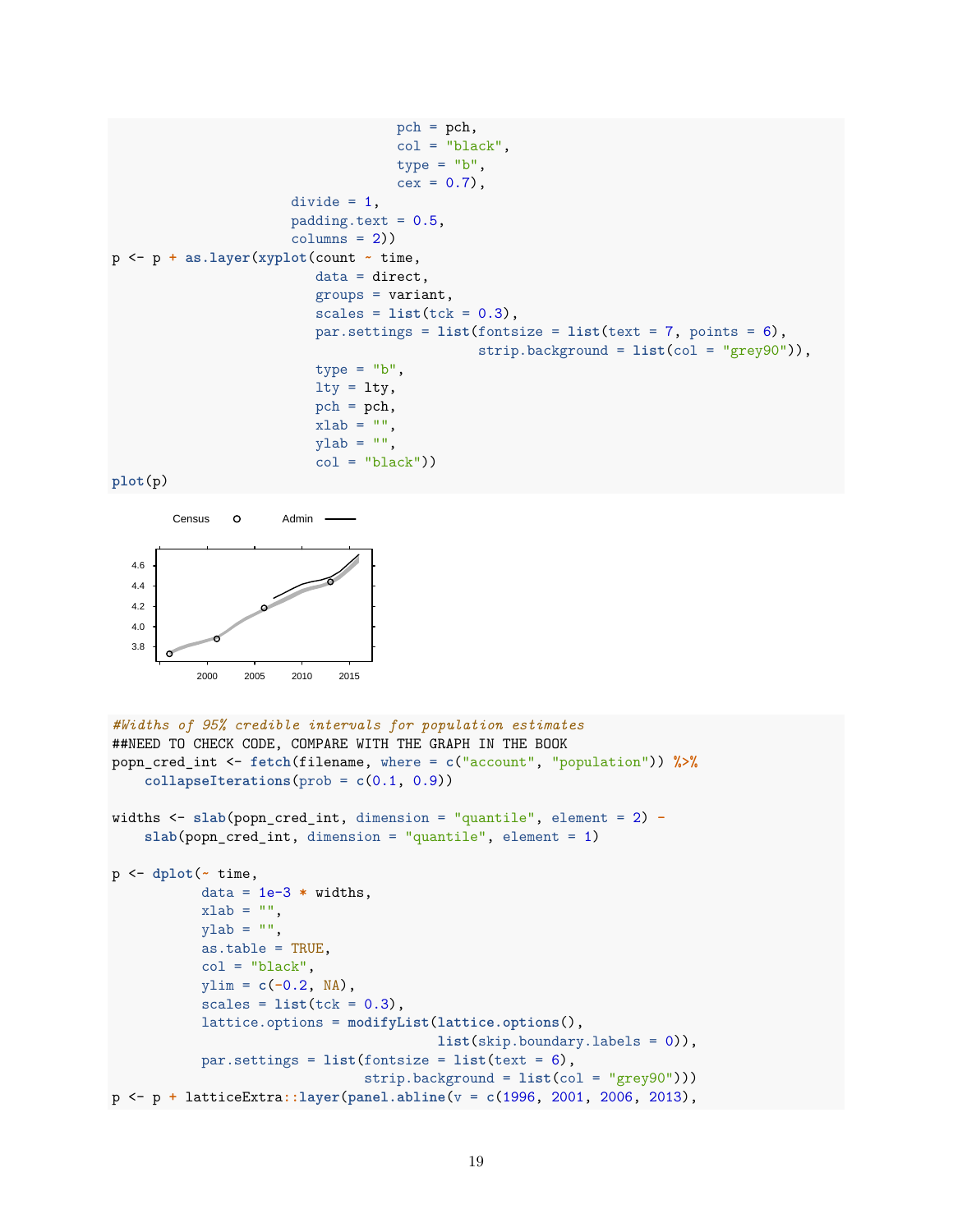```r
                                    pch = pch,
                                    col = "black",
                                    type = "b",
                                    cex = 0.7),
                      divide = 1,
                      padding.text = 0.5,
                      columns = 2))
p <- p + as.layer(xyplot(count ~ time,
                         data = direct,
                         groups = variant,
                         scales = list(tck = 0.3),
                         par.settings = list(fontsize = list(text = 7, points = 6),
                                             strip.background = list(col = "grey90")),
                         type = "b",
                         lty = lty,
                         pch = pch,
                         xlab = "",
                         ylab = "",
                         col = "black"))
plot(p)
```

```r
#Widths of 95% credible intervals for population estimates
##NEED TO CHECK CODE, COMPARE WITH THE GRAPH IN THE BOOK
popn_cred_int <- fetch(filename, where = c("account", "population")) %>%
    collapseIterations(prob = c(0.1, 0.9))

widths <- slab(popn_cred_int, dimension = "quantile", element = 2) -
    slab(popn_cred_int, dimension = "quantile", element = 1)

p <- dplot(~ time,
           data = 1e-3 * widths,
           xlab = "",
           ylab = "",
           as.table = TRUE,
           col = "black",
           ylim = c(-0.2, NA),
           scales = list(tck = 0.3),
           lattice.options = modifyList(lattice.options(),
                                        list(skip.boundary.labels = 0)),
           par.settings = list(fontsize = list(text = 6),
                               strip.background = list(col = "grey90")))
p <- p + latticeExtra::layer(panel.abline(v = c(1996, 2001, 2006, 2013),
```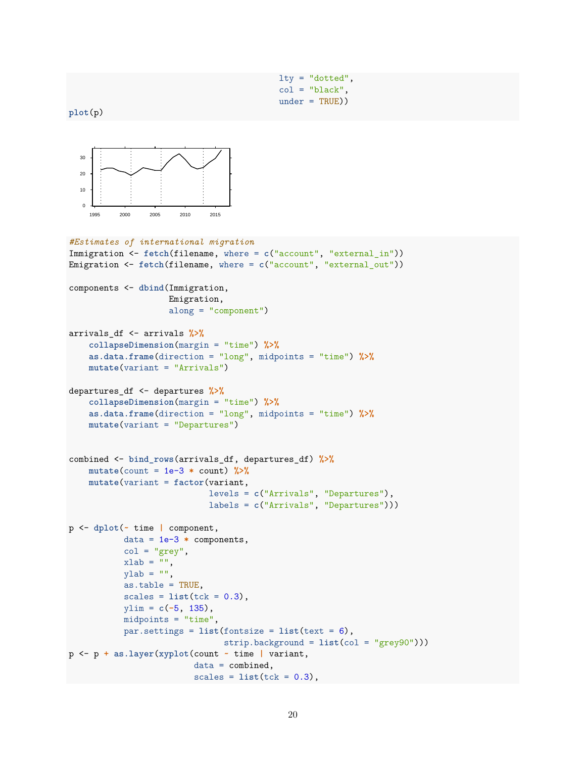```
                                        lty = "dotted",
                                        col = "black",
                                        under = TRUE))
plot(p)
```

```
#Estimates of international migration
Immigration <- fetch(filename, where = c("account", "external_in"))
Emigration <- fetch(filename, where = c("account", "external_out"))

components <- dbind(Immigration,
                    Emigration,
                    along = "component")

arrivals_df <- arrivals %>%
    collapseDimension(margin = "time") %>%
    as.data.frame(direction = "long", midpoints = "time") %>%
    mutate(variant = "Arrivals")

departures_df <- departures %>%
    collapseDimension(margin = "time") %>%
    as.data.frame(direction = "long", midpoints = "time") %>%
    mutate(variant = "Departures")


combined <- bind_rows(arrivals_df, departures_df) %>%
    mutate(count = 1e-3 * count) %>%
    mutate(variant = factor(variant,
                            levels = c("Arrivals", "Departures"),
                            labels = c("Arrivals", "Departures")))

p <- dplot(~ time | component,
           data = 1e-3 * components,
           col = "grey",
           xlab = "",
           ylab = "",
           as.table = TRUE,
           scales = list(tck = 0.3),
           ylim = c(-5, 135),
           midpoints = "time",
           par.settings = list(fontsize = list(text = 6),
                               strip.background = list(col = "grey90")))
p <- p + as.layer(xyplot(count ~ time | variant,
                         data = combined,
                         scales = list(tck = 0.3),
```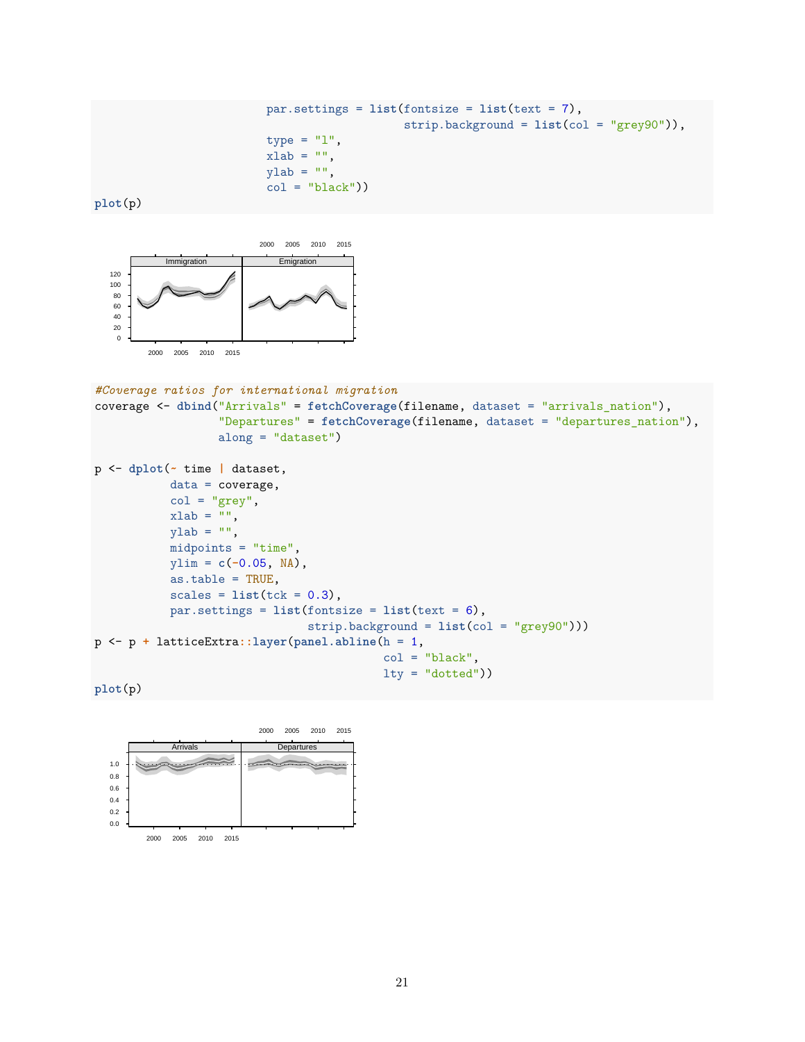```
                              par.settings = list(fontsize = list(text = 7),
                                                  strip.background = list(col = "grey90")),
                              type = "l",
                              xlab = "",
                              ylab = "",
                              col = "black"))
plot(p)
```

```
#Coverage ratios for international migration
coverage <- dbind("Arrivals" = fetchCoverage(filename, dataset = "arrivals_nation"),
                  "Departures" = fetchCoverage(filename, dataset = "departures_nation"),
                  along = "dataset")

p <- dplot(~ time | dataset,
           data = coverage,
           col = "grey",
           xlab = "",
           ylab = "",
           midpoints = "time",
           ylim = c(-0.05, NA),
           as.table = TRUE,
           scales = list(tck = 0.3),
           par.settings = list(fontsize = list(text = 6),
                               strip.background = list(col = "grey90")))
p <- p + latticeExtra::layer(panel.abline(h = 1,
                                          col = "black",
                                          lty = "dotted"))
plot(p)
```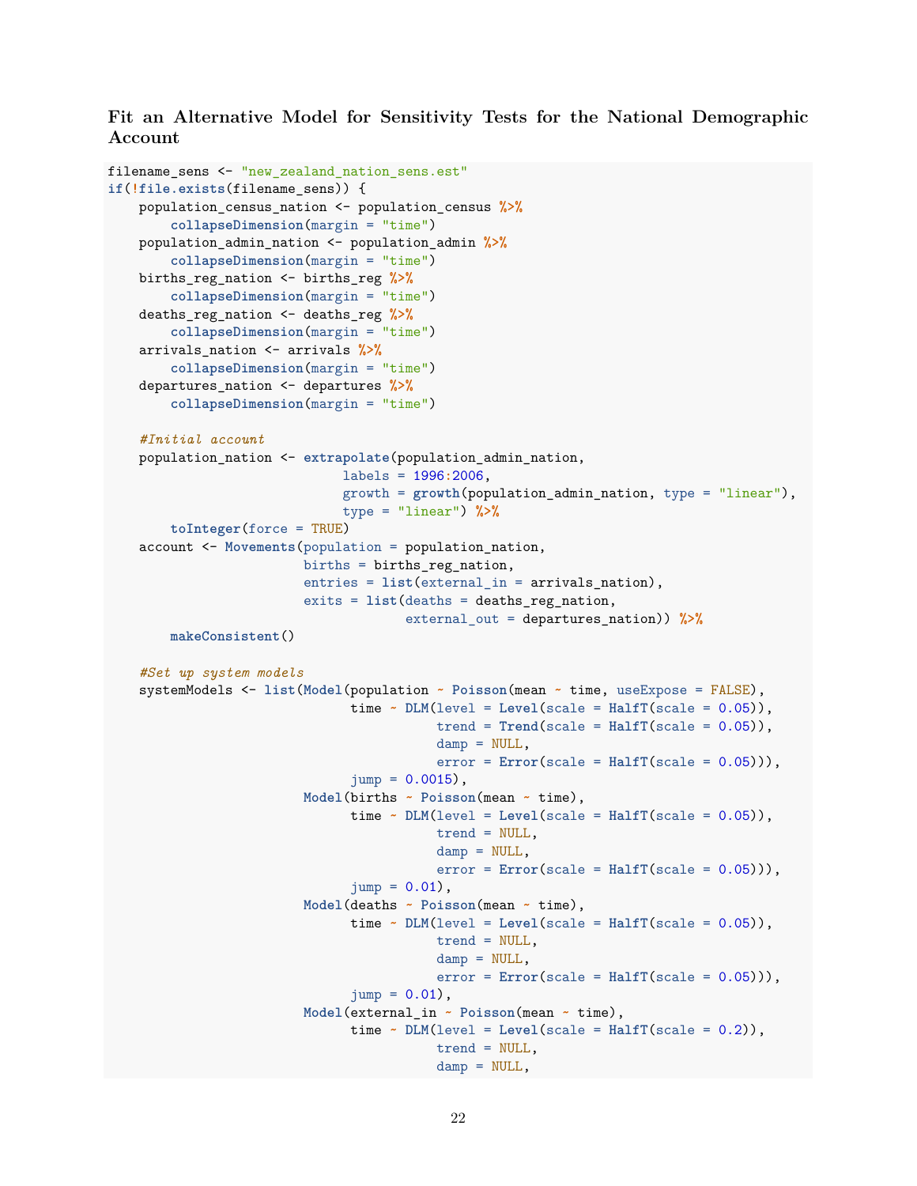### Fit an Alternative Model for Sensitivity Tests for the National Demographic Account

```
filename_sens <- "new_zealand_nation_sens.est"
if(!file.exists(filename_sens)) {
    population_census_nation <- population_census %>%
        collapseDimension(margin = "time")
    population_admin_nation <- population_admin %>%
        collapseDimension(margin = "time")
    births_reg_nation <- births_reg %>%
        collapseDimension(margin = "time")
    deaths_reg_nation <- deaths_reg %>%
        collapseDimension(margin = "time")
    arrivals_nation <- arrivals %>%
        collapseDimension(margin = "time")
    departures_nation <- departures %>%
        collapseDimension(margin = "time")

    #Initial account
    population_nation <- extrapolate(population_admin_nation,
                                     labels = 1996:2006,
                                     growth = growth(population_admin_nation, type = "linear"),
                                     type = "linear") %>%
        toInteger(force = TRUE)
    account <- Movements(population = population_nation,
                         births = births_reg_nation,
                         entries = list(external_in = arrivals_nation),
                         exits = list(deaths = deaths_reg_nation,
                                      external_out = departures_nation)) %>%
        makeConsistent()

    #Set up system models
    systemModels <- list(Model(population ~ Poisson(mean ~ time, useExpose = FALSE),
                                time ~ DLM(level = Level(scale = HalfT(scale = 0.05)),
                                           trend = Trend(scale = HalfT(scale = 0.05)),
                                           damp = NULL,
                                           error = Error(scale = HalfT(scale = 0.05))),
                                jump = 0.0015),
                         Model(births ~ Poisson(mean ~ time),
                                time ~ DLM(level = Level(scale = HalfT(scale = 0.05)),
                                           trend = NULL,
                                           damp = NULL,
                                           error = Error(scale = HalfT(scale = 0.05))),
                                jump = 0.01),
                         Model(deaths ~ Poisson(mean ~ time),
                                time ~ DLM(level = Level(scale = HalfT(scale = 0.05)),
                                           trend = NULL,
                                           damp = NULL,
                                           error = Error(scale = HalfT(scale = 0.05))),
                                jump = 0.01),
                         Model(external_in ~ Poisson(mean ~ time),
                                time ~ DLM(level = Level(scale = HalfT(scale = 0.2)),
                                           trend = NULL,
                                           damp = NULL,
```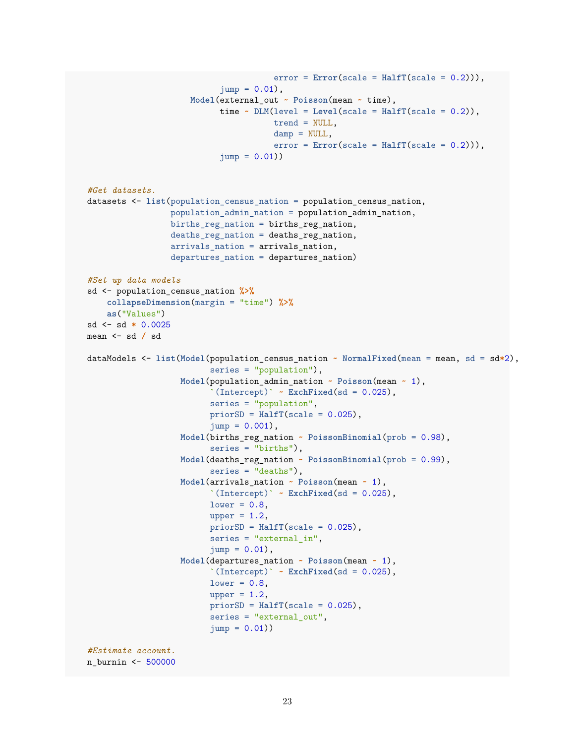```r
                                    error = Error(scale = HalfT(scale = 0.2))),
                          jump = 0.01),
                     Model(external_out ~ Poisson(mean ~ time),
                          time ~ DLM(level = Level(scale = HalfT(scale = 0.2)),
                                    trend = NULL,
                                    damp = NULL,
                                    error = Error(scale = HalfT(scale = 0.2))),
                          jump = 0.01))


#Get datasets.
datasets <- list(population_census_nation = population_census_nation,
                 population_admin_nation = population_admin_nation,
                 births_reg_nation = births_reg_nation,
                 deaths_reg_nation = deaths_reg_nation,
                 arrivals_nation = arrivals_nation,
                 departures_nation = departures_nation)

#Set up data models
sd <- population_census_nation %>%
    collapseDimension(margin = "time") %>%
    as("Values")
sd <- sd * 0.0025
mean <- sd / sd

dataModels <- list(Model(population_census_nation ~ NormalFixed(mean = mean, sd = sd*2),
                         series = "population"),
                   Model(population_admin_nation ~ Poisson(mean ~ 1),
                         `(Intercept)` ~ ExchFixed(sd = 0.025),
                         series = "population",
                         priorSD = HalfT(scale = 0.025),
                         jump = 0.001),
                   Model(births_reg_nation ~ PoissonBinomial(prob = 0.98),
                         series = "births"),
                   Model(deaths_reg_nation ~ PoissonBinomial(prob = 0.99),
                         series = "deaths"),
                   Model(arrivals_nation ~ Poisson(mean ~ 1),
                         `(Intercept)` ~ ExchFixed(sd = 0.025),
                         lower = 0.8,
                         upper = 1.2,
                         priorSD = HalfT(scale = 0.025),
                         series = "external_in",
                         jump = 0.01),
                   Model(departures_nation ~ Poisson(mean ~ 1),
                         `(Intercept)` ~ ExchFixed(sd = 0.025),
                         lower = 0.8,
                         upper = 1.2,
                         priorSD = HalfT(scale = 0.025),
                         series = "external_out",
                         jump = 0.01))

#Estimate account.
n_burnin <- 500000
```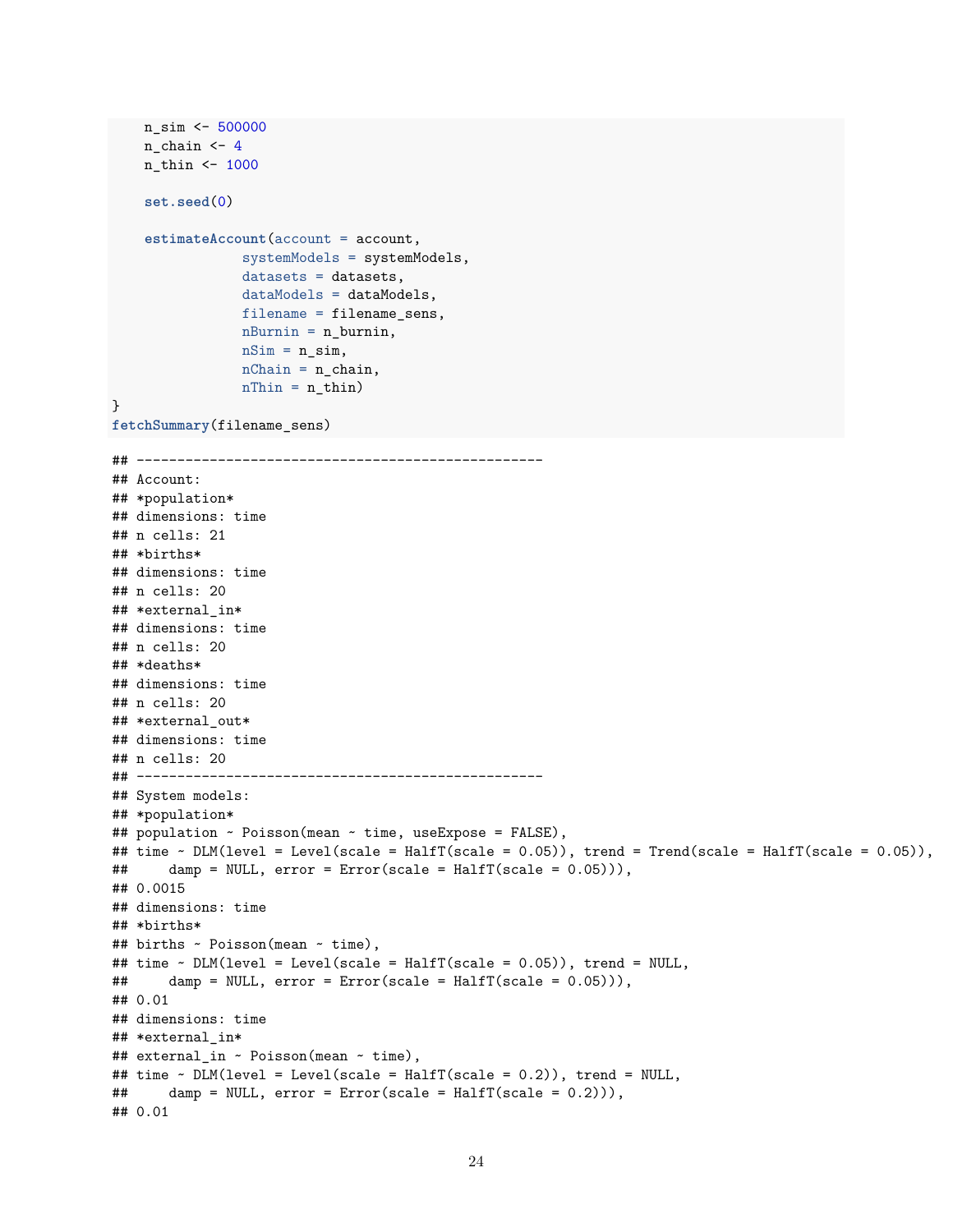```r
    n_sim <- 500000
    n_chain <- 4
    n_thin <- 1000

    set.seed(0)

    estimateAccount(account = account,
                    systemModels = systemModels,
                    datasets = datasets,
                    dataModels = dataModels,
                    filename = filename_sens,
                    nBurnin = n_burnin,
                    nSim = n_sim,
                    nChain = n_chain,
                    nThin = n_thin)
}
fetchSummary(filename_sens)
```

```
## --------------------------------------------------
## Account:
## *population*
## dimensions: time
## n cells: 21
## *births*
## dimensions: time
## n cells: 20
## *external_in*
## dimensions: time
## n cells: 20
## *deaths*
## dimensions: time
## n cells: 20
## *external_out*
## dimensions: time
## n cells: 20
## --------------------------------------------------
## System models:
## *population*
## population ~ Poisson(mean ~ time, useExpose = FALSE),
## time ~ DLM(level = Level(scale = HalfT(scale = 0.05)), trend = Trend(scale = HalfT(scale = 0.05)),
##     damp = NULL, error = Error(scale = HalfT(scale = 0.05))),
## 0.0015
## dimensions: time
## *births*
## births ~ Poisson(mean ~ time),
## time ~ DLM(level = Level(scale = HalfT(scale = 0.05)), trend = NULL,
##     damp = NULL, error = Error(scale = HalfT(scale = 0.05))),
## 0.01
## dimensions: time
## *external_in*
## external_in ~ Poisson(mean ~ time),
## time ~ DLM(level = Level(scale = HalfT(scale = 0.2)), trend = NULL,
##     damp = NULL, error = Error(scale = HalfT(scale = 0.2))),
## 0.01
```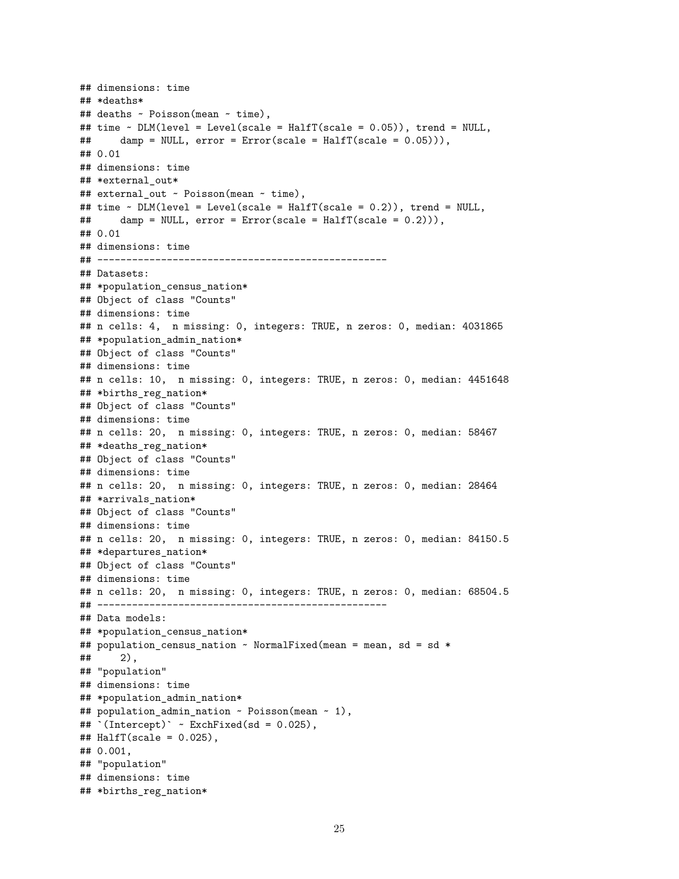```
## dimensions: time
## *deaths*
## deaths ~ Poisson(mean ~ time),
## time ~ DLM(level = Level(scale = HalfT(scale = 0.05)), trend = NULL,
##     damp = NULL, error = Error(scale = HalfT(scale = 0.05))),
## 0.01
## dimensions: time
## *external_out*
## external_out ~ Poisson(mean ~ time),
## time ~ DLM(level = Level(scale = HalfT(scale = 0.2)), trend = NULL,
##     damp = NULL, error = Error(scale = HalfT(scale = 0.2))),
## 0.01
## dimensions: time
## --------------------------------------------------
## Datasets:
## *population_census_nation*
## Object of class "Counts"
## dimensions: time
## n cells: 4,  n missing: 0, integers: TRUE, n zeros: 0, median: 4031865
## *population_admin_nation*
## Object of class "Counts"
## dimensions: time
## n cells: 10,  n missing: 0, integers: TRUE, n zeros: 0, median: 4451648
## *births_reg_nation*
## Object of class "Counts"
## dimensions: time
## n cells: 20,  n missing: 0, integers: TRUE, n zeros: 0, median: 58467
## *deaths_reg_nation*
## Object of class "Counts"
## dimensions: time
## n cells: 20,  n missing: 0, integers: TRUE, n zeros: 0, median: 28464
## *arrivals_nation*
## Object of class "Counts"
## dimensions: time
## n cells: 20,  n missing: 0, integers: TRUE, n zeros: 0, median: 84150.5
## *departures_nation*
## Object of class "Counts"
## dimensions: time
## n cells: 20,  n missing: 0, integers: TRUE, n zeros: 0, median: 68504.5
## --------------------------------------------------
## Data models:
## *population_census_nation*
## population_census_nation ~ NormalFixed(mean = mean, sd = sd *
##     2),
## "population"
## dimensions: time
## *population_admin_nation*
## population_admin_nation ~ Poisson(mean ~ 1),
## `(Intercept)` ~ ExchFixed(sd = 0.025),
## HalfT(scale = 0.025),
## 0.001,
## "population"
## dimensions: time
## *births_reg_nation*
```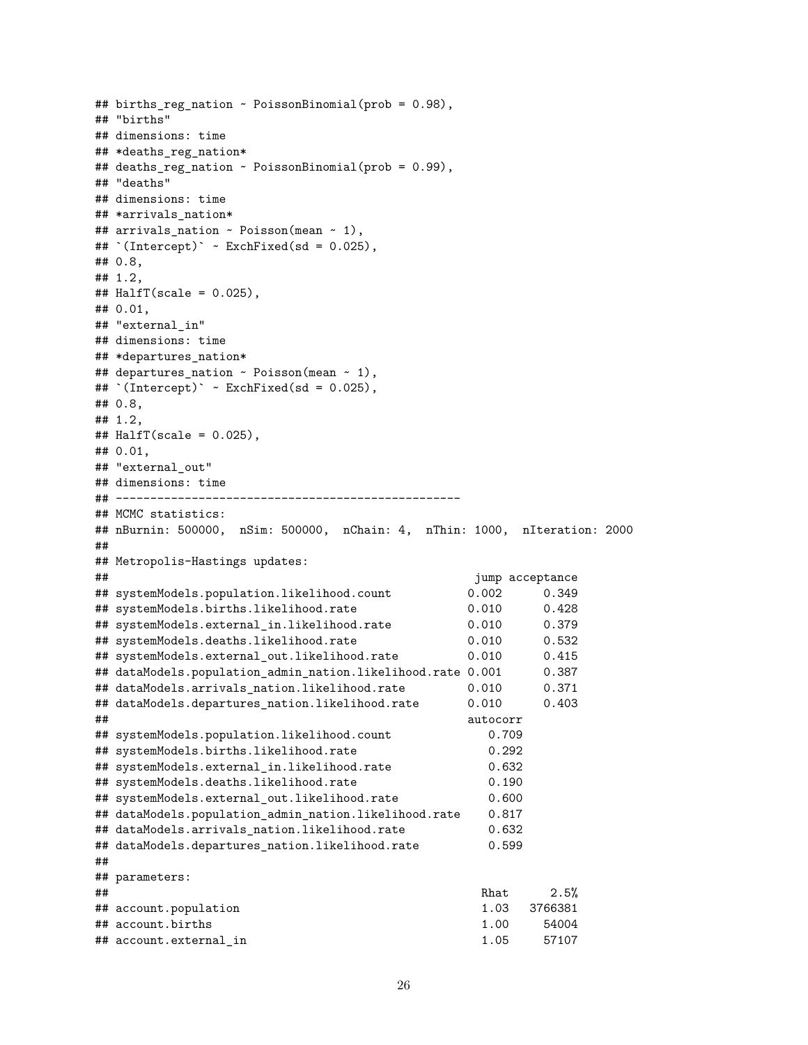```
## births_reg_nation ~ PoissonBinomial(prob = 0.98),
## "births"
## dimensions: time
## *deaths_reg_nation*
## deaths_reg_nation ~ PoissonBinomial(prob = 0.99),
## "deaths"
## dimensions: time
## *arrivals_nation*
## arrivals_nation ~ Poisson(mean ~ 1),
## `(Intercept)` ~ ExchFixed(sd = 0.025),
## 0.8,
## 1.2,
## HalfT(scale = 0.025),
## 0.01,
## "external_in"
## dimensions: time
## *departures_nation*
## departures_nation ~ Poisson(mean ~ 1),
## `(Intercept)` ~ ExchFixed(sd = 0.025),
## 0.8,
## 1.2,
## HalfT(scale = 0.025),
## 0.01,
## "external_out"
## dimensions: time
## --------------------------------------------------
## MCMC statistics:
## nBurnin: 500000,  nSim: 500000,  nChain: 4,  nThin: 1000,  nIteration: 2000
##
## Metropolis-Hastings updates:
##                                                    jump acceptance
## systemModels.population.likelihood.count           0.002      0.349
## systemModels.births.likelihood.rate                0.010      0.428
## systemModels.external_in.likelihood.rate           0.010      0.379
## systemModels.deaths.likelihood.rate                0.010      0.532
## systemModels.external_out.likelihood.rate          0.010      0.415
## dataModels.population_admin_nation.likelihood.rate 0.001      0.387
## dataModels.arrivals_nation.likelihood.rate         0.010      0.371
## dataModels.departures_nation.likelihood.rate       0.010      0.403
##                                                    autocorr
## systemModels.population.likelihood.count              0.709
## systemModels.births.likelihood.rate                   0.292
## systemModels.external_in.likelihood.rate              0.632
## systemModels.deaths.likelihood.rate                   0.190
## systemModels.external_out.likelihood.rate             0.600
## dataModels.population_admin_nation.likelihood.rate    0.817
## dataModels.arrivals_nation.likelihood.rate            0.632
## dataModels.departures_nation.likelihood.rate          0.599
##
## parameters:
##                                                     Rhat      2.5%
## account.population                                  1.03   3766381
## account.births                                      1.00     54004
## account.external_in                                 1.05     57107
```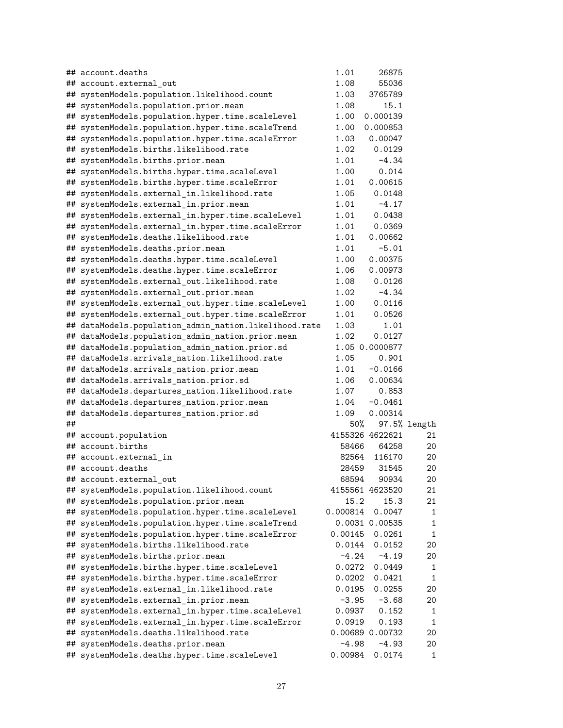```
## account.deaths                                      1.01     26875
## account.external_out                                1.08     55036
## systemModels.population.likelihood.count            1.03   3765789
## systemModels.population.prior.mean                  1.08      15.1
## systemModels.population.hyper.time.scaleLevel       1.00  0.000139
## systemModels.population.hyper.time.scaleTrend       1.00  0.000853
## systemModels.population.hyper.time.scaleError       1.03   0.00047
## systemModels.births.likelihood.rate                 1.02    0.0129
## systemModels.births.prior.mean                      1.01     -4.34
## systemModels.births.hyper.time.scaleLevel           1.00     0.014
## systemModels.births.hyper.time.scaleError           1.01   0.00615
## systemModels.external_in.likelihood.rate            1.05    0.0148
## systemModels.external_in.prior.mean                 1.01     -4.17
## systemModels.external_in.hyper.time.scaleLevel      1.01    0.0438
## systemModels.external_in.hyper.time.scaleError      1.01    0.0369
## systemModels.deaths.likelihood.rate                 1.01   0.00662
## systemModels.deaths.prior.mean                      1.01     -5.01
## systemModels.deaths.hyper.time.scaleLevel           1.00   0.00375
## systemModels.deaths.hyper.time.scaleError           1.06   0.00973
## systemModels.external_out.likelihood.rate           1.08    0.0126
## systemModels.external_out.prior.mean                1.02     -4.34
## systemModels.external_out.hyper.time.scaleLevel     1.00    0.0116
## systemModels.external_out.hyper.time.scaleError     1.01    0.0526
## dataModels.population_admin_nation.likelihood.rate  1.03      1.01
## dataModels.population_admin_nation.prior.mean       1.02    0.0127
## dataModels.population_admin_nation.prior.sd        1.05 0.0000877
## dataModels.arrivals_nation.likelihood.rate          1.05     0.901
## dataModels.arrivals_nation.prior.mean               1.01   -0.0166
## dataModels.arrivals_nation.prior.sd                 1.06   0.00634
## dataModels.departures_nation.likelihood.rate        1.07     0.853
## dataModels.departures_nation.prior.mean             1.04   -0.0461
## dataModels.departures_nation.prior.sd               1.09   0.00314
##                                                          50%   97.5% length
## account.population                                   4155326 4622621     21
## account.births                                         58466   64258     20
## account.external_in                                    82564  116170     20
## account.deaths                                         28459   31545     20
## account.external_out                                   68594   90934     20
## systemModels.population.likelihood.count             4155561 4623520     21
## systemModels.population.prior.mean                      15.2    15.3     21
## systemModels.population.hyper.time.scaleLevel       0.000814  0.0047      1
## systemModels.population.hyper.time.scaleTrend         0.0031 0.00535      1
## systemModels.population.hyper.time.scaleError        0.00145  0.0261      1
## systemModels.births.likelihood.rate                   0.0144  0.0152     20
## systemModels.births.prior.mean                         -4.24   -4.19     20
## systemModels.births.hyper.time.scaleLevel             0.0272  0.0449      1
## systemModels.births.hyper.time.scaleError             0.0202  0.0421      1
## systemModels.external_in.likelihood.rate              0.0195  0.0255     20
## systemModels.external_in.prior.mean                    -3.95   -3.68     20
## systemModels.external_in.hyper.time.scaleLevel        0.0937   0.152      1
## systemModels.external_in.hyper.time.scaleError        0.0919   0.193      1
## systemModels.deaths.likelihood.rate                  0.00689 0.00732     20
## systemModels.deaths.prior.mean                         -4.98   -4.93     20
## systemModels.deaths.hyper.time.scaleLevel            0.00984  0.0174      1
```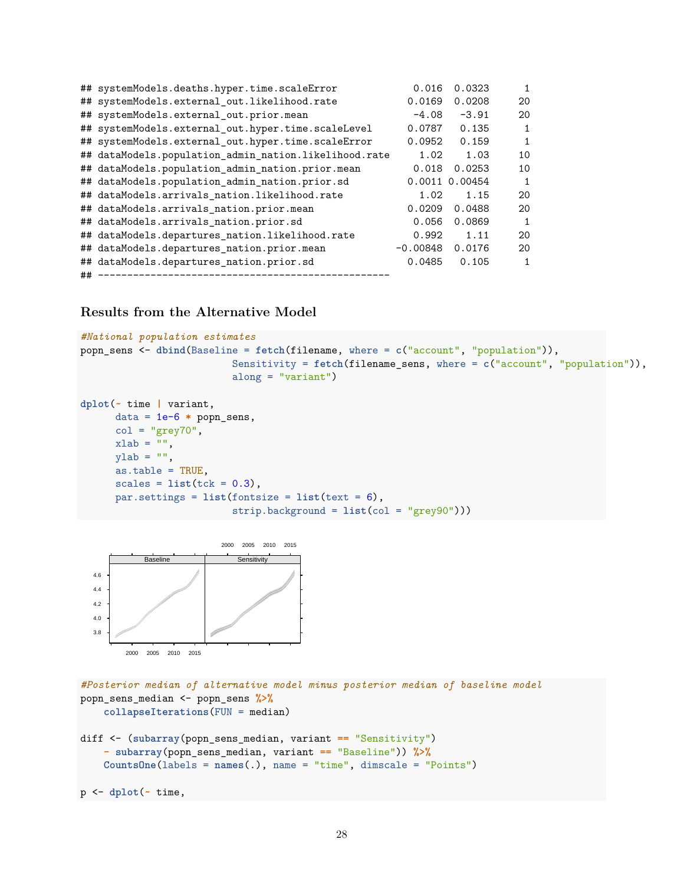```
## systemModels.deaths.hyper.time.scaleError            0.016  0.0323      1
## systemModels.external_out.likelihood.rate           0.0169  0.0208     20
## systemModels.external_out.prior.mean                 -4.08   -3.91     20
## systemModels.external_out.hyper.time.scaleLevel     0.0787   0.135      1
## systemModels.external_out.hyper.time.scaleError     0.0952   0.159      1
## dataModels.population_admin_nation.likelihood.rate    1.02    1.03     10
## dataModels.population_admin_nation.prior.mean        0.018  0.0253     10
## dataModels.population_admin_nation.prior.sd         0.0011 0.00454      1
## dataModels.arrivals_nation.likelihood.rate            1.02    1.15     20
## dataModels.arrivals_nation.prior.mean               0.0209  0.0488     20
## dataModels.arrivals_nation.prior.sd                  0.056  0.0869      1
## dataModels.departures_nation.likelihood.rate         0.992    1.11     20
## dataModels.departures_nation.prior.mean           -0.00848  0.0176     20
## dataModels.departures_nation.prior.sd               0.0485   0.105      1
## --------------------------------------------------
```

### Results from the Alternative Model

```
#National population estimates
popn_sens <- dbind(Baseline = fetch(filename, where = c("account", "population")),
                   Sensitivity = fetch(filename_sens, where = c("account", "population")),
                   along = "variant")

dplot(~ time | variant,
      data = 1e-6 * popn_sens,
      col = "grey70",
      xlab = "",
      ylab = "",
      as.table = TRUE,
      scales = list(tck = 0.3),
      par.settings = list(fontsize = list(text = 6),
                          strip.background = list(col = "grey90")))
```

```
#Posterior median of alternative model minus posterior median of baseline model
popn_sens_median <- popn_sens %>%
    collapseIterations(FUN = median)

diff <- (subarray(popn_sens_median, variant == "Sensitivity")
    - subarray(popn_sens_median, variant == "Baseline")) %>%
    CountsOne(labels = names(.), name = "time", dimscale = "Points")

p <- dplot(~ time,
```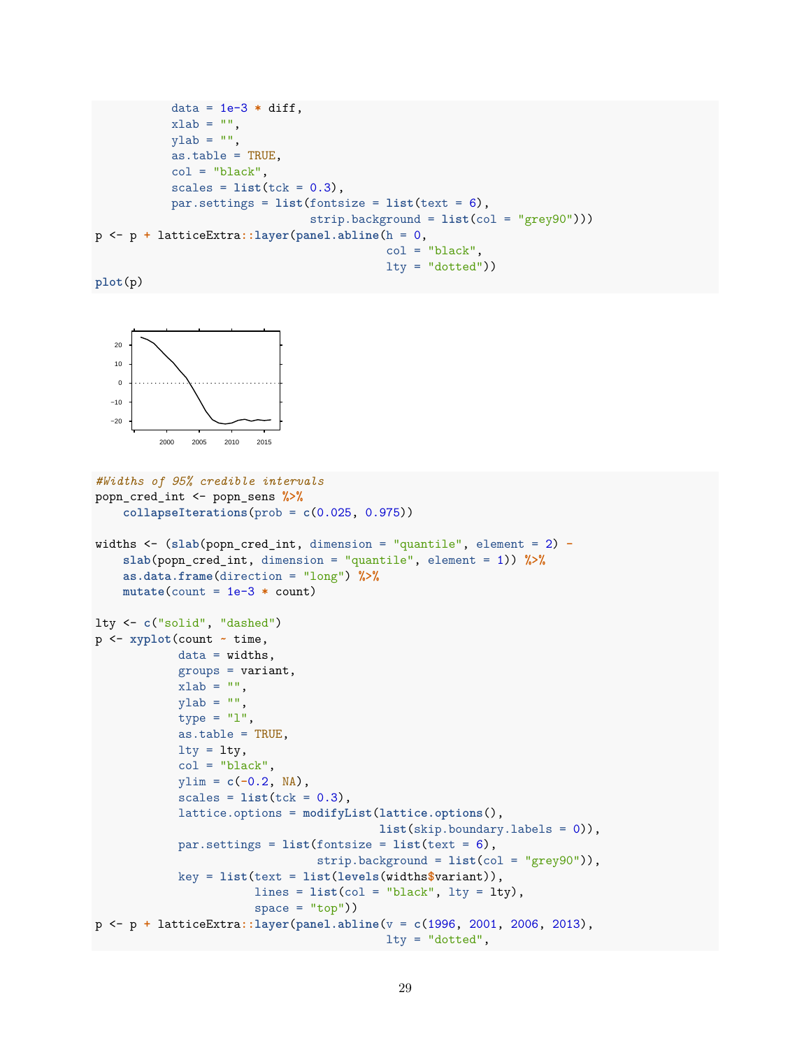```
           data = 1e-3 * diff,
           xlab = "",
           ylab = "",
           as.table = TRUE,
           col = "black",
           scales = list(tck = 0.3),
           par.settings = list(fontsize = list(text = 6),
                               strip.background = list(col = "grey90")))
p <- p + latticeExtra::layer(panel.abline(h = 0,
                                          col = "black",
                                          lty = "dotted"))
plot(p)
```

```
#Widths of 95% credible intervals
popn_cred_int <- popn_sens %>%
    collapseIterations(prob = c(0.025, 0.975))

widths <- (slab(popn_cred_int, dimension = "quantile", element = 2) -
    slab(popn_cred_int, dimension = "quantile", element = 1)) %>%
    as.data.frame(direction = "long") %>%
    mutate(count = 1e-3 * count)

lty <- c("solid", "dashed")
p <- xyplot(count ~ time,
            data = widths,
            groups = variant,
            xlab = "",
            ylab = "",
            type = "l",
            as.table = TRUE,
            lty = lty,
            col = "black",
            ylim = c(-0.2, NA),
            scales = list(tck = 0.3),
            lattice.options = modifyList(lattice.options(),
                                         list(skip.boundary.labels = 0)),
            par.settings = list(fontsize = list(text = 6),
                                strip.background = list(col = "grey90")),
            key = list(text = list(levels(widths$variant)),
                       lines = list(col = "black", lty = lty),
                       space = "top"))
p <- p + latticeExtra::layer(panel.abline(v = c(1996, 2001, 2006, 2013),
                                          lty = "dotted",
```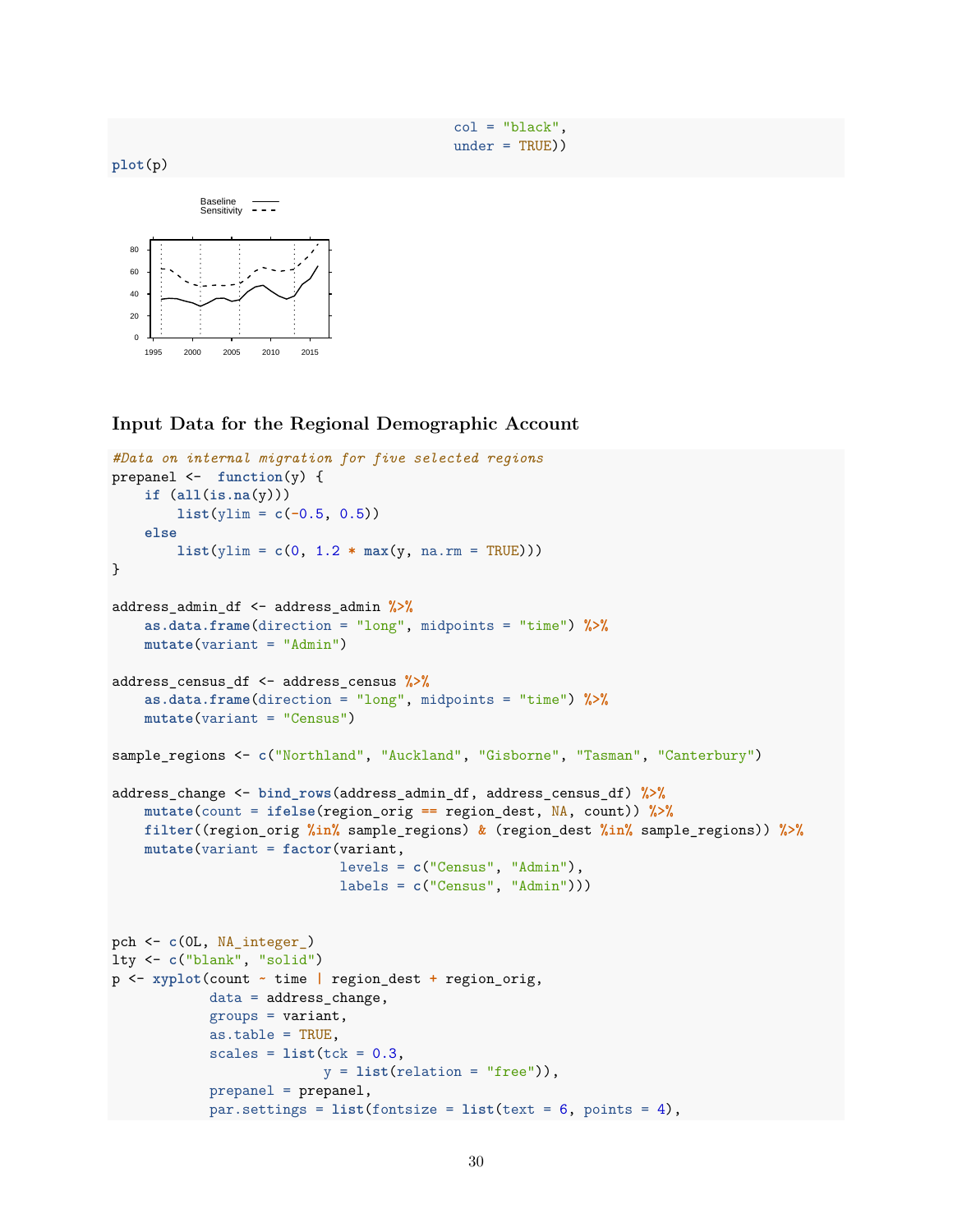```
                                          col = "black",
                                          under = TRUE))
plot(p)
```

## Input Data for the Regional Demographic Account

```
#Data on internal migration for five selected regions
prepanel <-  function(y) {
    if (all(is.na(y)))
        list(ylim = c(-0.5, 0.5))
    else
        list(ylim = c(0, 1.2 * max(y, na.rm = TRUE)))
}

address_admin_df <- address_admin %>%
    as.data.frame(direction = "long", midpoints = "time") %>%
    mutate(variant = "Admin")

address_census_df <- address_census %>%
    as.data.frame(direction = "long", midpoints = "time") %>%
    mutate(variant = "Census")

sample_regions <- c("Northland", "Auckland", "Gisborne", "Tasman", "Canterbury")

address_change <- bind_rows(address_admin_df, address_census_df) %>%
    mutate(count = ifelse(region_orig == region_dest, NA, count)) %>%
    filter((region_orig %in% sample_regions) & (region_dest %in% sample_regions)) %>%
    mutate(variant = factor(variant,
                            levels = c("Census", "Admin"),
                            labels = c("Census", "Admin")))


pch <- c(0L, NA_integer_)
lty <- c("blank", "solid")
p <- xyplot(count ~ time | region_dest + region_orig,
            data = address_change,
            groups = variant,
            as.table = TRUE,
            scales = list(tck = 0.3,
                          y = list(relation = "free")),
            prepanel = prepanel,
            par.settings = list(fontsize = list(text = 6, points = 4),
```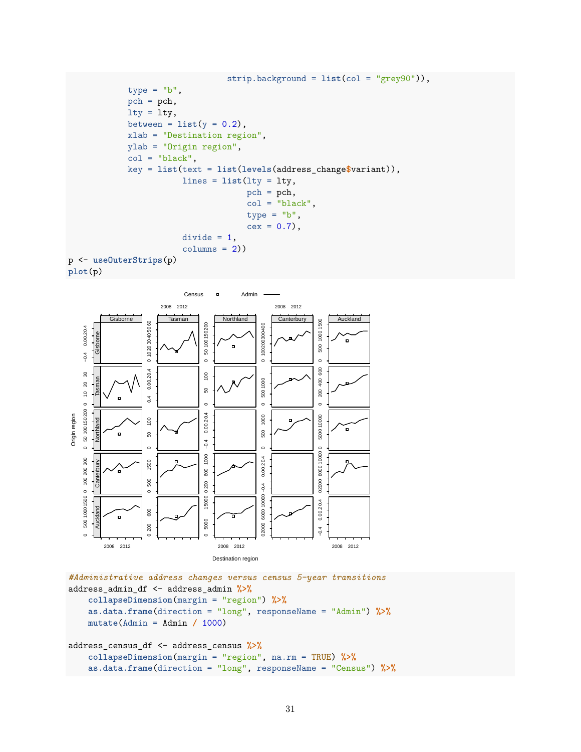```r
                                strip.background = list(col = "grey90")),
            type = "b",
            pch = pch,
            lty = lty,
            between = list(y = 0.2),
            xlab = "Destination region",
            ylab = "Origin region",
            col = "black",
            key = list(text = list(levels(address_change$variant)),
                       lines = list(lty = lty,
                                    pch = pch,
                                    col = "black",
                                    type = "b",
                                    cex = 0.7),
                       divide = 1,
                       columns = 2))
p <- useOuterStrips(p)
plot(p)
```

```r
#Administrative address changes versus census 5-year transitions
address_admin_df <- address_admin %>%
    collapseDimension(margin = "region") %>%
    as.data.frame(direction = "long", responseName = "Admin") %>%
    mutate(Admin = Admin / 1000)

address_census_df <- address_census %>%
    collapseDimension(margin = "region", na.rm = TRUE) %>%
    as.data.frame(direction = "long", responseName = "Census") %>%
```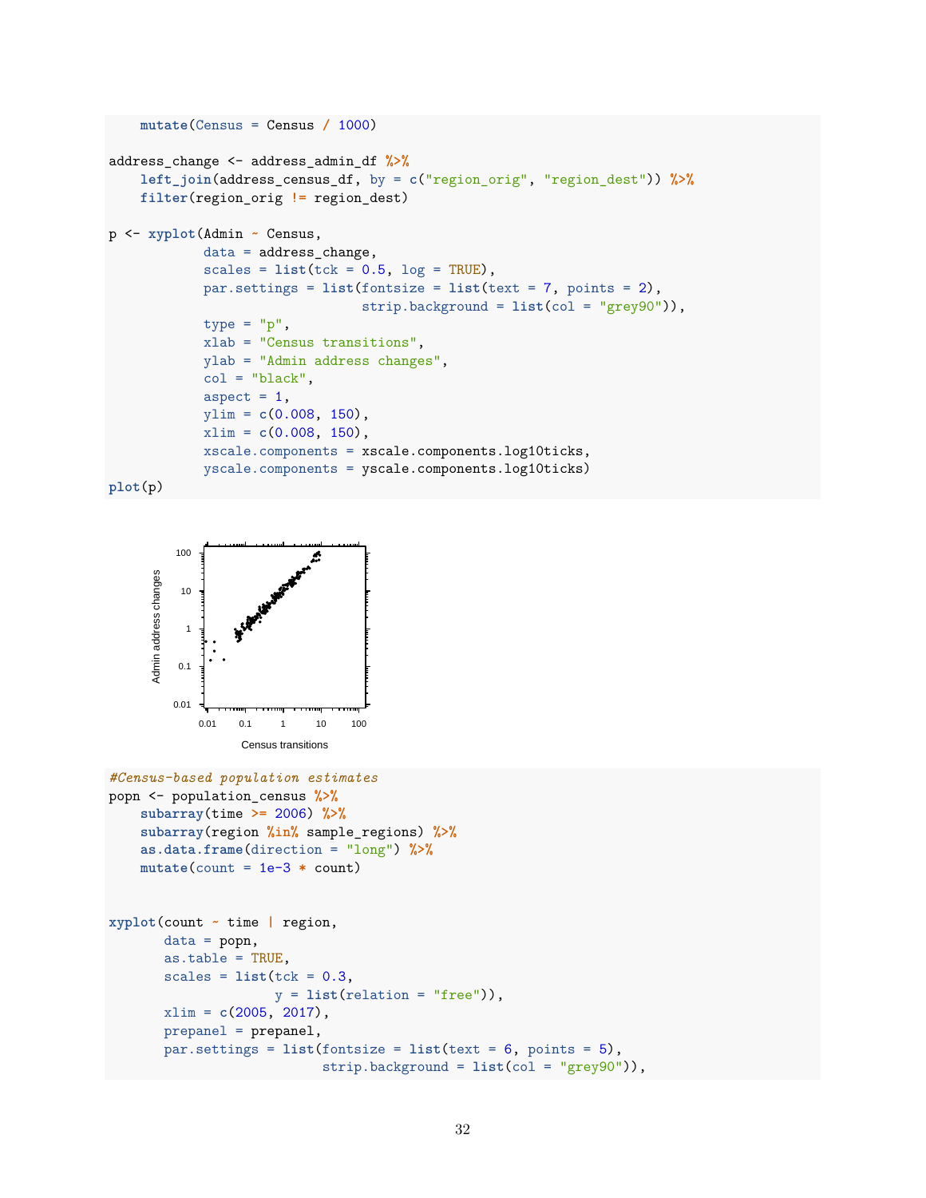```r
    mutate(Census = Census / 1000)

address_change <- address_admin_df %>%
    left_join(address_census_df, by = c("region_orig", "region_dest")) %>%
    filter(region_orig != region_dest)

p <- xyplot(Admin ~ Census,
            data = address_change,
            scales = list(tck = 0.5, log = TRUE),
            par.settings = list(fontsize = list(text = 7, points = 2),
                                strip.background = list(col = "grey90")),
            type = "p",
            xlab = "Census transitions",
            ylab = "Admin address changes",
            col = "black",
            aspect = 1,
            ylim = c(0.008, 150),
            xlim = c(0.008, 150),
            xscale.components = xscale.components.log10ticks,
            yscale.components = yscale.components.log10ticks)
plot(p)
```

```r
#Census-based population estimates
popn <- population_census %>%
    subarray(time >= 2006) %>%
    subarray(region %in% sample_regions) %>%
    as.data.frame(direction = "long") %>%
    mutate(count = 1e-3 * count)


xyplot(count ~ time | region,
       data = popn,
       as.table = TRUE,
       scales = list(tck = 0.3,
                     y = list(relation = "free")),
       xlim = c(2005, 2017),
       prepanel = prepanel,
       par.settings = list(fontsize = list(text = 6, points = 5),
                           strip.background = list(col = "grey90")),
```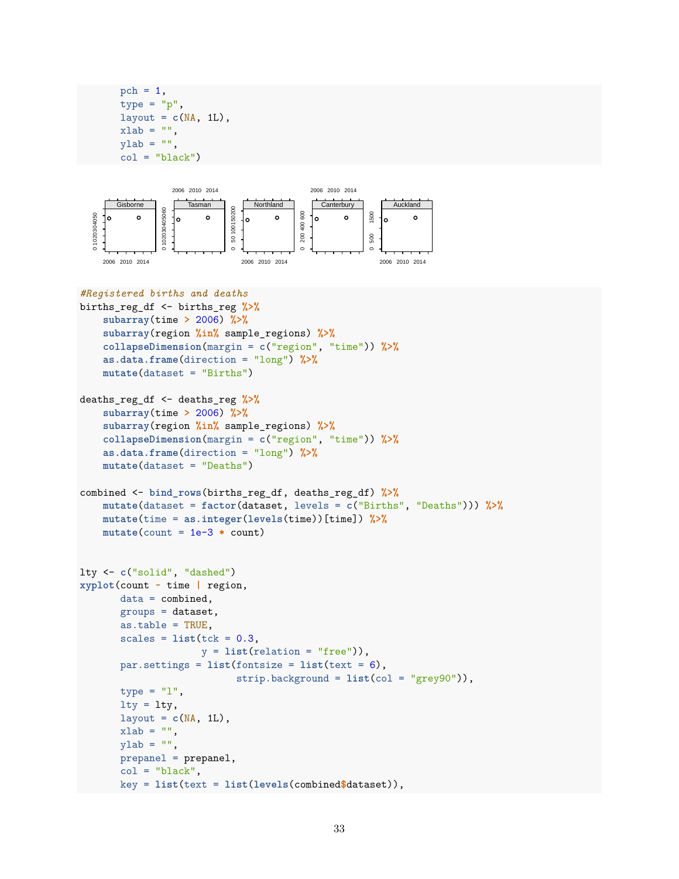```
       pch = 1,
       type = "p",
       layout = c(NA, 1L),
       xlab = "",
       ylab = "",
       col = "black")
```

```
#Registered births and deaths
births_reg_df <- births_reg %>%
    subarray(time > 2006) %>%
    subarray(region %in% sample_regions) %>%
    collapseDimension(margin = c("region", "time")) %>%
    as.data.frame(direction = "long") %>%
    mutate(dataset = "Births")

deaths_reg_df <- deaths_reg %>%
    subarray(time > 2006) %>%
    subarray(region %in% sample_regions) %>%
    collapseDimension(margin = c("region", "time")) %>%
    as.data.frame(direction = "long") %>%
    mutate(dataset = "Deaths")

combined <- bind_rows(births_reg_df, deaths_reg_df) %>%
    mutate(dataset = factor(dataset, levels = c("Births", "Deaths"))) %>%
    mutate(time = as.integer(levels(time))[time]) %>%
    mutate(count = 1e-3 * count)


lty <- c("solid", "dashed")
xyplot(count ~ time | region,
       data = combined,
       groups = dataset,
       as.table = TRUE,
       scales = list(tck = 0.3,
                     y = list(relation = "free")),
       par.settings = list(fontsize = list(text = 6),
                           strip.background = list(col = "grey90")),
       type = "l",
       lty = lty,
       layout = c(NA, 1L),
       xlab = "",
       ylab = "",
       prepanel = prepanel,
       col = "black",
       key = list(text = list(levels(combined$dataset)),
```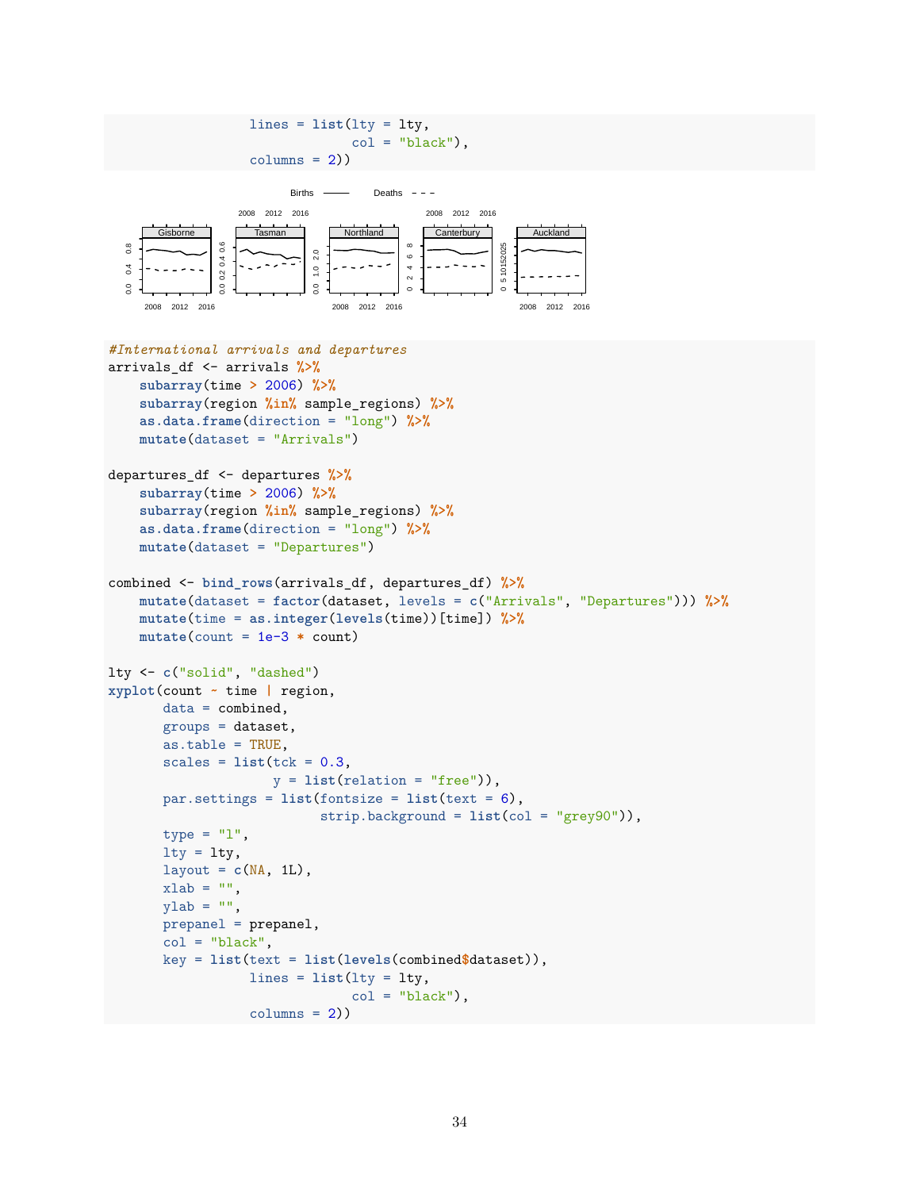```
                 lines = list(lty = lty,
                              col = "black"),
                 columns = 2))
```

```
#International arrivals and departures
arrivals_df <- arrivals %>%
    subarray(time > 2006) %>%
    subarray(region %in% sample_regions) %>%
    as.data.frame(direction = "long") %>%
    mutate(dataset = "Arrivals")

departures_df <- departures %>%
    subarray(time > 2006) %>%
    subarray(region %in% sample_regions) %>%
    as.data.frame(direction = "long") %>%
    mutate(dataset = "Departures")

combined <- bind_rows(arrivals_df, departures_df) %>%
    mutate(dataset = factor(dataset, levels = c("Arrivals", "Departures"))) %>%
    mutate(time = as.integer(levels(time))[time]) %>%
    mutate(count = 1e-3 * count)

lty <- c("solid", "dashed")
xyplot(count ~ time | region,
       data = combined,
       groups = dataset,
       as.table = TRUE,
       scales = list(tck = 0.3,
                     y = list(relation = "free")),
       par.settings = list(fontsize = list(text = 6),
                           strip.background = list(col = "grey90")),
       type = "l",
       lty = lty,
       layout = c(NA, 1L),
       xlab = "",
       ylab = "",
       prepanel = prepanel,
       col = "black",
       key = list(text = list(levels(combined$dataset)),
                  lines = list(lty = lty,
                               col = "black"),
                  columns = 2))
```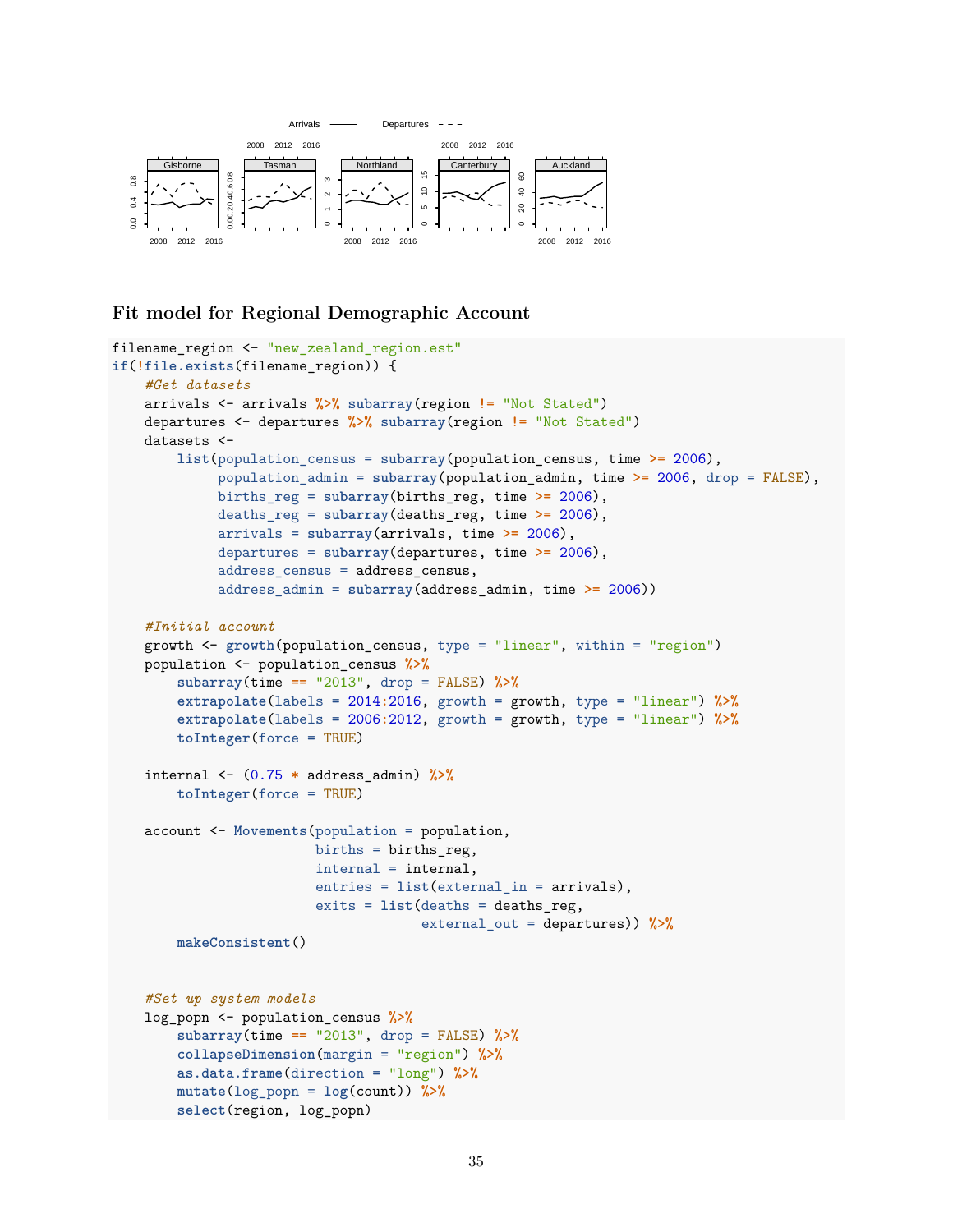## Fit model for Regional Demographic Account

```r
filename_region <- "new_zealand_region.est"
if(!file.exists(filename_region)) {
    #Get datasets
    arrivals <- arrivals %>% subarray(region != "Not Stated")
    departures <- departures %>% subarray(region != "Not Stated")
    datasets <-
        list(population_census = subarray(population_census, time >= 2006),
             population_admin = subarray(population_admin, time >= 2006, drop = FALSE),
             births_reg = subarray(births_reg, time >= 2006),
             deaths_reg = subarray(deaths_reg, time >= 2006),
             arrivals = subarray(arrivals, time >= 2006),
             departures = subarray(departures, time >= 2006),
             address_census = address_census,
             address_admin = subarray(address_admin, time >= 2006))

    #Initial account
    growth <- growth(population_census, type = "linear", within = "region")
    population <- population_census %>%
        subarray(time == "2013", drop = FALSE) %>%
        extrapolate(labels = 2014:2016, growth = growth, type = "linear") %>%
        extrapolate(labels = 2006:2012, growth = growth, type = "linear") %>%
        toInteger(force = TRUE)

    internal <- (0.75 * address_admin) %>%
        toInteger(force = TRUE)

    account <- Movements(population = population,
                         births = births_reg,
                         internal = internal,
                         entries = list(external_in = arrivals),
                         exits = list(deaths = deaths_reg,
                                      external_out = departures)) %>%
        makeConsistent()


    #Set up system models
    log_popn <- population_census %>%
        subarray(time == "2013", drop = FALSE) %>%
        collapseDimension(margin = "region") %>%
        as.data.frame(direction = "long") %>%
        mutate(log_popn = log(count)) %>%
        select(region, log_popn)
```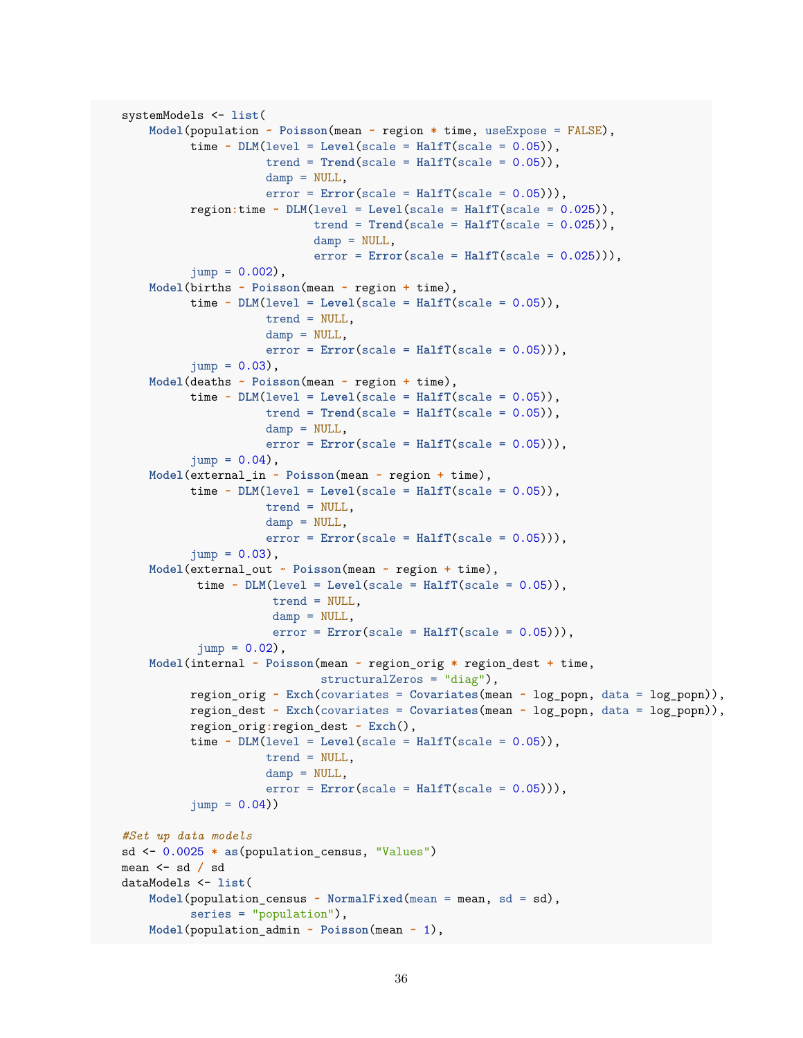```
systemModels <- list(
    Model(population ~ Poisson(mean ~ region * time, useExpose = FALSE),
          time ~ DLM(level = Level(scale = HalfT(scale = 0.05)),
                     trend = Trend(scale = HalfT(scale = 0.05)),
                     damp = NULL,
                     error = Error(scale = HalfT(scale = 0.05))),
          region:time ~ DLM(level = Level(scale = HalfT(scale = 0.025)),
                            trend = Trend(scale = HalfT(scale = 0.025)),
                            damp = NULL,
                            error = Error(scale = HalfT(scale = 0.025))),
          jump = 0.002),
    Model(births ~ Poisson(mean ~ region + time),
          time ~ DLM(level = Level(scale = HalfT(scale = 0.05)),
                     trend = NULL,
                     damp = NULL,
                     error = Error(scale = HalfT(scale = 0.05))),
          jump = 0.03),
    Model(deaths ~ Poisson(mean ~ region + time),
          time ~ DLM(level = Level(scale = HalfT(scale = 0.05)),
                     trend = Trend(scale = HalfT(scale = 0.05)),
                     damp = NULL,
                     error = Error(scale = HalfT(scale = 0.05))),
          jump = 0.04),
    Model(external_in ~ Poisson(mean ~ region + time),
          time ~ DLM(level = Level(scale = HalfT(scale = 0.05)),
                     trend = NULL,
                     damp = NULL,
                     error = Error(scale = HalfT(scale = 0.05))),
          jump = 0.03),
    Model(external_out ~ Poisson(mean ~ region + time),
           time ~ DLM(level = Level(scale = HalfT(scale = 0.05)),
                      trend = NULL,
                      damp = NULL,
                      error = Error(scale = HalfT(scale = 0.05))),
           jump = 0.02),
    Model(internal ~ Poisson(mean ~ region_orig * region_dest + time,
                             structuralZeros = "diag"),
          region_orig ~ Exch(covariates = Covariates(mean ~ log_popn, data = log_popn)),
          region_dest ~ Exch(covariates = Covariates(mean ~ log_popn, data = log_popn)),
          region_orig:region_dest ~ Exch(),
          time ~ DLM(level = Level(scale = HalfT(scale = 0.05)),
                     trend = NULL,
                     damp = NULL,
                     error = Error(scale = HalfT(scale = 0.05))),
          jump = 0.04))

#Set up data models
sd <- 0.0025 * as(population_census, "Values")
mean <- sd / sd
dataModels <- list(
    Model(population_census ~ NormalFixed(mean = mean, sd = sd),
          series = "population"),
    Model(population_admin ~ Poisson(mean ~ 1),
```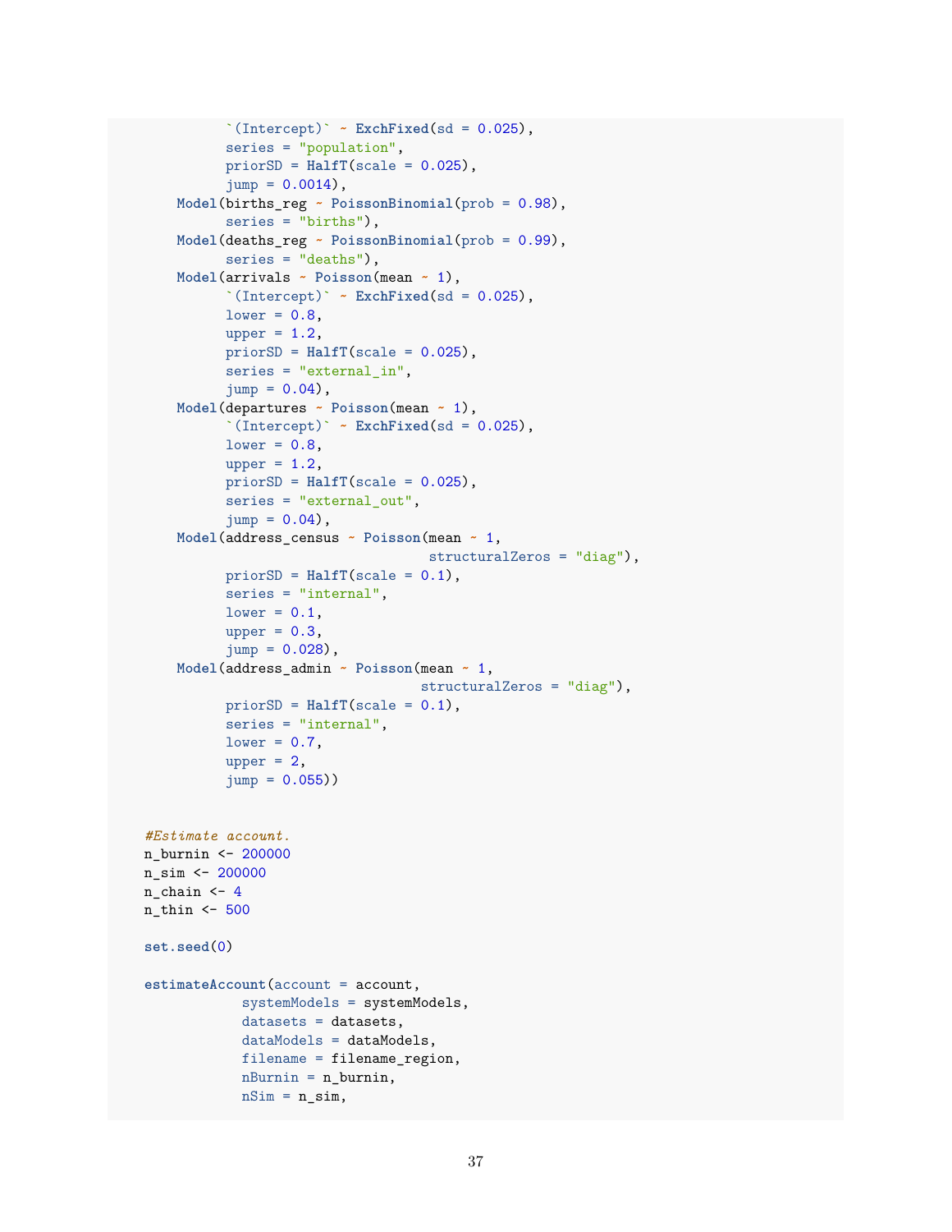```r
           `(Intercept)` ~ ExchFixed(sd = 0.025),
           series = "population",
           priorSD = HalfT(scale = 0.025),
           jump = 0.0014),
     Model(births_reg ~ PoissonBinomial(prob = 0.98),
           series = "births"),
     Model(deaths_reg ~ PoissonBinomial(prob = 0.99),
           series = "deaths"),
     Model(arrivals ~ Poisson(mean ~ 1),
           `(Intercept)` ~ ExchFixed(sd = 0.025),
           lower = 0.8,
           upper = 1.2,
           priorSD = HalfT(scale = 0.025),
           series = "external_in",
           jump = 0.04),
     Model(departures ~ Poisson(mean ~ 1),
           `(Intercept)` ~ ExchFixed(sd = 0.025),
           lower = 0.8,
           upper = 1.2,
           priorSD = HalfT(scale = 0.025),
           series = "external_out",
           jump = 0.04),
     Model(address_census ~ Poisson(mean ~ 1,
                                     structuralZeros = "diag"),
           priorSD = HalfT(scale = 0.1),
           series = "internal",
           lower = 0.1,
           upper = 0.3,
           jump = 0.028),
     Model(address_admin ~ Poisson(mean ~ 1,
                                    structuralZeros = "diag"),
           priorSD = HalfT(scale = 0.1),
           series = "internal",
           lower = 0.7,
           upper = 2,
           jump = 0.055))


#Estimate account.
n_burnin <- 200000
n_sim <- 200000
n_chain <- 4
n_thin <- 500

set.seed(0)

estimateAccount(account = account,
            systemModels = systemModels,
            datasets = datasets,
            dataModels = dataModels,
            filename = filename_region,
            nBurnin = n_burnin,
            nSim = n_sim,
```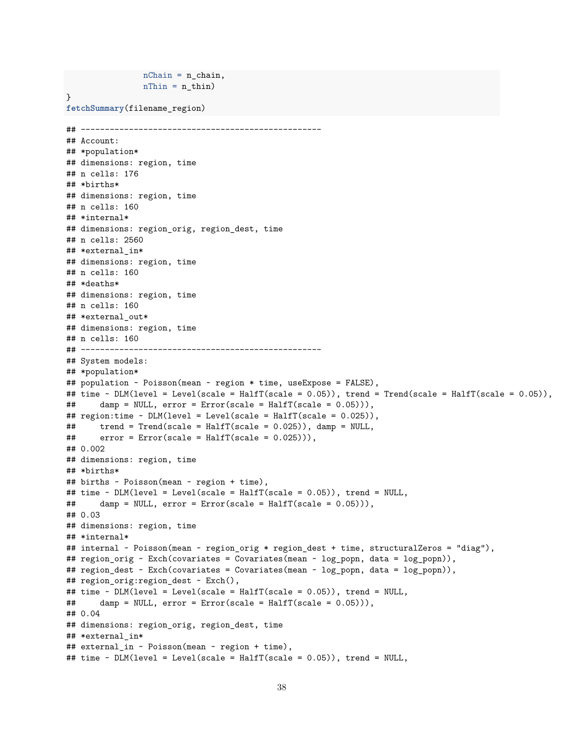```r
                nChain = n_chain,
                nThin = n_thin)
}
fetchSummary(filename_region)
```

```
## --------------------------------------------------
## Account:
## *population*
## dimensions: region, time
## n cells: 176
## *births*
## dimensions: region, time
## n cells: 160
## *internal*
## dimensions: region_orig, region_dest, time
## n cells: 2560
## *external_in*
## dimensions: region, time
## n cells: 160
## *deaths*
## dimensions: region, time
## n cells: 160
## *external_out*
## dimensions: region, time
## n cells: 160
## --------------------------------------------------
## System models:
## *population*
## population ~ Poisson(mean ~ region * time, useExpose = FALSE),
## time ~ DLM(level = Level(scale = HalfT(scale = 0.05)), trend = Trend(scale = HalfT(scale = 0.05)),
##     damp = NULL, error = Error(scale = HalfT(scale = 0.05))),
## region:time ~ DLM(level = Level(scale = HalfT(scale = 0.025)),
##     trend = Trend(scale = HalfT(scale = 0.025)), damp = NULL,
##     error = Error(scale = HalfT(scale = 0.025))),
## 0.002
## dimensions: region, time
## *births*
## births ~ Poisson(mean ~ region + time),
## time ~ DLM(level = Level(scale = HalfT(scale = 0.05)), trend = NULL,
##     damp = NULL, error = Error(scale = HalfT(scale = 0.05))),
## 0.03
## dimensions: region, time
## *internal*
## internal ~ Poisson(mean ~ region_orig * region_dest + time, structuralZeros = "diag"),
## region_orig ~ Exch(covariates = Covariates(mean ~ log_popn, data = log_popn)),
## region_dest ~ Exch(covariates = Covariates(mean ~ log_popn, data = log_popn)),
## region_orig:region_dest ~ Exch(),
## time ~ DLM(level = Level(scale = HalfT(scale = 0.05)), trend = NULL,
##     damp = NULL, error = Error(scale = HalfT(scale = 0.05))),
## 0.04
## dimensions: region_orig, region_dest, time
## *external_in*
## external_in ~ Poisson(mean ~ region + time),
## time ~ DLM(level = Level(scale = HalfT(scale = 0.05)), trend = NULL,
```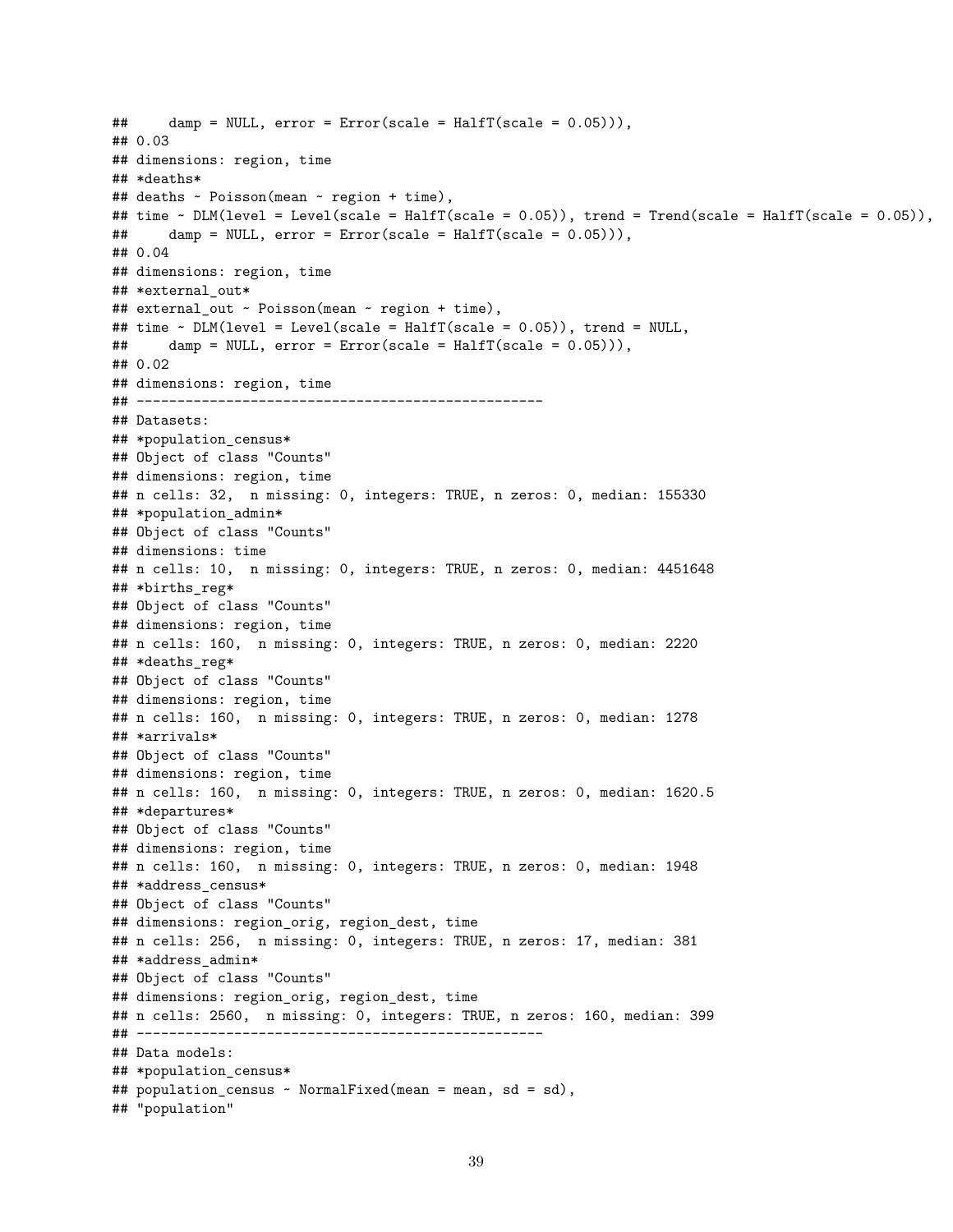```
##     damp = NULL, error = Error(scale = HalfT(scale = 0.05))),
## 0.03
## dimensions: region, time
## *deaths*
## deaths ~ Poisson(mean ~ region + time),
## time ~ DLM(level = Level(scale = HalfT(scale = 0.05)), trend = Trend(scale = HalfT(scale = 0.05)),
##     damp = NULL, error = Error(scale = HalfT(scale = 0.05))),
## 0.04
## dimensions: region, time
## *external_out*
## external_out ~ Poisson(mean ~ region + time),
## time ~ DLM(level = Level(scale = HalfT(scale = 0.05)), trend = NULL,
##     damp = NULL, error = Error(scale = HalfT(scale = 0.05))),
## 0.02
## dimensions: region, time
## --------------------------------------------------
## Datasets:
## *population_census*
## Object of class "Counts"
## dimensions: region, time
## n cells: 32,  n missing: 0, integers: TRUE, n zeros: 0, median: 155330
## *population_admin*
## Object of class "Counts"
## dimensions: time
## n cells: 10,  n missing: 0, integers: TRUE, n zeros: 0, median: 4451648
## *births_reg*
## Object of class "Counts"
## dimensions: region, time
## n cells: 160,  n missing: 0, integers: TRUE, n zeros: 0, median: 2220
## *deaths_reg*
## Object of class "Counts"
## dimensions: region, time
## n cells: 160,  n missing: 0, integers: TRUE, n zeros: 0, median: 1278
## *arrivals*
## Object of class "Counts"
## dimensions: region, time
## n cells: 160,  n missing: 0, integers: TRUE, n zeros: 0, median: 1620.5
## *departures*
## Object of class "Counts"
## dimensions: region, time
## n cells: 160,  n missing: 0, integers: TRUE, n zeros: 0, median: 1948
## *address_census*
## Object of class "Counts"
## dimensions: region_orig, region_dest, time
## n cells: 256,  n missing: 0, integers: TRUE, n zeros: 17, median: 381
## *address_admin*
## Object of class "Counts"
## dimensions: region_orig, region_dest, time
## n cells: 2560,  n missing: 0, integers: TRUE, n zeros: 160, median: 399
## --------------------------------------------------
## Data models:
## *population_census*
## population_census ~ NormalFixed(mean = mean, sd = sd),
## "population"
```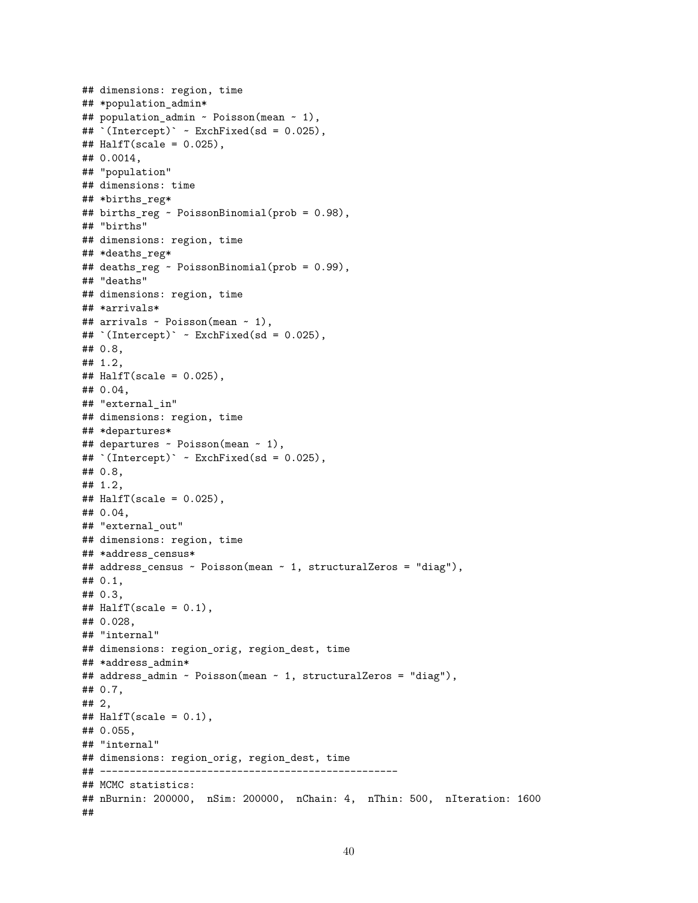```
## dimensions: region, time
## *population_admin*
## population_admin ~ Poisson(mean ~ 1),
## `(Intercept)` ~ ExchFixed(sd = 0.025),
## HalfT(scale = 0.025),
## 0.0014,
## "population"
## dimensions: time
## *births_reg*
## births_reg ~ PoissonBinomial(prob = 0.98),
## "births"
## dimensions: region, time
## *deaths_reg*
## deaths_reg ~ PoissonBinomial(prob = 0.99),
## "deaths"
## dimensions: region, time
## *arrivals*
## arrivals ~ Poisson(mean ~ 1),
## `(Intercept)` ~ ExchFixed(sd = 0.025),
## 0.8,
## 1.2,
## HalfT(scale = 0.025),
## 0.04,
## "external_in"
## dimensions: region, time
## *departures*
## departures ~ Poisson(mean ~ 1),
## `(Intercept)` ~ ExchFixed(sd = 0.025),
## 0.8,
## 1.2,
## HalfT(scale = 0.025),
## 0.04,
## "external_out"
## dimensions: region, time
## *address_census*
## address_census ~ Poisson(mean ~ 1, structuralZeros = "diag"),
## 0.1,
## 0.3,
## HalfT(scale = 0.1),
## 0.028,
## "internal"
## dimensions: region_orig, region_dest, time
## *address_admin*
## address_admin ~ Poisson(mean ~ 1, structuralZeros = "diag"),
## 0.7,
## 2,
## HalfT(scale = 0.1),
## 0.055,
## "internal"
## dimensions: region_orig, region_dest, time
## --------------------------------------------------
## MCMC statistics:
## nBurnin: 200000,  nSim: 200000,  nChain: 4,  nThin: 500,  nIteration: 1600
##
```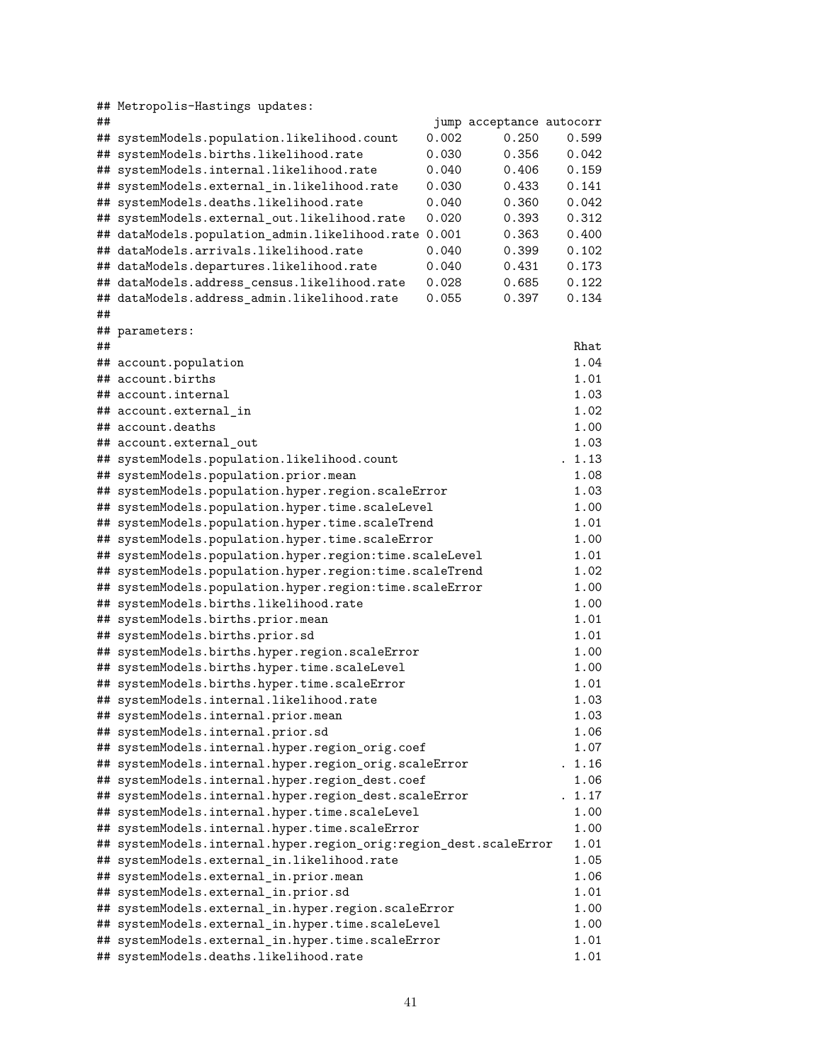```
## Metropolis-Hastings updates:
##                                              jump acceptance autocorr
## systemModels.population.likelihood.count    0.002      0.250    0.599
## systemModels.births.likelihood.rate         0.030      0.356    0.042
## systemModels.internal.likelihood.rate       0.040      0.406    0.159
## systemModels.external_in.likelihood.rate    0.030      0.433    0.141
## systemModels.deaths.likelihood.rate         0.040      0.360    0.042
## systemModels.external_out.likelihood.rate   0.020      0.393    0.312
## dataModels.population_admin.likelihood.rate 0.001      0.363    0.400
## dataModels.arrivals.likelihood.rate         0.040      0.399    0.102
## dataModels.departures.likelihood.rate       0.040      0.431    0.173
## dataModels.address_census.likelihood.rate   0.028      0.685    0.122
## dataModels.address_admin.likelihood.rate    0.055      0.397    0.134
##
## parameters:
##                                                                  Rhat
## account.population                                               1.04
## account.births                                                   1.01
## account.internal                                                 1.03
## account.external_in                                              1.02
## account.deaths                                                   1.00
## account.external_out                                             1.03
## systemModels.population.likelihood.count                       . 1.13
## systemModels.population.prior.mean                               1.08
## systemModels.population.hyper.region.scaleError                  1.03
## systemModels.population.hyper.time.scaleLevel                    1.00
## systemModels.population.hyper.time.scaleTrend                    1.01
## systemModels.population.hyper.time.scaleError                    1.00
## systemModels.population.hyper.region:time.scaleLevel             1.01
## systemModels.population.hyper.region:time.scaleTrend             1.02
## systemModels.population.hyper.region:time.scaleError             1.00
## systemModels.births.likelihood.rate                              1.00
## systemModels.births.prior.mean                                   1.01
## systemModels.births.prior.sd                                     1.01
## systemModels.births.hyper.region.scaleError                      1.00
## systemModels.births.hyper.time.scaleLevel                        1.00
## systemModels.births.hyper.time.scaleError                        1.01
## systemModels.internal.likelihood.rate                            1.03
## systemModels.internal.prior.mean                                 1.03
## systemModels.internal.prior.sd                                   1.06
## systemModels.internal.hyper.region_orig.coef                     1.07
## systemModels.internal.hyper.region_orig.scaleError             . 1.16
## systemModels.internal.hyper.region_dest.coef                     1.06
## systemModels.internal.hyper.region_dest.scaleError             . 1.17
## systemModels.internal.hyper.time.scaleLevel                      1.00
## systemModels.internal.hyper.time.scaleError                      1.00
## systemModels.internal.hyper.region_orig:region_dest.scaleError   1.01
## systemModels.external_in.likelihood.rate                         1.05
## systemModels.external_in.prior.mean                              1.06
## systemModels.external_in.prior.sd                                1.01
## systemModels.external_in.hyper.region.scaleError                 1.00
## systemModels.external_in.hyper.time.scaleLevel                   1.00
## systemModels.external_in.hyper.time.scaleError                   1.01
## systemModels.deaths.likelihood.rate                              1.01
```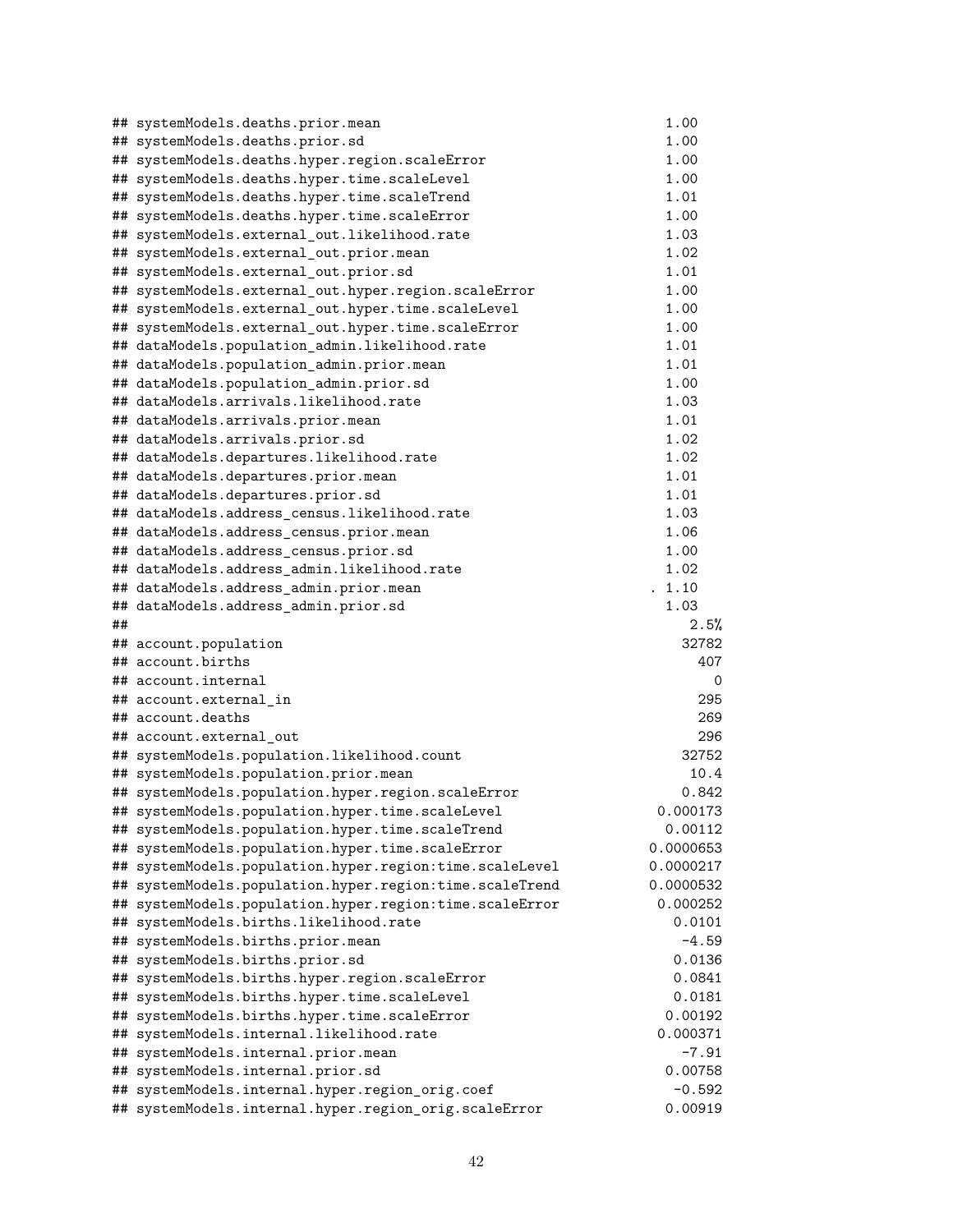```
## systemModels.deaths.prior.mean                              1.00
## systemModels.deaths.prior.sd                                1.00
## systemModels.deaths.hyper.region.scaleError                 1.00
## systemModels.deaths.hyper.time.scaleLevel                   1.00
## systemModels.deaths.hyper.time.scaleTrend                   1.01
## systemModels.deaths.hyper.time.scaleError                   1.00
## systemModels.external_out.likelihood.rate                   1.03
## systemModels.external_out.prior.mean                        1.02
## systemModels.external_out.prior.sd                          1.01
## systemModels.external_out.hyper.region.scaleError           1.00
## systemModels.external_out.hyper.time.scaleLevel             1.00
## systemModels.external_out.hyper.time.scaleError             1.00
## dataModels.population_admin.likelihood.rate                 1.01
## dataModels.population_admin.prior.mean                      1.01
## dataModels.population_admin.prior.sd                        1.00
## dataModels.arrivals.likelihood.rate                         1.03
## dataModels.arrivals.prior.mean                              1.01
## dataModels.arrivals.prior.sd                                1.02
## dataModels.departures.likelihood.rate                       1.02
## dataModels.departures.prior.mean                            1.01
## dataModels.departures.prior.sd                              1.01
## dataModels.address_census.likelihood.rate                   1.03
## dataModels.address_census.prior.mean                        1.06
## dataModels.address_census.prior.sd                          1.00
## dataModels.address_admin.likelihood.rate                    1.02
## dataModels.address_admin.prior.mean                       . 1.10
## dataModels.address_admin.prior.sd                           1.03
##                                                                2.5%
## account.population                                            32782
## account.births                                                  407
## account.internal                                                  0
## account.external_in                                             295
## account.deaths                                                  269
## account.external_out                                            296
## systemModels.population.likelihood.count                      32752
## systemModels.population.prior.mean                             10.4
## systemModels.population.hyper.region.scaleError               0.842
## systemModels.population.hyper.time.scaleLevel              0.000173
## systemModels.population.hyper.time.scaleTrend               0.00112
## systemModels.population.hyper.time.scaleError             0.0000653
## systemModels.population.hyper.region:time.scaleLevel      0.0000217
## systemModels.population.hyper.region:time.scaleTrend      0.0000532
## systemModels.population.hyper.region:time.scaleError       0.000252
## systemModels.births.likelihood.rate                          0.0101
## systemModels.births.prior.mean                                -4.59
## systemModels.births.prior.sd                                 0.0136
## systemModels.births.hyper.region.scaleError                  0.0841
## systemModels.births.hyper.time.scaleLevel                    0.0181
## systemModels.births.hyper.time.scaleError                   0.00192
## systemModels.internal.likelihood.rate                      0.000371
## systemModels.internal.prior.mean                              -7.91
## systemModels.internal.prior.sd                              0.00758
## systemModels.internal.hyper.region_orig.coef                 -0.592
## systemModels.internal.hyper.region_orig.scaleError          0.00919
```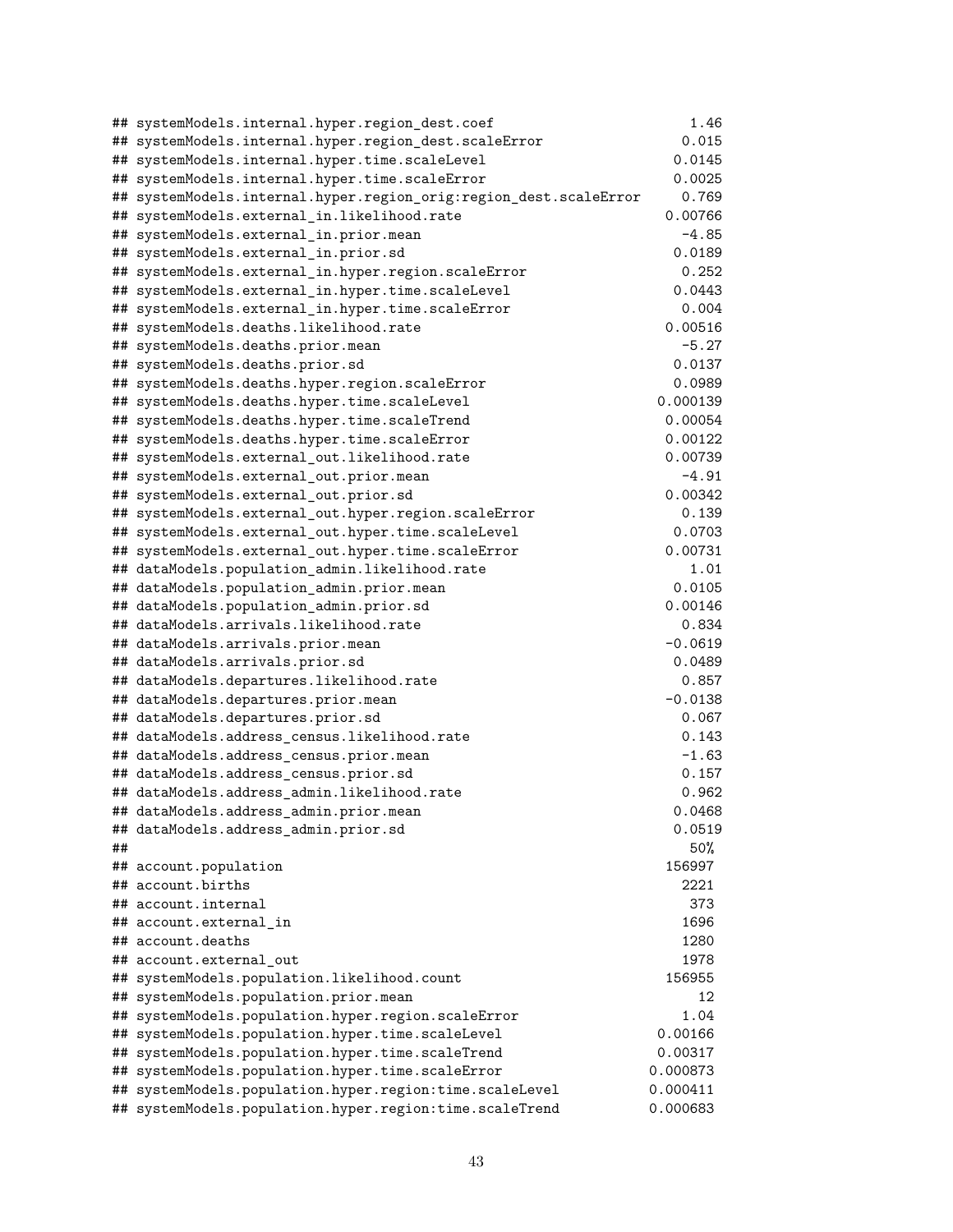```
## systemModels.internal.hyper.region_dest.coef                          1.46
## systemModels.internal.hyper.region_dest.scaleError                    0.015
## systemModels.internal.hyper.time.scaleLevel                          0.0145
## systemModels.internal.hyper.time.scaleError                          0.0025
## systemModels.internal.hyper.region_orig:region_dest.scaleError        0.769
## systemModels.external_in.likelihood.rate                            0.00766
## systemModels.external_in.prior.mean                                   -4.85
## systemModels.external_in.prior.sd                                    0.0189
## systemModels.external_in.hyper.region.scaleError                      0.252
## systemModels.external_in.hyper.time.scaleLevel                       0.0443
## systemModels.external_in.hyper.time.scaleError                        0.004
## systemModels.deaths.likelihood.rate                                 0.00516
## systemModels.deaths.prior.mean                                        -5.27
## systemModels.deaths.prior.sd                                         0.0137
## systemModels.deaths.hyper.region.scaleError                          0.0989
## systemModels.deaths.hyper.time.scaleLevel                          0.000139
## systemModels.deaths.hyper.time.scaleTrend                           0.00054
## systemModels.deaths.hyper.time.scaleError                           0.00122
## systemModels.external_out.likelihood.rate                           0.00739
## systemModels.external_out.prior.mean                                  -4.91
## systemModels.external_out.prior.sd                                  0.00342
## systemModels.external_out.hyper.region.scaleError                     0.139
## systemModels.external_out.hyper.time.scaleLevel                      0.0703
## systemModels.external_out.hyper.time.scaleError                     0.00731
## dataModels.population_admin.likelihood.rate                            1.01
## dataModels.population_admin.prior.mean                               0.0105
## dataModels.population_admin.prior.sd                                0.00146
## dataModels.arrivals.likelihood.rate                                   0.834
## dataModels.arrivals.prior.mean                                      -0.0619
## dataModels.arrivals.prior.sd                                         0.0489
## dataModels.departures.likelihood.rate                                 0.857
## dataModels.departures.prior.mean                                    -0.0138
## dataModels.departures.prior.sd                                        0.067
## dataModels.address_census.likelihood.rate                             0.143
## dataModels.address_census.prior.mean                                  -1.63
## dataModels.address_census.prior.sd                                    0.157
## dataModels.address_admin.likelihood.rate                              0.962
## dataModels.address_admin.prior.mean                                  0.0468
## dataModels.address_admin.prior.sd                                    0.0519
##                                                                        50%
## account.population                                                  156997
## account.births                                                        2221
## account.internal                                                       373
## account.external_in                                                   1696
## account.deaths                                                        1280
## account.external_out                                                  1978
## systemModels.population.likelihood.count                            156955
## systemModels.population.prior.mean                                      12
## systemModels.population.hyper.region.scaleError                       1.04
## systemModels.population.hyper.time.scaleLevel                      0.00166
## systemModels.population.hyper.time.scaleTrend                      0.00317
## systemModels.population.hyper.time.scaleError                     0.000873
## systemModels.population.hyper.region:time.scaleLevel              0.000411
## systemModels.population.hyper.region:time.scaleTrend              0.000683
```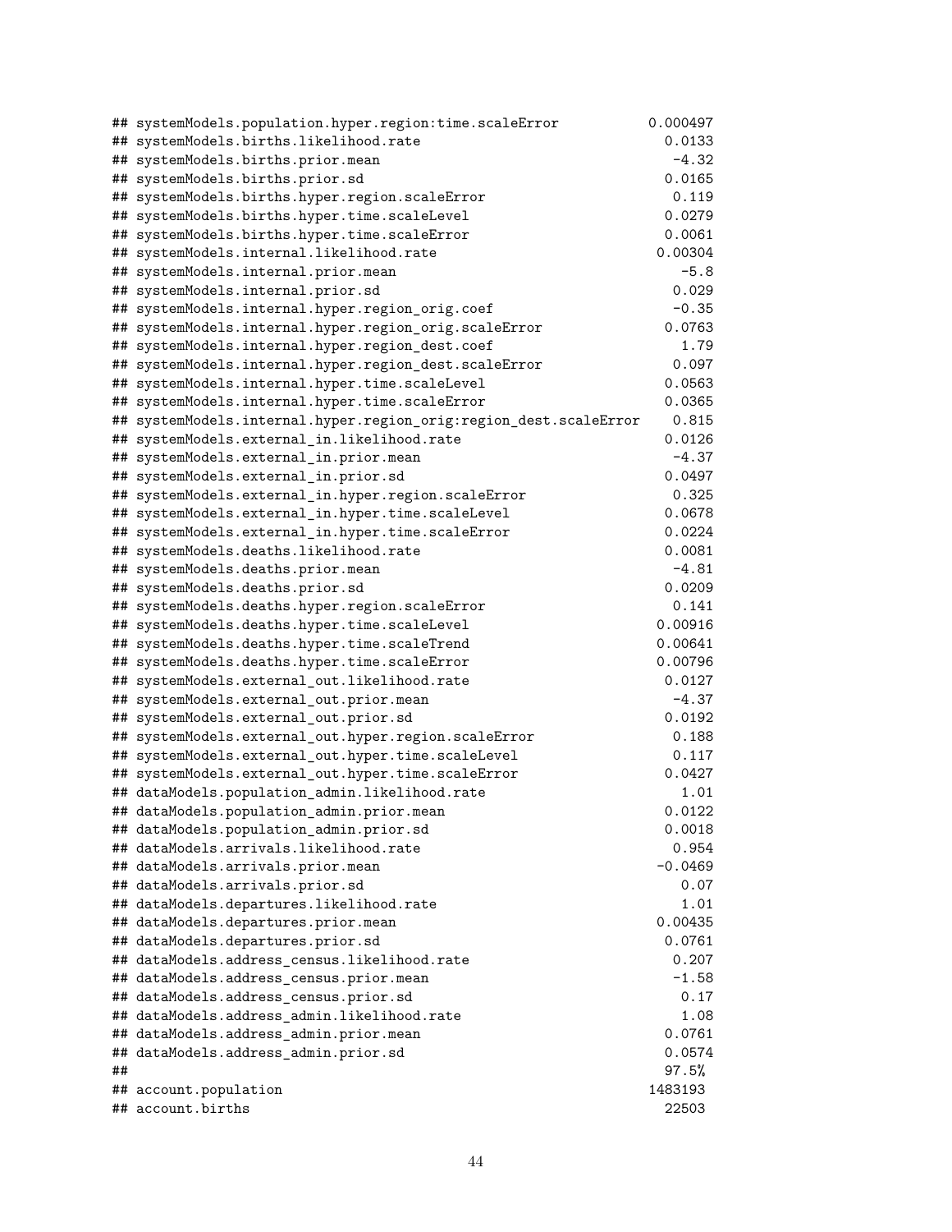```
## systemModels.population.hyper.region:time.scaleError           0.000497
## systemModels.births.likelihood.rate                               0.0133
## systemModels.births.prior.mean                                     -4.32
## systemModels.births.prior.sd                                      0.0165
## systemModels.births.hyper.region.scaleError                        0.119
## systemModels.births.hyper.time.scaleLevel                         0.0279
## systemModels.births.hyper.time.scaleError                         0.0061
## systemModels.internal.likelihood.rate                            0.00304
## systemModels.internal.prior.mean                                    -5.8
## systemModels.internal.prior.sd                                     0.029
## systemModels.internal.hyper.region_orig.coef                       -0.35
## systemModels.internal.hyper.region_orig.scaleError                0.0763
## systemModels.internal.hyper.region_dest.coef                        1.79
## systemModels.internal.hyper.region_dest.scaleError                 0.097
## systemModels.internal.hyper.time.scaleLevel                       0.0563
## systemModels.internal.hyper.time.scaleError                       0.0365
## systemModels.internal.hyper.region_orig:region_dest.scaleError     0.815
## systemModels.external_in.likelihood.rate                          0.0126
## systemModels.external_in.prior.mean                                -4.37
## systemModels.external_in.prior.sd                                 0.0497
## systemModels.external_in.hyper.region.scaleError                   0.325
## systemModels.external_in.hyper.time.scaleLevel                    0.0678
## systemModels.external_in.hyper.time.scaleError                    0.0224
## systemModels.deaths.likelihood.rate                               0.0081
## systemModels.deaths.prior.mean                                     -4.81
## systemModels.deaths.prior.sd                                      0.0209
## systemModels.deaths.hyper.region.scaleError                        0.141
## systemModels.deaths.hyper.time.scaleLevel                        0.00916
## systemModels.deaths.hyper.time.scaleTrend                        0.00641
## systemModels.deaths.hyper.time.scaleError                        0.00796
## systemModels.external_out.likelihood.rate                         0.0127
## systemModels.external_out.prior.mean                               -4.37
## systemModels.external_out.prior.sd                                0.0192
## systemModels.external_out.hyper.region.scaleError                  0.188
## systemModels.external_out.hyper.time.scaleLevel                    0.117
## systemModels.external_out.hyper.time.scaleError                   0.0427
## dataModels.population_admin.likelihood.rate                         1.01
## dataModels.population_admin.prior.mean                            0.0122
## dataModels.population_admin.prior.sd                              0.0018
## dataModels.arrivals.likelihood.rate                                0.954
## dataModels.arrivals.prior.mean                                   -0.0469
## dataModels.arrivals.prior.sd                                        0.07
## dataModels.departures.likelihood.rate                               1.01
## dataModels.departures.prior.mean                                 0.00435
## dataModels.departures.prior.sd                                    0.0761
## dataModels.address_census.likelihood.rate                          0.207
## dataModels.address_census.prior.mean                               -1.58
## dataModels.address_census.prior.sd                                  0.17
## dataModels.address_admin.likelihood.rate                            1.08
## dataModels.address_admin.prior.mean                               0.0761
## dataModels.address_admin.prior.sd                                 0.0574
##                                                                   97.5%
## account.population                                               1483193
## account.births                                                     22503
```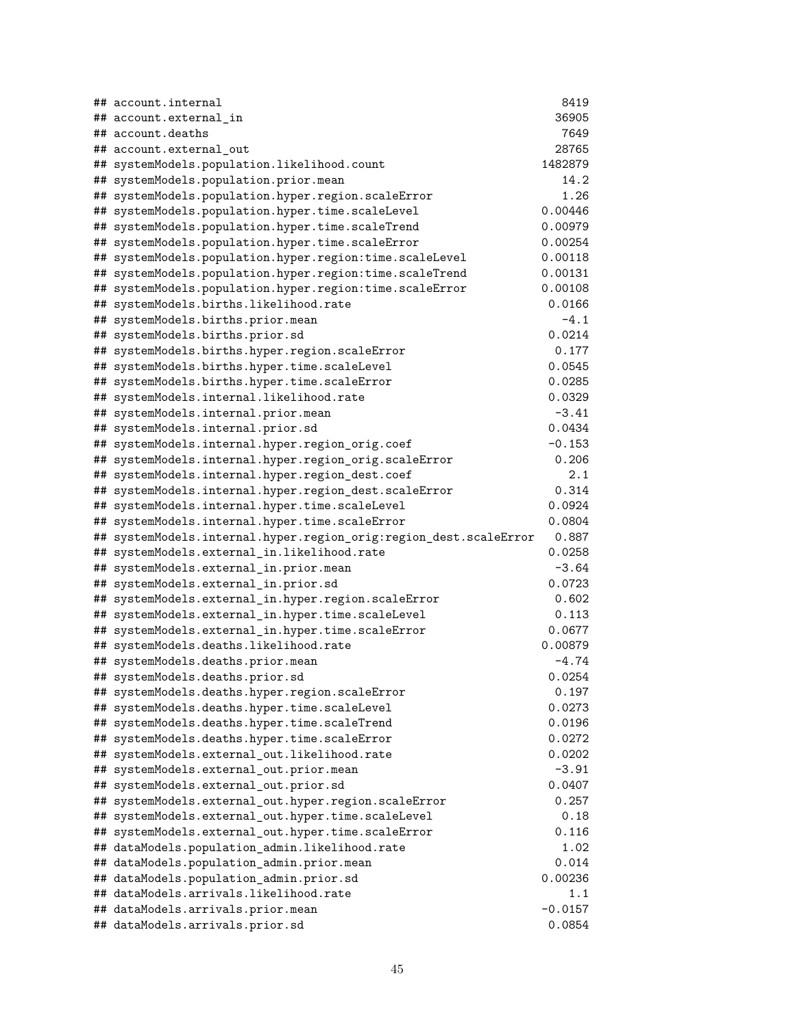```
## account.internal                                                      8419
## account.external_in                                                  36905
## account.deaths                                                        7649
## account.external_out                                                 28765
## systemModels.population.likelihood.count                           1482879
## systemModels.population.prior.mean                                    14.2
## systemModels.population.hyper.region.scaleError                       1.26
## systemModels.population.hyper.time.scaleLevel                      0.00446
## systemModels.population.hyper.time.scaleTrend                      0.00979
## systemModels.population.hyper.time.scaleError                      0.00254
## systemModels.population.hyper.region:time.scaleLevel               0.00118
## systemModels.population.hyper.region:time.scaleTrend               0.00131
## systemModels.population.hyper.region:time.scaleError               0.00108
## systemModels.births.likelihood.rate                                 0.0166
## systemModels.births.prior.mean                                        -4.1
## systemModels.births.prior.sd                                        0.0214
## systemModels.births.hyper.region.scaleError                          0.177
## systemModels.births.hyper.time.scaleLevel                           0.0545
## systemModels.births.hyper.time.scaleError                           0.0285
## systemModels.internal.likelihood.rate                               0.0329
## systemModels.internal.prior.mean                                     -3.41
## systemModels.internal.prior.sd                                      0.0434
## systemModels.internal.hyper.region_orig.coef                        -0.153
## systemModels.internal.hyper.region_orig.scaleError                   0.206
## systemModels.internal.hyper.region_dest.coef                           2.1
## systemModels.internal.hyper.region_dest.scaleError                   0.314
## systemModels.internal.hyper.time.scaleLevel                         0.0924
## systemModels.internal.hyper.time.scaleError                         0.0804
## systemModels.internal.hyper.region_orig:region_dest.scaleError       0.887
## systemModels.external_in.likelihood.rate                            0.0258
## systemModels.external_in.prior.mean                                  -3.64
## systemModels.external_in.prior.sd                                   0.0723
## systemModels.external_in.hyper.region.scaleError                     0.602
## systemModels.external_in.hyper.time.scaleLevel                       0.113
## systemModels.external_in.hyper.time.scaleError                      0.0677
## systemModels.deaths.likelihood.rate                                0.00879
## systemModels.deaths.prior.mean                                       -4.74
## systemModels.deaths.prior.sd                                        0.0254
## systemModels.deaths.hyper.region.scaleError                          0.197
## systemModels.deaths.hyper.time.scaleLevel                           0.0273
## systemModels.deaths.hyper.time.scaleTrend                           0.0196
## systemModels.deaths.hyper.time.scaleError                           0.0272
## systemModels.external_out.likelihood.rate                           0.0202
## systemModels.external_out.prior.mean                                 -3.91
## systemModels.external_out.prior.sd                                  0.0407
## systemModels.external_out.hyper.region.scaleError                    0.257
## systemModels.external_out.hyper.time.scaleLevel                       0.18
## systemModels.external_out.hyper.time.scaleError                      0.116
## dataModels.population_admin.likelihood.rate                           1.02
## dataModels.population_admin.prior.mean                               0.014
## dataModels.population_admin.prior.sd                               0.00236
## dataModels.arrivals.likelihood.rate                                    1.1
## dataModels.arrivals.prior.mean                                     -0.0157
## dataModels.arrivals.prior.sd                                        0.0854
```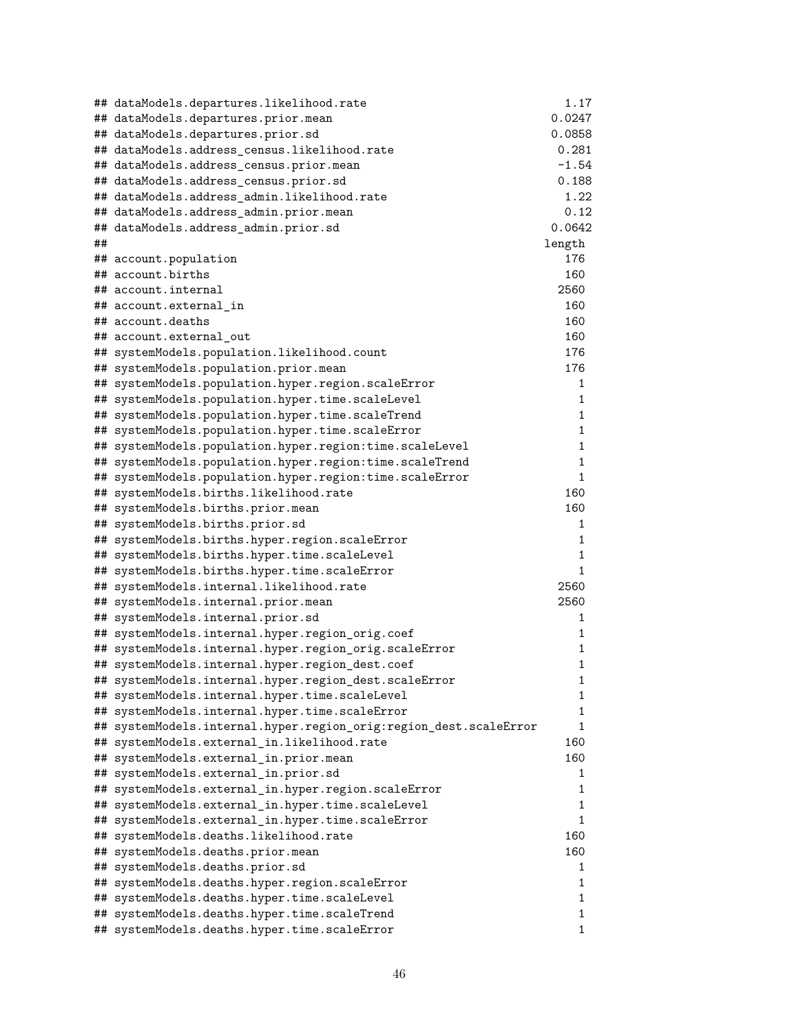```
## dataModels.departures.likelihood.rate                              1.17
## dataModels.departures.prior.mean                                 0.0247
## dataModels.departures.prior.sd                                   0.0858
## dataModels.address_census.likelihood.rate                         0.281
## dataModels.address_census.prior.mean                              -1.54
## dataModels.address_census.prior.sd                                0.188
## dataModels.address_admin.likelihood.rate                           1.22
## dataModels.address_admin.prior.mean                                0.12
## dataModels.address_admin.prior.sd                                0.0642
##                                                                 length
## account.population                                                176
## account.births                                                    160
## account.internal                                                 2560
## account.external_in                                               160
## account.deaths                                                    160
## account.external_out                                              160
## systemModels.population.likelihood.count                          176
## systemModels.population.prior.mean                                176
## systemModels.population.hyper.region.scaleError                     1
## systemModels.population.hyper.time.scaleLevel                       1
## systemModels.population.hyper.time.scaleTrend                       1
## systemModels.population.hyper.time.scaleError                       1
## systemModels.population.hyper.region:time.scaleLevel                1
## systemModels.population.hyper.region:time.scaleTrend                1
## systemModels.population.hyper.region:time.scaleError                1
## systemModels.births.likelihood.rate                               160
## systemModels.births.prior.mean                                    160
## systemModels.births.prior.sd                                        1
## systemModels.births.hyper.region.scaleError                         1
## systemModels.births.hyper.time.scaleLevel                           1
## systemModels.births.hyper.time.scaleError                           1
## systemModels.internal.likelihood.rate                            2560
## systemModels.internal.prior.mean                                 2560
## systemModels.internal.prior.sd                                      1
## systemModels.internal.hyper.region_orig.coef                        1
## systemModels.internal.hyper.region_orig.scaleError                  1
## systemModels.internal.hyper.region_dest.coef                        1
## systemModels.internal.hyper.region_dest.scaleError                  1
## systemModels.internal.hyper.time.scaleLevel                         1
## systemModels.internal.hyper.time.scaleError                         1
## systemModels.internal.hyper.region_orig:region_dest.scaleError      1
## systemModels.external_in.likelihood.rate                          160
## systemModels.external_in.prior.mean                               160
## systemModels.external_in.prior.sd                                   1
## systemModels.external_in.hyper.region.scaleError                    1
## systemModels.external_in.hyper.time.scaleLevel                      1
## systemModels.external_in.hyper.time.scaleError                      1
## systemModels.deaths.likelihood.rate                               160
## systemModels.deaths.prior.mean                                    160
## systemModels.deaths.prior.sd                                        1
## systemModels.deaths.hyper.region.scaleError                         1
## systemModels.deaths.hyper.time.scaleLevel                           1
## systemModels.deaths.hyper.time.scaleTrend                           1
## systemModels.deaths.hyper.time.scaleError                           1
```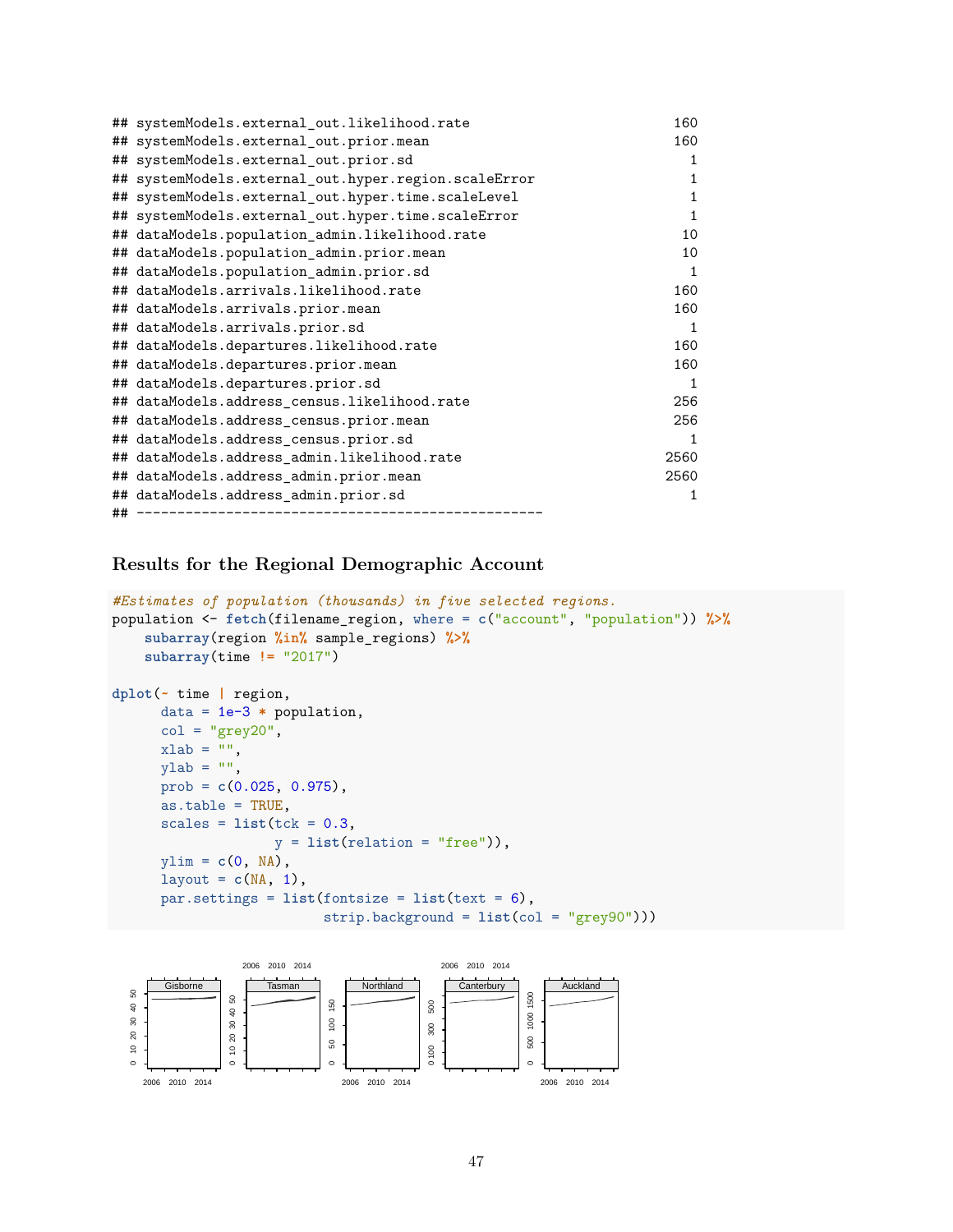```
## systemModels.external_out.likelihood.rate                                  160
## systemModels.external_out.prior.mean                                       160
## systemModels.external_out.prior.sd                                           1
## systemModels.external_out.hyper.region.scaleError                            1
## systemModels.external_out.hyper.time.scaleLevel                              1
## systemModels.external_out.hyper.time.scaleError                              1
## dataModels.population_admin.likelihood.rate                                 10
## dataModels.population_admin.prior.mean                                      10
## dataModels.population_admin.prior.sd                                         1
## dataModels.arrivals.likelihood.rate                                        160
## dataModels.arrivals.prior.mean                                             160
## dataModels.arrivals.prior.sd                                                 1
## dataModels.departures.likelihood.rate                                      160
## dataModels.departures.prior.mean                                           160
## dataModels.departures.prior.sd                                               1
## dataModels.address_census.likelihood.rate                                  256
## dataModels.address_census.prior.mean                                       256
## dataModels.address_census.prior.sd                                           1
## dataModels.address_admin.likelihood.rate                                  2560
## dataModels.address_admin.prior.mean                                       2560
## dataModels.address_admin.prior.sd                                            1
## --------------------------------------------------
```

### Results for the Regional Demographic Account

```
#Estimates of population (thousands) in five selected regions.
population <- fetch(filename_region, where = c("account", "population")) %>%
    subarray(region %in% sample_regions) %>%
    subarray(time != "2017")

dplot(~ time | region,
      data = 1e-3 * population,
      col = "grey20",
      xlab = "",
      ylab = "",
      prob = c(0.025, 0.975),
      as.table = TRUE,
      scales = list(tck = 0.3,
                    y = list(relation = "free")),
      ylim = c(0, NA),
      layout = c(NA, 1),
      par.settings = list(fontsize = list(text = 6),
                          strip.background = list(col = "grey90")))
```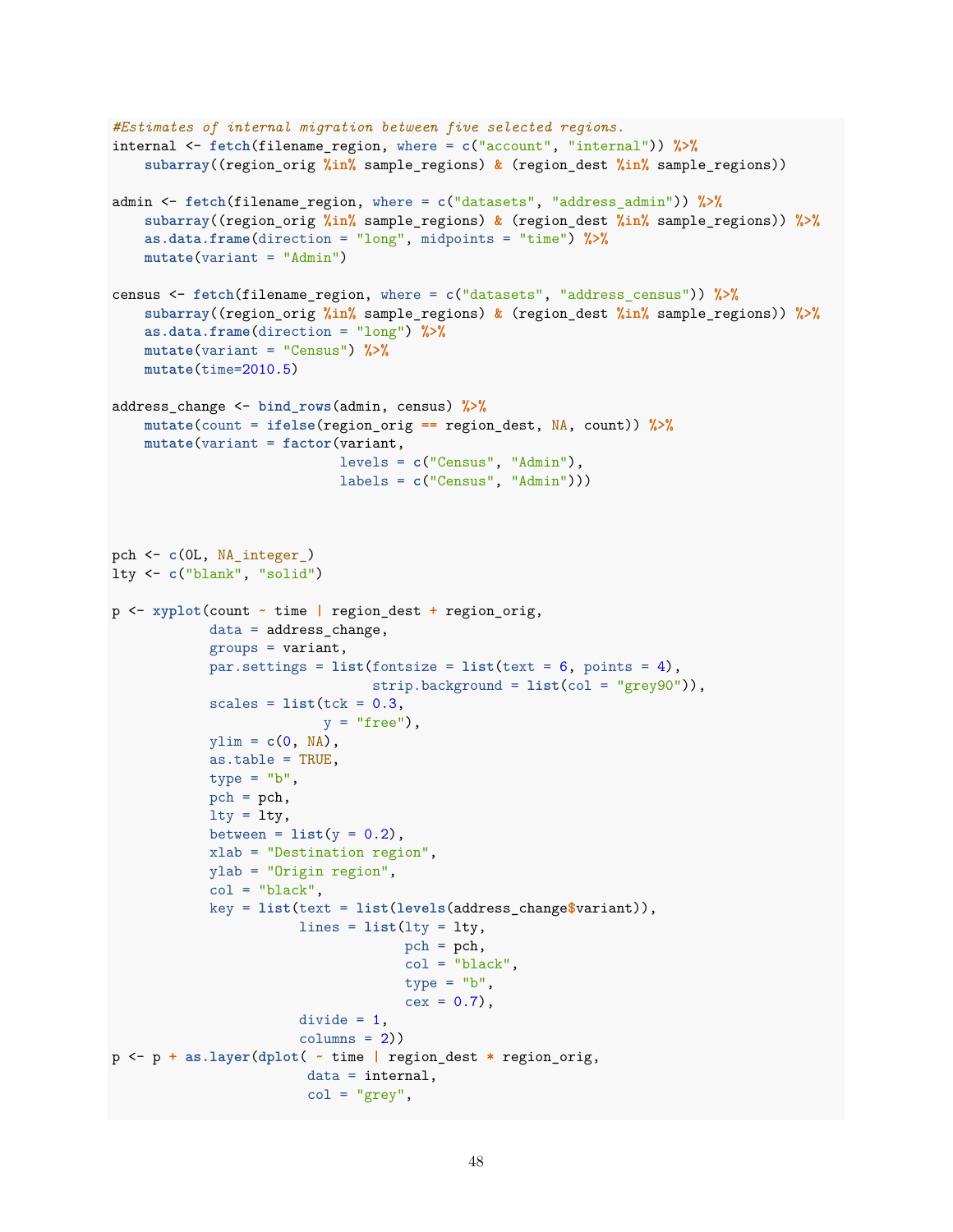```r
#Estimates of internal migration between five selected regions.
internal <- fetch(filename_region, where = c("account", "internal")) %>%
    subarray((region_orig %in% sample_regions) & (region_dest %in% sample_regions))

admin <- fetch(filename_region, where = c("datasets", "address_admin")) %>%
    subarray((region_orig %in% sample_regions) & (region_dest %in% sample_regions)) %>%
    as.data.frame(direction = "long", midpoints = "time") %>%
    mutate(variant = "Admin")

census <- fetch(filename_region, where = c("datasets", "address_census")) %>%
    subarray((region_orig %in% sample_regions) & (region_dest %in% sample_regions)) %>%
    as.data.frame(direction = "long") %>%
    mutate(variant = "Census") %>%
    mutate(time=2010.5)

address_change <- bind_rows(admin, census) %>%
    mutate(count = ifelse(region_orig == region_dest, NA, count)) %>%
    mutate(variant = factor(variant,
                            levels = c("Census", "Admin"),
                            labels = c("Census", "Admin")))



pch <- c(0L, NA_integer_)
lty <- c("blank", "solid")

p <- xyplot(count ~ time | region_dest + region_orig,
            data = address_change,
            groups = variant,
            par.settings = list(fontsize = list(text = 6, points = 4),
                                strip.background = list(col = "grey90")),
            scales = list(tck = 0.3,
                          y = "free"),
            ylim = c(0, NA),
            as.table = TRUE,
            type = "b",
            pch = pch,
            lty = lty,
            between = list(y = 0.2),
            xlab = "Destination region",
            ylab = "Origin region",
            col = "black",
            key = list(text = list(levels(address_change$variant)),
                       lines = list(lty = lty,
                                    pch = pch,
                                    col = "black",
                                    type = "b",
                                    cex = 0.7),
                       divide = 1,
                       columns = 2))
p <- p + as.layer(dplot( ~ time | region_dest * region_orig,
                        data = internal,
                        col = "grey",
```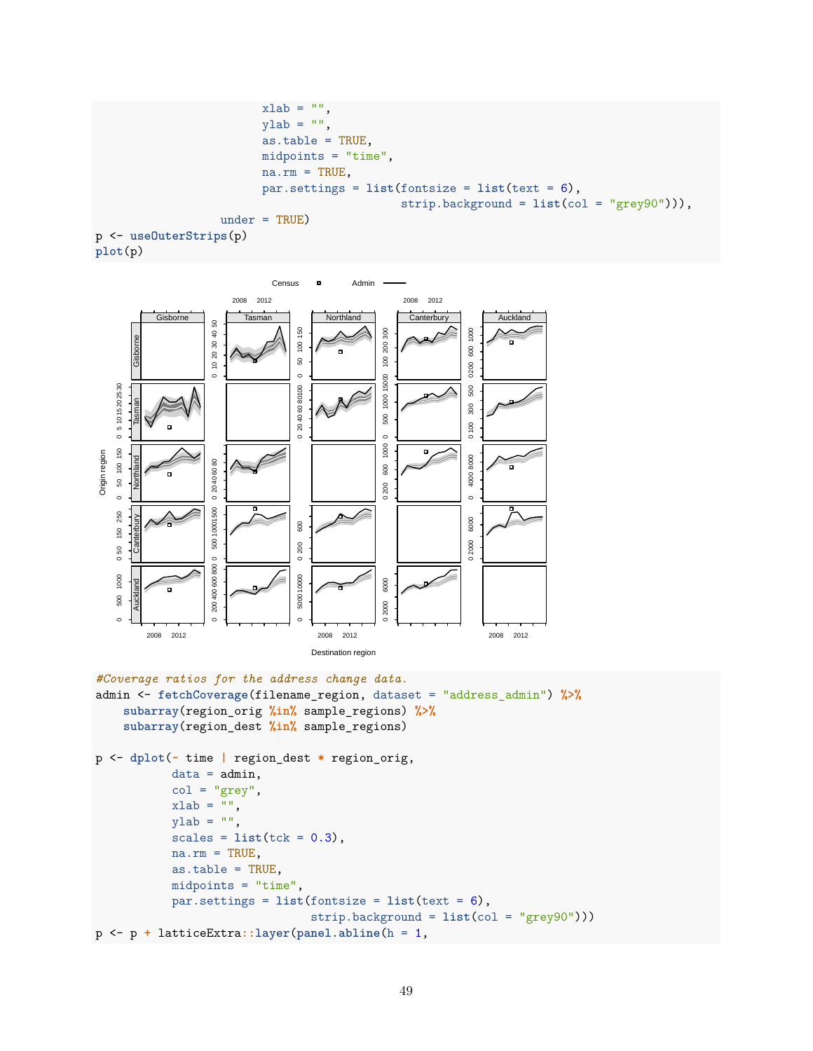```r
                         xlab = "",
                         ylab = "",
                         as.table = TRUE,
                         midpoints = "time",
                         na.rm = TRUE,
                         par.settings = list(fontsize = list(text = 6),
                                             strip.background = list(col = "grey90"))),
                    under = TRUE)
p <- useOuterStrips(p)
plot(p)
```

```r
#Coverage ratios for the address change data.
admin <- fetchCoverage(filename_region, dataset = "address_admin") %>%
    subarray(region_orig %in% sample_regions) %>%
    subarray(region_dest %in% sample_regions)

p <- dplot(~ time | region_dest * region_orig,
           data = admin,
           col = "grey",
           xlab = "",
           ylab = "",
           scales = list(tck = 0.3),
           na.rm = TRUE,
           as.table = TRUE,
           midpoints = "time",
           par.settings = list(fontsize = list(text = 6),
                               strip.background = list(col = "grey90")))
p <- p + latticeExtra::layer(panel.abline(h = 1,
```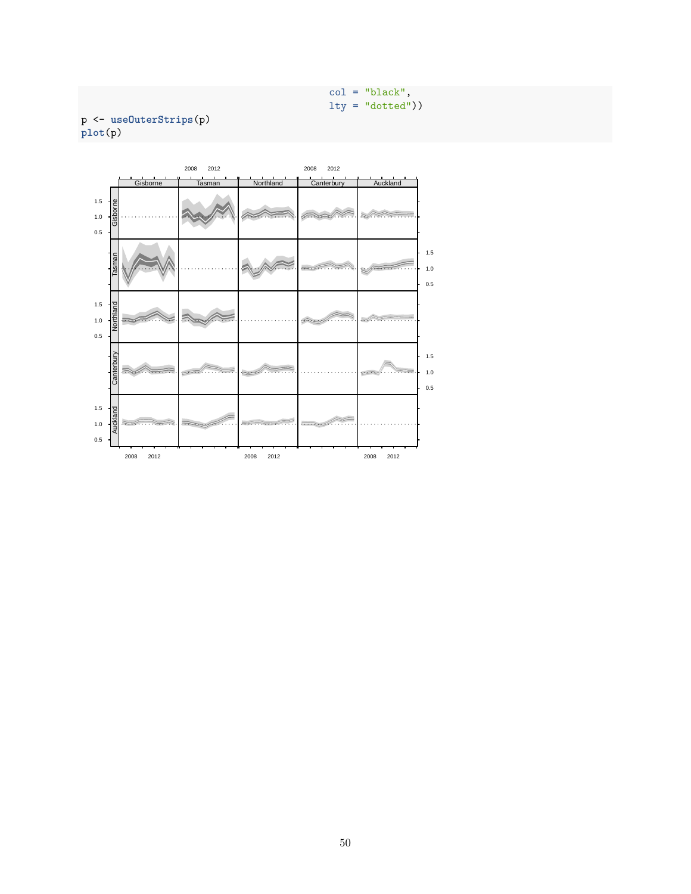```
                                                            col = "black",
                                                            lty = "dotted"))
p <- useOuterStrips(p)
plot(p)
```

Gisborne
Tasman
Northland
Canterbury
Auckland

2008 2012

1.5
1.0
0.5